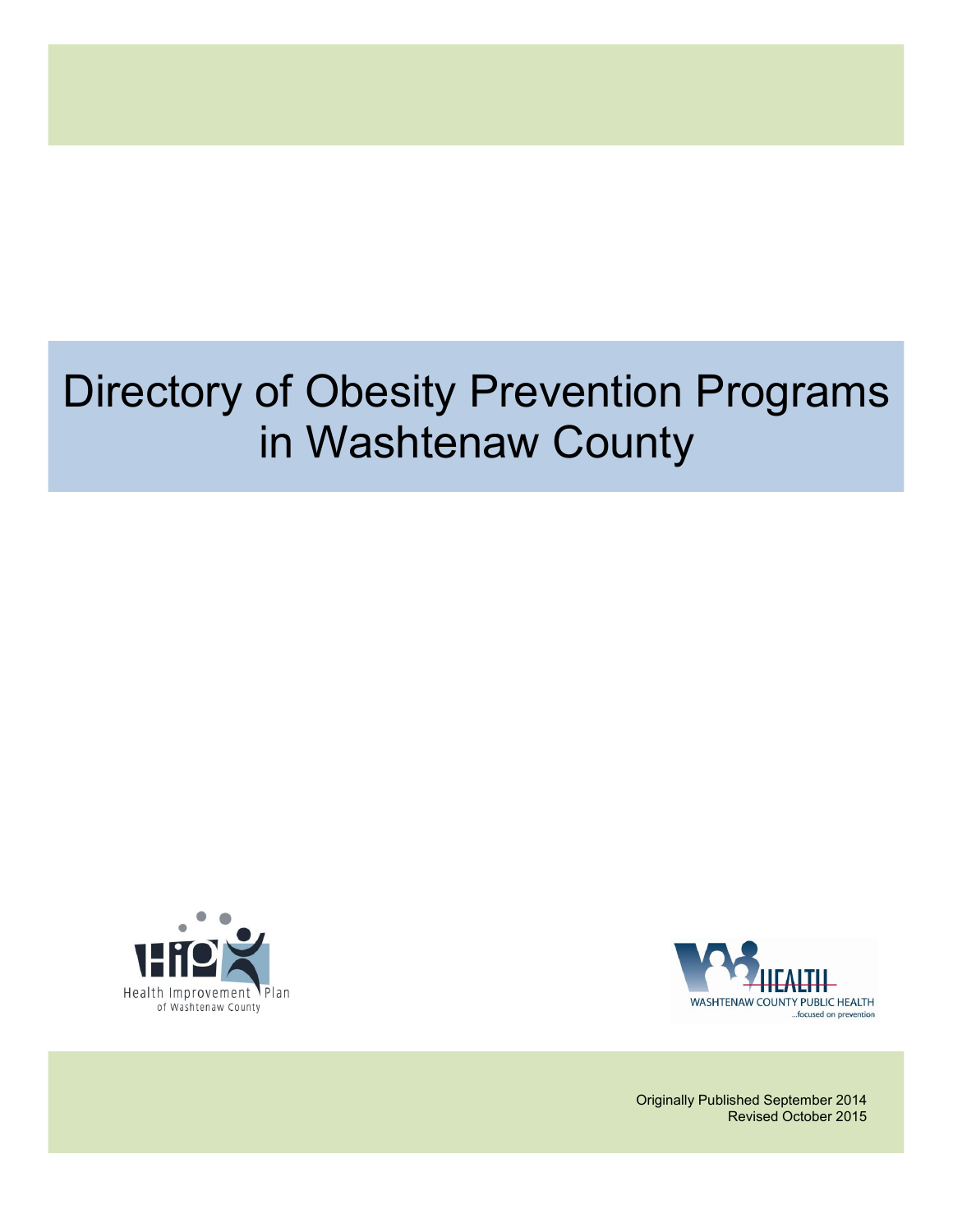# Directory of Obesity Prevention Programs in Washtenaw County

Health Improvement Plan of Washtenaw County

WASHTENAW COUNTY PUBLIC HEALTH ...focused on prevention

Originally Published September 2014
Revised October 2015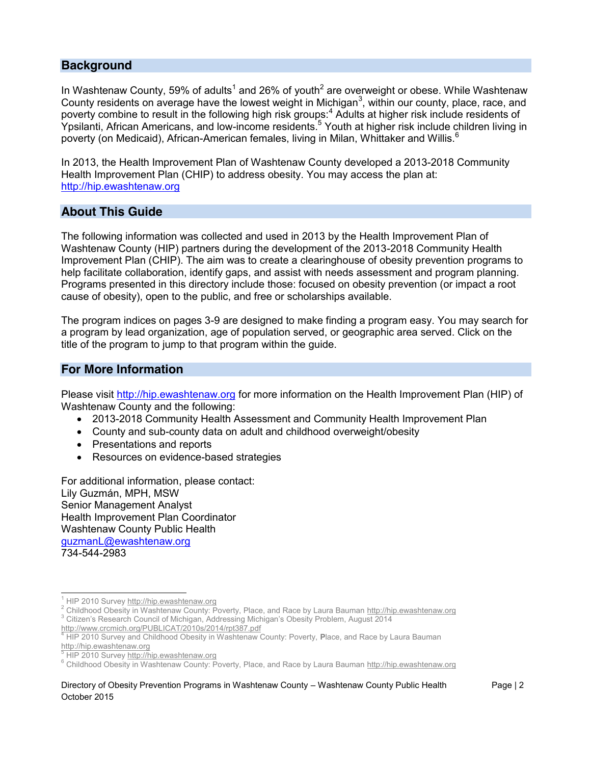## Background

In Washtenaw County, 59% of adults[1] and 26% of youth[2] are overweight or obese. While Washtenaw County residents on average have the lowest weight in Michigan[3], within our county, place, race, and poverty combine to result in the following high risk groups:[4] Adults at higher risk include residents of Ypsilanti, African Americans, and low-income residents.[5] Youth at higher risk include children living in poverty (on Medicaid), African-American females, living in Milan, Whittaker and Willis.[6]

In 2013, the Health Improvement Plan of Washtenaw County developed a 2013-2018 Community Health Improvement Plan (CHIP) to address obesity. You may access the plan at: http://hip.ewashtenaw.org

## About This Guide

The following information was collected and used in 2013 by the Health Improvement Plan of Washtenaw County (HIP) partners during the development of the 2013-2018 Community Health Improvement Plan (CHIP). The aim was to create a clearinghouse of obesity prevention programs to help facilitate collaboration, identify gaps, and assist with needs assessment and program planning. Programs presented in this directory include those: focused on obesity prevention (or impact a root cause of obesity), open to the public, and free or scholarships available.

The program indices on pages 3-9 are designed to make finding a program easy. You may search for a program by lead organization, age of population served, or geographic area served. Click on the title of the program to jump to that program within the guide.

## For More Information

Please visit http://hip.ewashtenaw.org for more information on the Health Improvement Plan (HIP) of Washtenaw County and the following:

- 2013-2018 Community Health Assessment and Community Health Improvement Plan
- County and sub-county data on adult and childhood overweight/obesity
- Presentations and reports
- Resources on evidence-based strategies

For additional information, please contact:
Lily Guzmán, MPH, MSW
Senior Management Analyst
Health Improvement Plan Coordinator
Washtenaw County Public Health
guzmanL@ewashtenaw.org
734-544-2983

---

[1] HIP 2010 Survey http://hip.ewashtenaw.org
[2] Childhood Obesity in Washtenaw County: Poverty, Place, and Race by Laura Bauman http://hip.ewashtenaw.org
[3] Citizen's Research Council of Michigan, Addressing Michigan's Obesity Problem, August 2014 http://www.crcmich.org/PUBLICAT/2010s/2014/rpt387.pdf
[4] HIP 2010 Survey and Childhood Obesity in Washtenaw County: Poverty, Place, and Race by Laura Bauman http://hip.ewashtenaw.org
[5] HIP 2010 Survey http://hip.ewashtenaw.org
[6] Childhood Obesity in Washtenaw County: Poverty, Place, and Race by Laura Bauman http://hip.ewashtenaw.org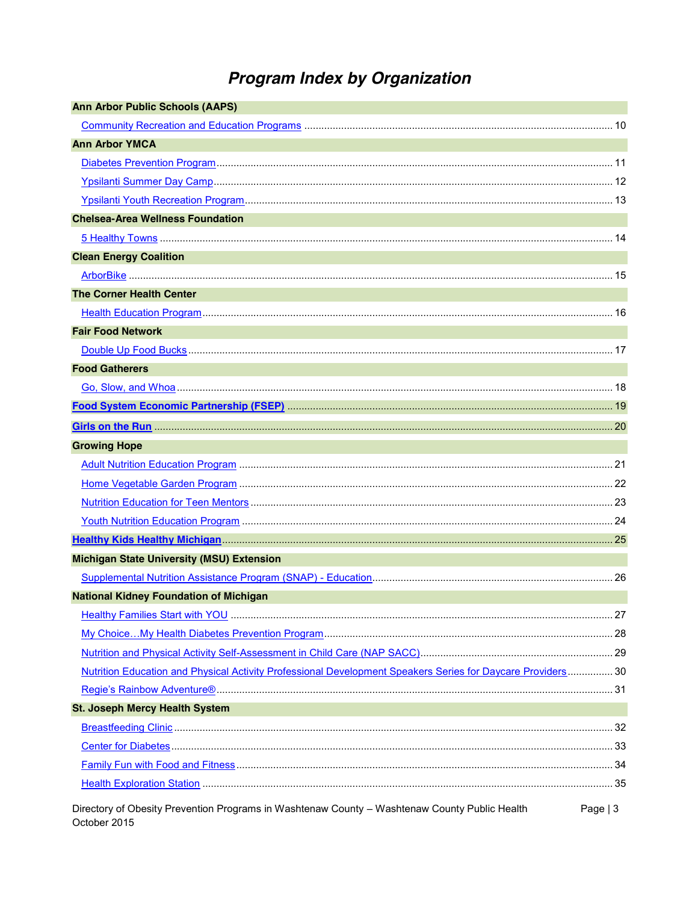# Program Index by Organization

**Ann Arbor Public Schools (AAPS)**

- Community Recreation and Education Programs ........ 10

**Ann Arbor YMCA**

- Diabetes Prevention Program ........ 11
- Ypsilanti Summer Day Camp ........ 12
- Ypsilanti Youth Recreation Program ........ 13

**Chelsea-Area Wellness Foundation**

- 5 Healthy Towns ........ 14

**Clean Energy Coalition**

- ArborBike ........ 15

**The Corner Health Center**

- Health Education Program ........ 16

**Fair Food Network**

- Double Up Food Bucks ........ 17

**Food Gatherers**

- Go, Slow, and Whoa ........ 18

**Food System Economic Partnership (FSEP)** ........ 19

**Girls on the Run** ........ 20

**Growing Hope**

- Adult Nutrition Education Program ........ 21
- Home Vegetable Garden Program ........ 22
- Nutrition Education for Teen Mentors ........ 23
- Youth Nutrition Education Program ........ 24

**Healthy Kids Healthy Michigan** ........ 25

**Michigan State University (MSU) Extension**

- Supplemental Nutrition Assistance Program (SNAP) - Education ........ 26

**National Kidney Foundation of Michigan**

- Healthy Families Start with YOU ........ 27
- My Choice…My Health Diabetes Prevention Program ........ 28
- Nutrition and Physical Activity Self-Assessment in Child Care (NAP SACC) ........ 29
- Nutrition Education and Physical Activity Professional Development Speakers Series for Daycare Providers ........ 30
- Regie's Rainbow Adventure® ........ 31

**St. Joseph Mercy Health System**

- Breastfeeding Clinic ........ 32
- Center for Diabetes ........ 33
- Family Fun with Food and Fitness ........ 34
- Health Exploration Station ........ 35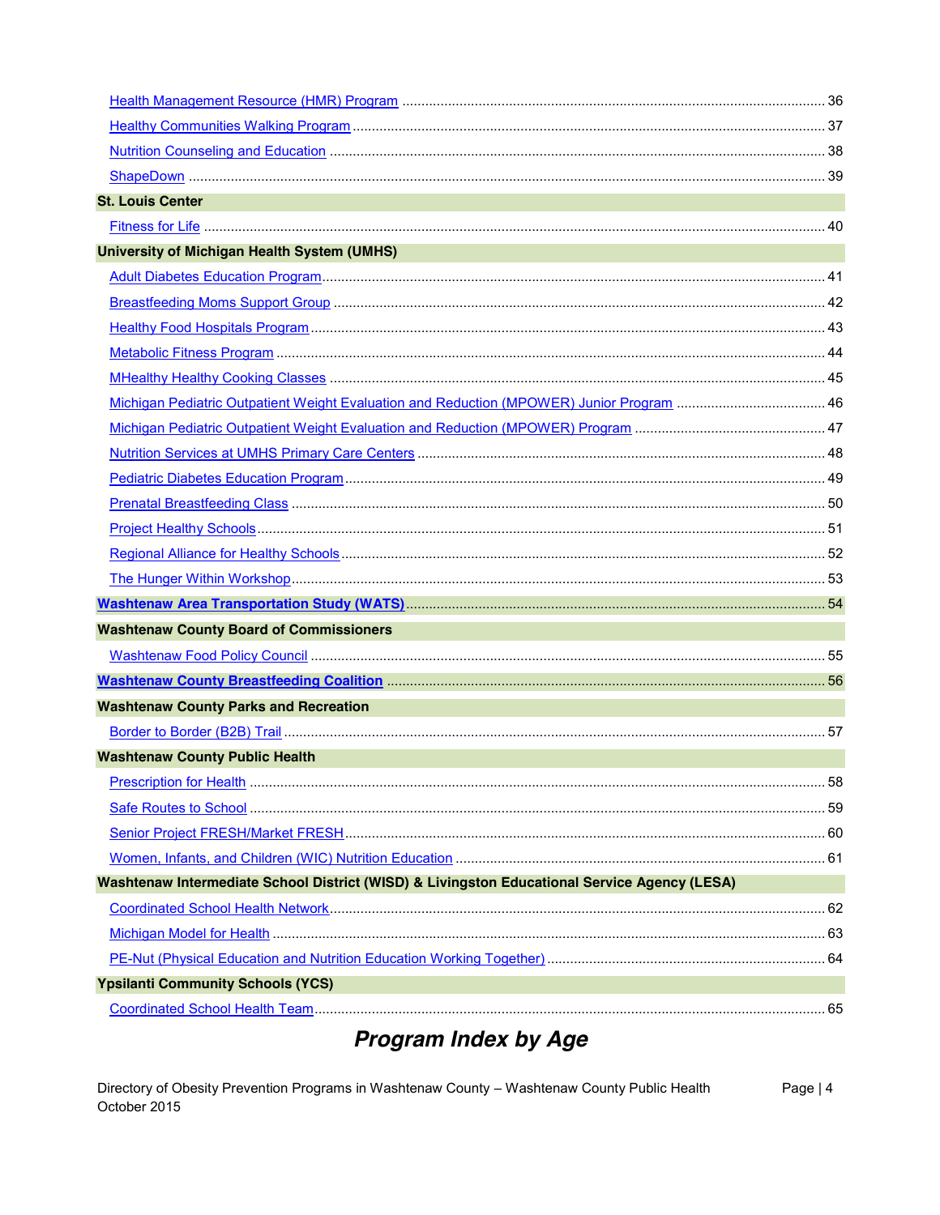Health Management Resource (HMR) Program ............................................................................................. 36

Healthy Communities Walking Program ........................................................................................................ 37

Nutrition Counseling and Education ............................................................................................................... 38

ShapeDown .......................................................................................................................................................... 39

**St. Louis Center**

Fitness for Life ...................................................................................................................................................... 40

**University of Michigan Health System (UMHS)**

Adult Diabetes Education Program................................................................................................................. 41

Breastfeeding Moms Support Group ............................................................................................................... 42

Healthy Food Hospitals Program..................................................................................................................... 43

Metabolic Fitness Program ............................................................................................................................... 44

MHealthy Healthy Cooking Classes ................................................................................................................ 45

Michigan Pediatric Outpatient Weight Evaluation and Reduction (MPOWER) Junior Program ....................................... 46

Michigan Pediatric Outpatient Weight Evaluation and Reduction (MPOWER) Program ................................................. 47

Nutrition Services at UMHS Primary Care Centers ......................................................................................... 48

Pediatric Diabetes Education Program............................................................................................................ 49

Prenatal Breastfeeding Class ........................................................................................................................... 50

Project Healthy Schools.................................................................................................................................... 51

Regional Alliance for Healthy Schools............................................................................................................. 52

The Hunger Within Workshop.......................................................................................................................... 53

**Washtenaw Area Transportation Study (WATS)** ............................................................................................ 54

**Washtenaw County Board of Commissioners**

Washtenaw Food Policy Council ..................................................................................................................... 55

**Washtenaw County Breastfeeding Coalition** ................................................................................................. 56

**Washtenaw County Parks and Recreation**

Border to Border (B2B) Trail ............................................................................................................................. 57

**Washtenaw County Public Health**

Prescription for Health ..................................................................................................................................... 58

Safe Routes to School ..................................................................................................................................... 59

Senior Project FRESH/Market FRESH............................................................................................................ 60

Women, Infants, and Children (WIC) Nutrition Education ................................................................................ 61

**Washtenaw Intermediate School District (WISD) & Livingston Educational Service Agency (LESA)**

Coordinated School Health Network................................................................................................................ 62

Michigan Model for Health ............................................................................................................................... 63

PE-Nut (Physical Education and Nutrition Education Working Together)........................................................ 64

**Ypsilanti Community Schools (YCS)**

Coordinated School Health Team.................................................................................................................... 65

## *Program Index by Age*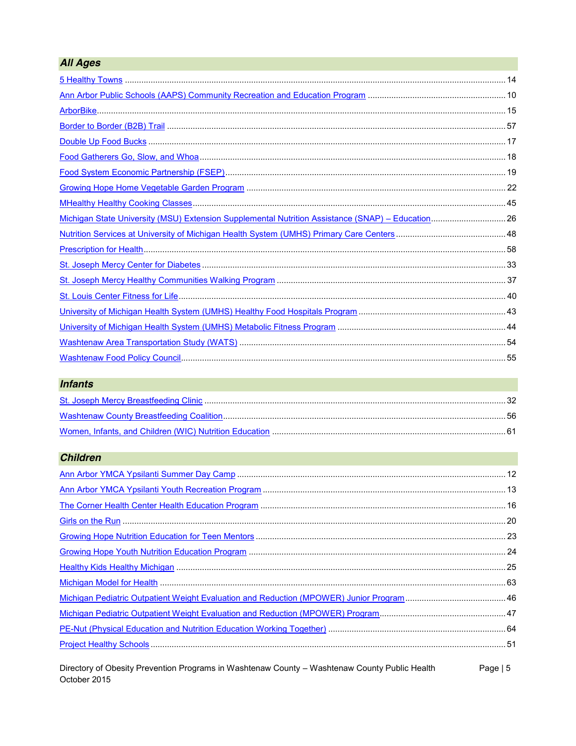## *All Ages*

5 Healthy Towns ........ 14
Ann Arbor Public Schools (AAPS) Community Recreation and Education Program ........ 10
ArborBike ........ 15
Border to Border (B2B) Trail ........ 57
Double Up Food Bucks ........ 17
Food Gatherers Go, Slow, and Whoa ........ 18
Food System Economic Partnership (FSEP) ........ 19
Growing Hope Home Vegetable Garden Program ........ 22
MHealthy Healthy Cooking Classes ........ 45
Michigan State University (MSU) Extension Supplemental Nutrition Assistance (SNAP) – Education ........ 26
Nutrition Services at University of Michigan Health System (UMHS) Primary Care Centers ........ 48
Prescription for Health ........ 58
St. Joseph Mercy Center for Diabetes ........ 33
St. Joseph Mercy Healthy Communities Walking Program ........ 37
St. Louis Center Fitness for Life ........ 40
University of Michigan Health System (UMHS) Healthy Food Hospitals Program ........ 43
University of Michigan Health System (UMHS) Metabolic Fitness Program ........ 44
Washtenaw Area Transportation Study (WATS) ........ 54
Washtenaw Food Policy Council ........ 55

## *Infants*

St. Joseph Mercy Breastfeeding Clinic ........ 32
Washtenaw County Breastfeeding Coalition ........ 56
Women, Infants, and Children (WIC) Nutrition Education ........ 61

## *Children*

Ann Arbor YMCA Ypsilanti Summer Day Camp ........ 12
Ann Arbor YMCA Ypsilanti Youth Recreation Program ........ 13
The Corner Health Center Health Education Program ........ 16
Girls on the Run ........ 20
Growing Hope Nutrition Education for Teen Mentors ........ 23
Growing Hope Youth Nutrition Education Program ........ 24
Healthy Kids Healthy Michigan ........ 25
Michigan Model for Health ........ 63
Michigan Pediatric Outpatient Weight Evaluation and Reduction (MPOWER) Junior Program ........ 46
Michigan Pediatric Outpatient Weight Evaluation and Reduction (MPOWER) Program ........ 47
PE-Nut (Physical Education and Nutrition Education Working Together) ........ 64
Project Healthy Schools ........ 51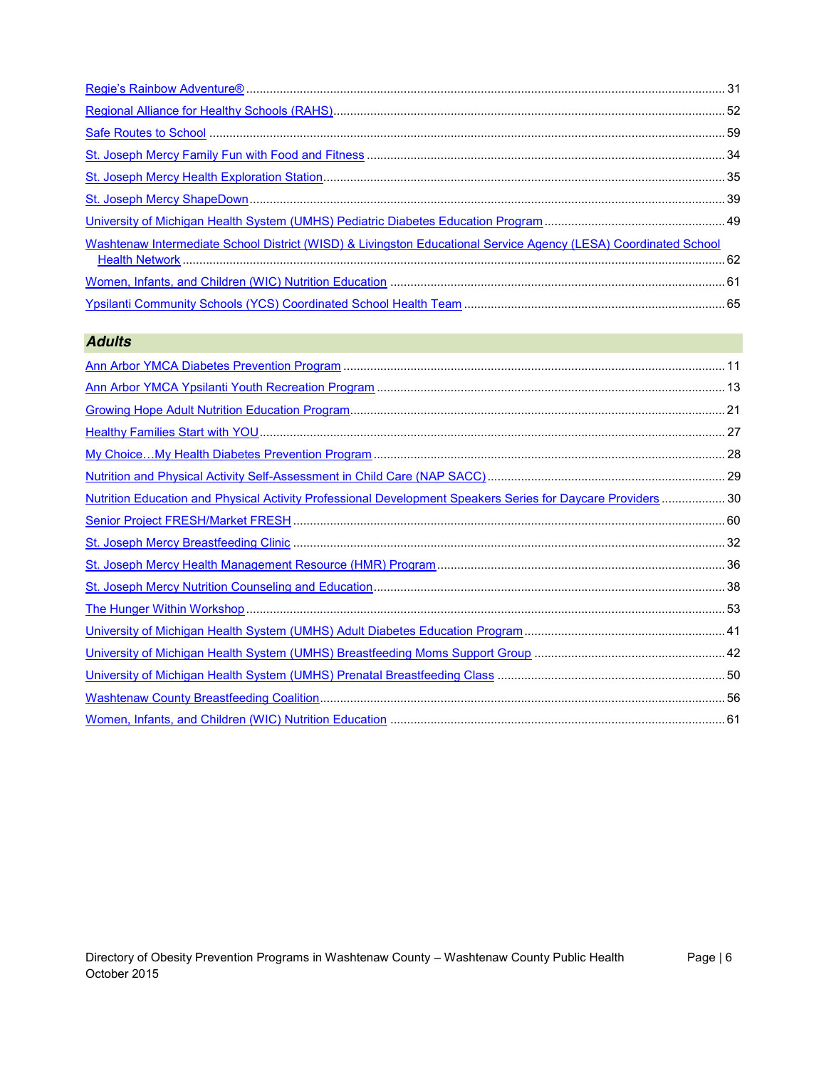Regie's Rainbow Adventure® ..... 31

Regional Alliance for Healthy Schools (RAHS) ..... 52

Safe Routes to School ..... 59

St. Joseph Mercy Family Fun with Food and Fitness ..... 34

St. Joseph Mercy Health Exploration Station ..... 35

St. Joseph Mercy ShapeDown ..... 39

University of Michigan Health System (UMHS) Pediatric Diabetes Education Program ..... 49

Washtenaw Intermediate School District (WISD) & Livingston Educational Service Agency (LESA) Coordinated School Health Network ..... 62

Women, Infants, and Children (WIC) Nutrition Education ..... 61

Ypsilanti Community Schools (YCS) Coordinated School Health Team ..... 65

## *Adults*

Ann Arbor YMCA Diabetes Prevention Program ..... 11

Ann Arbor YMCA Ypsilanti Youth Recreation Program ..... 13

Growing Hope Adult Nutrition Education Program ..... 21

Healthy Families Start with YOU ..... 27

My Choice…My Health Diabetes Prevention Program ..... 28

Nutrition and Physical Activity Self-Assessment in Child Care (NAP SACC) ..... 29

Nutrition Education and Physical Activity Professional Development Speakers Series for Daycare Providers ..... 30

Senior Project FRESH/Market FRESH ..... 60

St. Joseph Mercy Breastfeeding Clinic ..... 32

St. Joseph Mercy Health Management Resource (HMR) Program ..... 36

St. Joseph Mercy Nutrition Counseling and Education ..... 38

The Hunger Within Workshop ..... 53

University of Michigan Health System (UMHS) Adult Diabetes Education Program ..... 41

University of Michigan Health System (UMHS) Breastfeeding Moms Support Group ..... 42

University of Michigan Health System (UMHS) Prenatal Breastfeeding Class ..... 50

Washtenaw County Breastfeeding Coalition ..... 56

Women, Infants, and Children (WIC) Nutrition Education ..... 61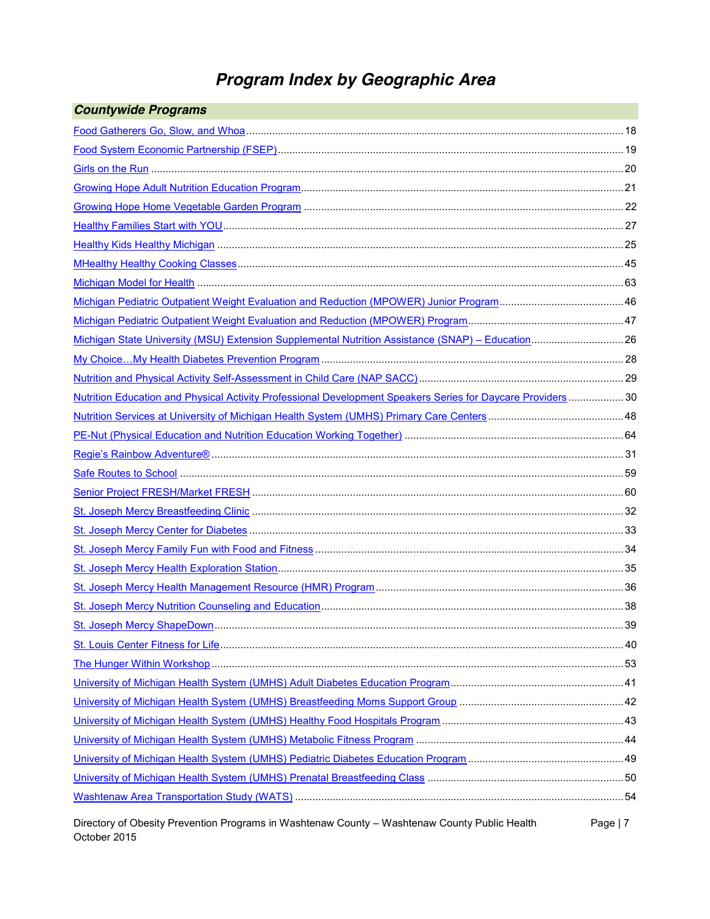# Program Index by Geographic Area

## Countywide Programs

Food Gatherers Go, Slow, and Whoa ........ 18

Food System Economic Partnership (FSEP) ........ 19

Girls on the Run ........ 20

Growing Hope Adult Nutrition Education Program ........ 21

Growing Hope Home Vegetable Garden Program ........ 22

Healthy Families Start with YOU ........ 27

Healthy Kids Healthy Michigan ........ 25

MHealthy Healthy Cooking Classes ........ 45

Michigan Model for Health ........ 63

Michigan Pediatric Outpatient Weight Evaluation and Reduction (MPOWER) Junior Program ........ 46

Michigan Pediatric Outpatient Weight Evaluation and Reduction (MPOWER) Program ........ 47

Michigan State University (MSU) Extension Supplemental Nutrition Assistance (SNAP) – Education ........ 26

My Choice…My Health Diabetes Prevention Program ........ 28

Nutrition and Physical Activity Self-Assessment in Child Care (NAP SACC) ........ 29

Nutrition Education and Physical Activity Professional Development Speakers Series for Daycare Providers ........ 30

Nutrition Services at University of Michigan Health System (UMHS) Primary Care Centers ........ 48

PE-Nut (Physical Education and Nutrition Education Working Together) ........ 64

Regie's Rainbow Adventure® ........ 31

Safe Routes to School ........ 59

Senior Project FRESH/Market FRESH ........ 60

St. Joseph Mercy Breastfeeding Clinic ........ 32

St. Joseph Mercy Center for Diabetes ........ 33

St. Joseph Mercy Family Fun with Food and Fitness ........ 34

St. Joseph Mercy Health Exploration Station ........ 35

St. Joseph Mercy Health Management Resource (HMR) Program ........ 36

St. Joseph Mercy Nutrition Counseling and Education ........ 38

St. Joseph Mercy ShapeDown ........ 39

St. Louis Center Fitness for Life ........ 40

The Hunger Within Workshop ........ 53

University of Michigan Health System (UMHS) Adult Diabetes Education Program ........ 41

University of Michigan Health System (UMHS) Breastfeeding Moms Support Group ........ 42

University of Michigan Health System (UMHS) Healthy Food Hospitals Program ........ 43

University of Michigan Health System (UMHS) Metabolic Fitness Program ........ 44

University of Michigan Health System (UMHS) Pediatric Diabetes Education Program ........ 49

University of Michigan Health System (UMHS) Prenatal Breastfeeding Class ........ 50

Washtenaw Area Transportation Study (WATS) ........ 54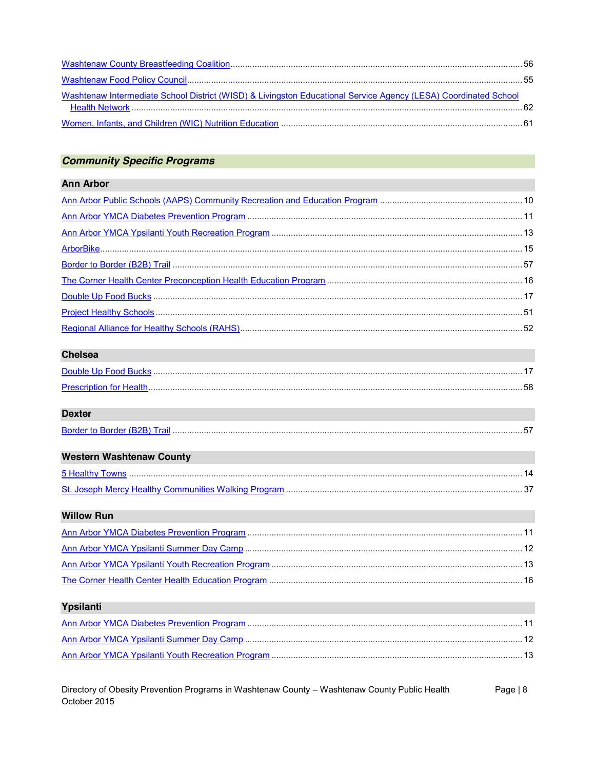Washtenaw County Breastfeeding Coalition ........ 56

Washtenaw Food Policy Council ........ 55

Washtenaw Intermediate School District (WISD) & Livingston Educational Service Agency (LESA) Coordinated School Health Network ........ 62

Women, Infants, and Children (WIC) Nutrition Education ........ 61

## *Community Specific Programs*

### Ann Arbor

Ann Arbor Public Schools (AAPS) Community Recreation and Education Program ........ 10

Ann Arbor YMCA Diabetes Prevention Program ........ 11

Ann Arbor YMCA Ypsilanti Youth Recreation Program ........ 13

ArborBike ........ 15

Border to Border (B2B) Trail ........ 57

The Corner Health Center Preconception Health Education Program ........ 16

Double Up Food Bucks ........ 17

Project Healthy Schools ........ 51

Regional Alliance for Healthy Schools (RAHS) ........ 52

### Chelsea

Double Up Food Bucks ........ 17

Prescription for Health ........ 58

### Dexter

Border to Border (B2B) Trail ........ 57

### Western Washtenaw County

5 Healthy Towns ........ 14

St. Joseph Mercy Healthy Communities Walking Program ........ 37

### Willow Run

Ann Arbor YMCA Diabetes Prevention Program ........ 11

Ann Arbor YMCA Ypsilanti Summer Day Camp ........ 12

Ann Arbor YMCA Ypsilanti Youth Recreation Program ........ 13

The Corner Health Center Health Education Program ........ 16

### Ypsilanti

Ann Arbor YMCA Diabetes Prevention Program ........ 11

Ann Arbor YMCA Ypsilanti Summer Day Camp ........ 12

Ann Arbor YMCA Ypsilanti Youth Recreation Program ........ 13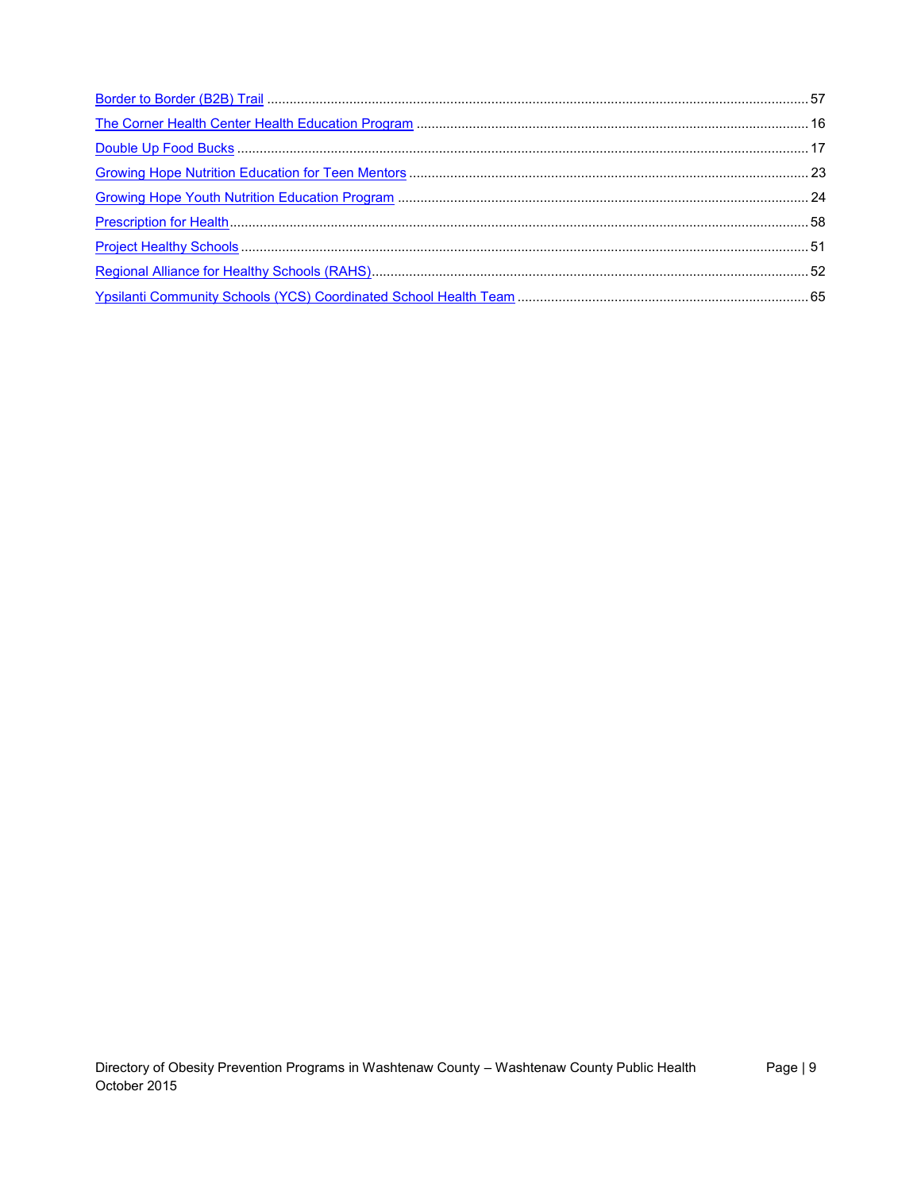Border to Border (B2B) Trail ........................................................................................................................................ 57

The Corner Health Center Health Education Program ........................................................................................ 16

Double Up Food Bucks ..................................................................................................................................... 17

Growing Hope Nutrition Education for Teen Mentors .......................................................................................... 23

Growing Hope Youth Nutrition Education Program ............................................................................................. 24

Prescription for Health....................................................................................................................................... 58

Project Healthy Schools .................................................................................................................................... 51

Regional Alliance for Healthy Schools (RAHS).................................................................................................... 52

Ypsilanti Community Schools (YCS) Coordinated School Health Team .............................................................. 65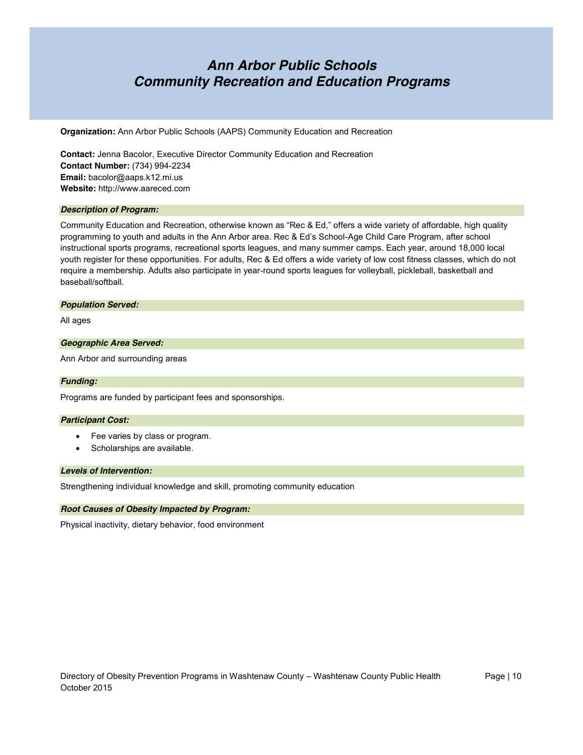# Ann Arbor Public Schools
# Community Recreation and Education Programs

**Organization:** Ann Arbor Public Schools (AAPS) Community Education and Recreation

**Contact:** Jenna Bacolor, Executive Director Community Education and Recreation
**Contact Number:** (734) 994-2234
**Email:** bacolor@aaps.k12.mi.us
**Website:** http://www.aareced.com

### *Description of Program:*

Community Education and Recreation, otherwise known as "Rec & Ed," offers a wide variety of affordable, high quality programming to youth and adults in the Ann Arbor area. Rec & Ed's School-Age Child Care Program, after school instructional sports programs, recreational sports leagues, and many summer camps. Each year, around 18,000 local youth register for these opportunities. For adults, Rec & Ed offers a wide variety of low cost fitness classes, which do not require a membership. Adults also participate in year-round sports leagues for volleyball, pickleball, basketball and baseball/softball.

### *Population Served:*

All ages

### *Geographic Area Served:*

Ann Arbor and surrounding areas

### *Funding:*

Programs are funded by participant fees and sponsorships.

### *Participant Cost:*

- Fee varies by class or program.
- Scholarships are available.

### *Levels of Intervention:*

Strengthening individual knowledge and skill, promoting community education

### *Root Causes of Obesity Impacted by Program:*

Physical inactivity, dietary behavior, food environment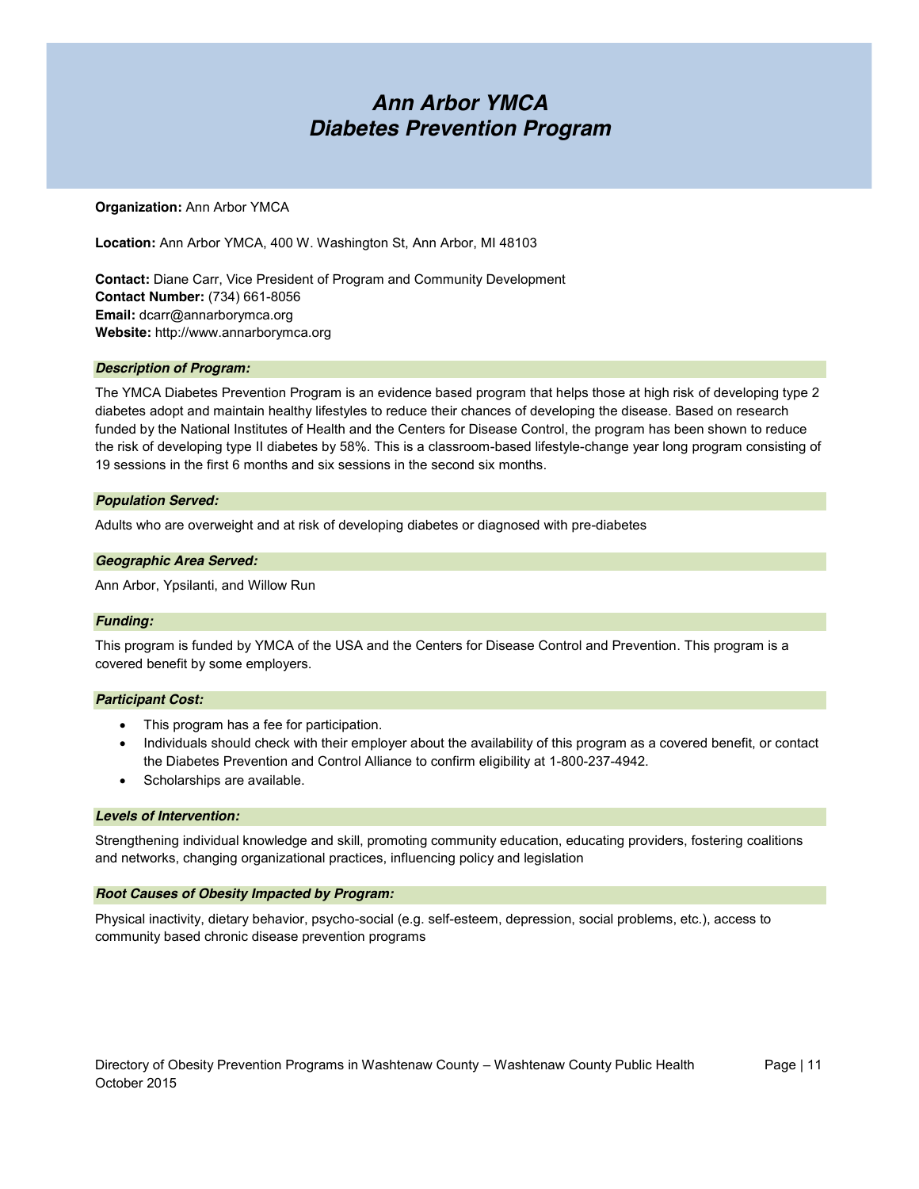# *Ann Arbor YMCA Diabetes Prevention Program*

**Organization:** Ann Arbor YMCA

**Location:** Ann Arbor YMCA, 400 W. Washington St, Ann Arbor, MI 48103

**Contact:** Diane Carr, Vice President of Program and Community Development
**Contact Number:** (734) 661-8056
**Email:** dcarr@annarborymca.org
**Website:** http://www.annarborymca.org

### *Description of Program:*

The YMCA Diabetes Prevention Program is an evidence based program that helps those at high risk of developing type 2 diabetes adopt and maintain healthy lifestyles to reduce their chances of developing the disease. Based on research funded by the National Institutes of Health and the Centers for Disease Control, the program has been shown to reduce the risk of developing type II diabetes by 58%. This is a classroom-based lifestyle-change year long program consisting of 19 sessions in the first 6 months and six sessions in the second six months.

### *Population Served:*

Adults who are overweight and at risk of developing diabetes or diagnosed with pre-diabetes

### *Geographic Area Served:*

Ann Arbor, Ypsilanti, and Willow Run

### *Funding:*

This program is funded by YMCA of the USA and the Centers for Disease Control and Prevention. This program is a covered benefit by some employers.

### *Participant Cost:*

- This program has a fee for participation.
- Individuals should check with their employer about the availability of this program as a covered benefit, or contact the Diabetes Prevention and Control Alliance to confirm eligibility at 1-800-237-4942.
- Scholarships are available.

### *Levels of Intervention:*

Strengthening individual knowledge and skill, promoting community education, educating providers, fostering coalitions and networks, changing organizational practices, influencing policy and legislation

### *Root Causes of Obesity Impacted by Program:*

Physical inactivity, dietary behavior, psycho-social (e.g. self-esteem, depression, social problems, etc.), access to community based chronic disease prevention programs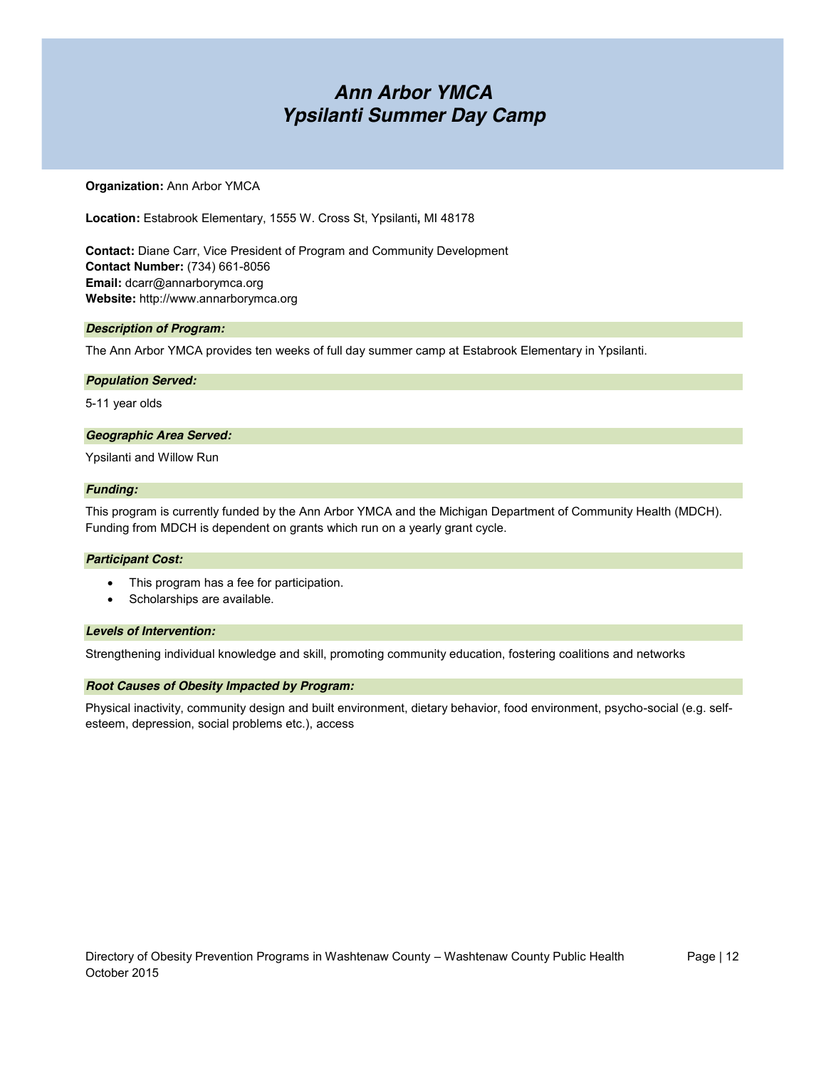# *Ann Arbor YMCA*
# *Ypsilanti Summer Day Camp*

**Organization:** Ann Arbor YMCA

**Location:** Estabrook Elementary, 1555 W. Cross St, Ypsilanti**,** MI 48178

**Contact:** Diane Carr, Vice President of Program and Community Development
**Contact Number:** (734) 661-8056
**Email:** dcarr@annarborymca.org
**Website:** http://www.annarborymca.org

### *Description of Program:*

The Ann Arbor YMCA provides ten weeks of full day summer camp at Estabrook Elementary in Ypsilanti.

### *Population Served:*

5-11 year olds

### *Geographic Area Served:*

Ypsilanti and Willow Run

### *Funding:*

This program is currently funded by the Ann Arbor YMCA and the Michigan Department of Community Health (MDCH). Funding from MDCH is dependent on grants which run on a yearly grant cycle.

### *Participant Cost:*

- This program has a fee for participation.
- Scholarships are available.

### *Levels of Intervention:*

Strengthening individual knowledge and skill, promoting community education, fostering coalitions and networks

### *Root Causes of Obesity Impacted by Program:*

Physical inactivity, community design and built environment, dietary behavior, food environment, psycho-social (e.g. self-esteem, depression, social problems etc.), access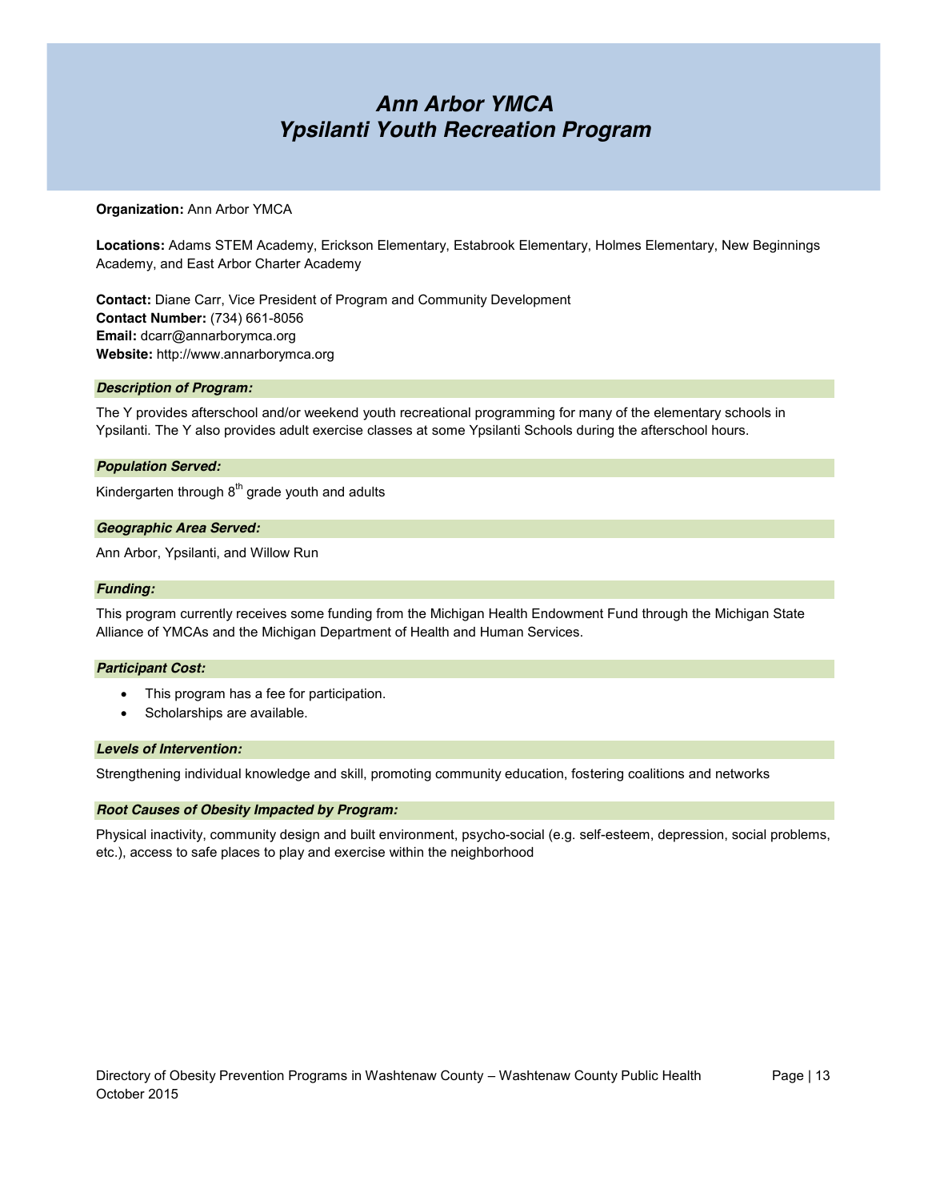# *Ann Arbor YMCA*
# *Ypsilanti Youth Recreation Program*

**Organization:** Ann Arbor YMCA

**Locations:** Adams STEM Academy, Erickson Elementary, Estabrook Elementary, Holmes Elementary, New Beginnings Academy, and East Arbor Charter Academy

**Contact:** Diane Carr, Vice President of Program and Community Development
**Contact Number:** (734) 661-8056
**Email:** dcarr@annarborymca.org
**Website:** http://www.annarborymca.org

### *Description of Program:*

The Y provides afterschool and/or weekend youth recreational programming for many of the elementary schools in Ypsilanti. The Y also provides adult exercise classes at some Ypsilanti Schools during the afterschool hours.

### *Population Served:*

Kindergarten through 8th grade youth and adults

### *Geographic Area Served:*

Ann Arbor, Ypsilanti, and Willow Run

### *Funding:*

This program currently receives some funding from the Michigan Health Endowment Fund through the Michigan State Alliance of YMCAs and the Michigan Department of Health and Human Services.

### *Participant Cost:*

- This program has a fee for participation.
- Scholarships are available.

### *Levels of Intervention:*

Strengthening individual knowledge and skill, promoting community education, fostering coalitions and networks

### *Root Causes of Obesity Impacted by Program:*

Physical inactivity, community design and built environment, psycho-social (e.g. self-esteem, depression, social problems, etc.), access to safe places to play and exercise within the neighborhood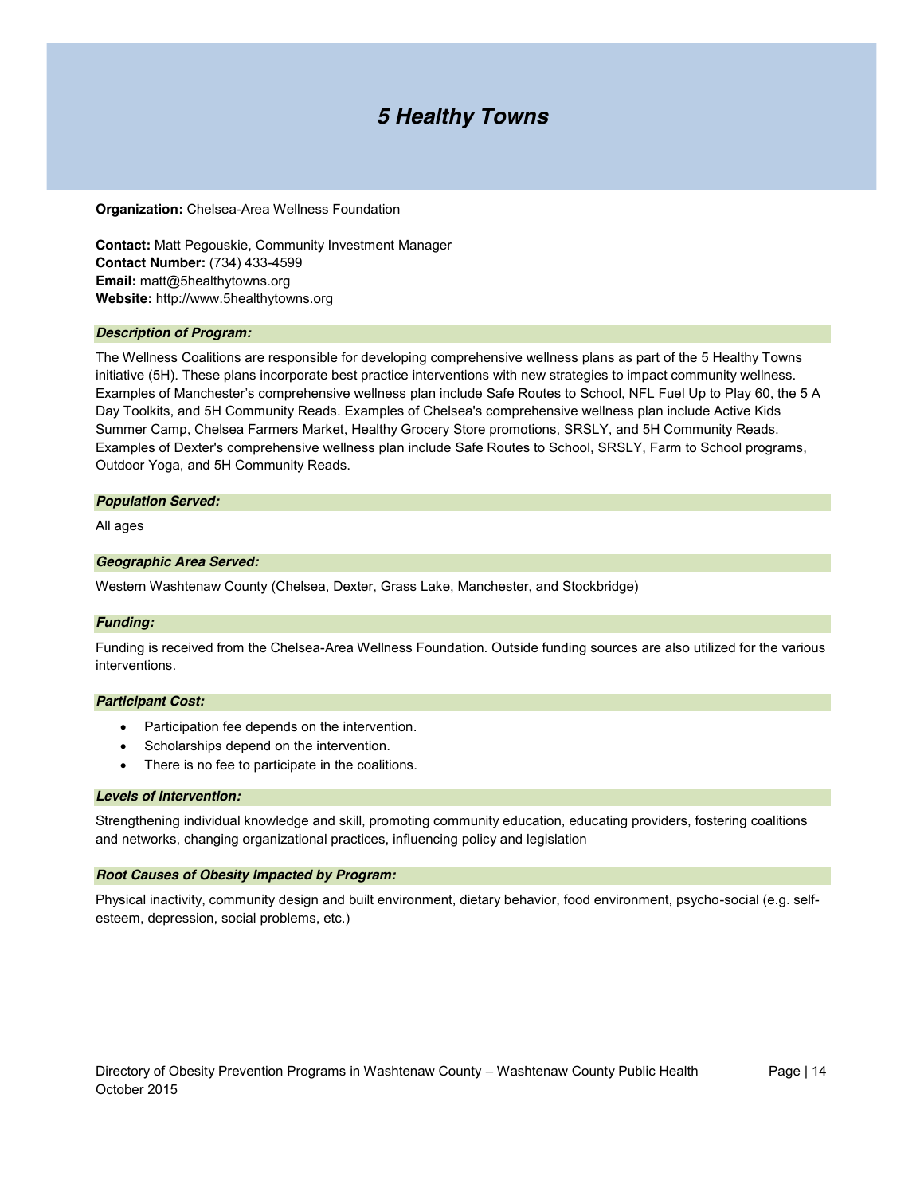# *5 Healthy Towns*

**Organization:** Chelsea-Area Wellness Foundation

**Contact:** Matt Pegouskie, Community Investment Manager
**Contact Number:** (734) 433-4599
**Email:** matt@5healthytowns.org
**Website:** http://www.5healthytowns.org

### *Description of Program:*

The Wellness Coalitions are responsible for developing comprehensive wellness plans as part of the 5 Healthy Towns initiative (5H). These plans incorporate best practice interventions with new strategies to impact community wellness. Examples of Manchester's comprehensive wellness plan include Safe Routes to School, NFL Fuel Up to Play 60, the 5 A Day Toolkits, and 5H Community Reads. Examples of Chelsea's comprehensive wellness plan include Active Kids Summer Camp, Chelsea Farmers Market, Healthy Grocery Store promotions, SRSLY, and 5H Community Reads. Examples of Dexter's comprehensive wellness plan include Safe Routes to School, SRSLY, Farm to School programs, Outdoor Yoga, and 5H Community Reads.

### *Population Served:*

All ages

### *Geographic Area Served:*

Western Washtenaw County (Chelsea, Dexter, Grass Lake, Manchester, and Stockbridge)

### *Funding:*

Funding is received from the Chelsea-Area Wellness Foundation. Outside funding sources are also utilized for the various interventions.

### *Participant Cost:*

- Participation fee depends on the intervention.
- Scholarships depend on the intervention.
- There is no fee to participate in the coalitions.

### *Levels of Intervention:*

Strengthening individual knowledge and skill, promoting community education, educating providers, fostering coalitions and networks, changing organizational practices, influencing policy and legislation

### *Root Causes of Obesity Impacted by Program:*

Physical inactivity, community design and built environment, dietary behavior, food environment, psycho-social (e.g. self-esteem, depression, social problems, etc.)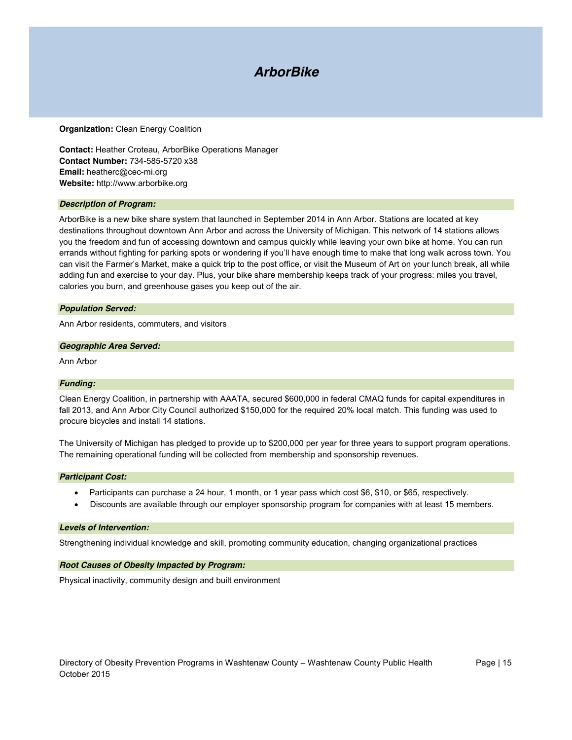# *ArborBike*

**Organization:** Clean Energy Coalition

**Contact:** Heather Croteau, ArborBike Operations Manager
**Contact Number:** 734-585-5720 x38
**Email:** heatherc@cec-mi.org
**Website:** http://www.arborbike.org

### *Description of Program:*

ArborBike is a new bike share system that launched in September 2014 in Ann Arbor. Stations are located at key destinations throughout downtown Ann Arbor and across the University of Michigan. This network of 14 stations allows you the freedom and fun of accessing downtown and campus quickly while leaving your own bike at home. You can run errands without fighting for parking spots or wondering if you'll have enough time to make that long walk across town. You can visit the Farmer's Market, make a quick trip to the post office, or visit the Museum of Art on your lunch break, all while adding fun and exercise to your day. Plus, your bike share membership keeps track of your progress: miles you travel, calories you burn, and greenhouse gases you keep out of the air.

### *Population Served:*

Ann Arbor residents, commuters, and visitors

### *Geographic Area Served:*

Ann Arbor

### *Funding:*

Clean Energy Coalition, in partnership with AAATA, secured $600,000 in federal CMAQ funds for capital expenditures in fall 2013, and Ann Arbor City Council authorized $150,000 for the required 20% local match. This funding was used to procure bicycles and install 14 stations.

The University of Michigan has pledged to provide up to $200,000 per year for three years to support program operations. The remaining operational funding will be collected from membership and sponsorship revenues.

### *Participant Cost:*

- Participants can purchase a 24 hour, 1 month, or 1 year pass which cost $6, $10, or $65, respectively.
- Discounts are available through our employer sponsorship program for companies with at least 15 members.

### *Levels of Intervention:*

Strengthening individual knowledge and skill, promoting community education, changing organizational practices

### *Root Causes of Obesity Impacted by Program:*

Physical inactivity, community design and built environment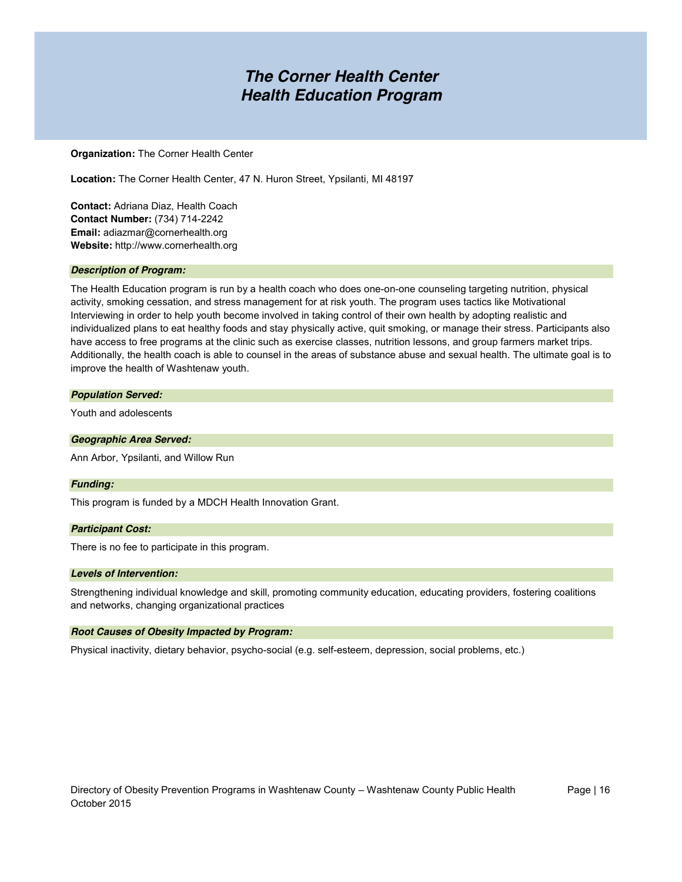# *The Corner Health Center Health Education Program*

**Organization:** The Corner Health Center

**Location:** The Corner Health Center, 47 N. Huron Street, Ypsilanti, MI 48197

**Contact:** Adriana Diaz, Health Coach
**Contact Number:** (734) 714-2242
**Email:** adiazmar@cornerhealth.org
**Website:** http://www.cornerhealth.org

### *Description of Program:*

The Health Education program is run by a health coach who does one-on-one counseling targeting nutrition, physical activity, smoking cessation, and stress management for at risk youth. The program uses tactics like Motivational Interviewing in order to help youth become involved in taking control of their own health by adopting realistic and individualized plans to eat healthy foods and stay physically active, quit smoking, or manage their stress. Participants also have access to free programs at the clinic such as exercise classes, nutrition lessons, and group farmers market trips. Additionally, the health coach is able to counsel in the areas of substance abuse and sexual health. The ultimate goal is to improve the health of Washtenaw youth.

### *Population Served:*

Youth and adolescents

### *Geographic Area Served:*

Ann Arbor, Ypsilanti, and Willow Run

### *Funding:*

This program is funded by a MDCH Health Innovation Grant.

### *Participant Cost:*

There is no fee to participate in this program.

### *Levels of Intervention:*

Strengthening individual knowledge and skill, promoting community education, educating providers, fostering coalitions and networks, changing organizational practices

### *Root Causes of Obesity Impacted by Program:*

Physical inactivity, dietary behavior, psycho-social (e.g. self-esteem, depression, social problems, etc.)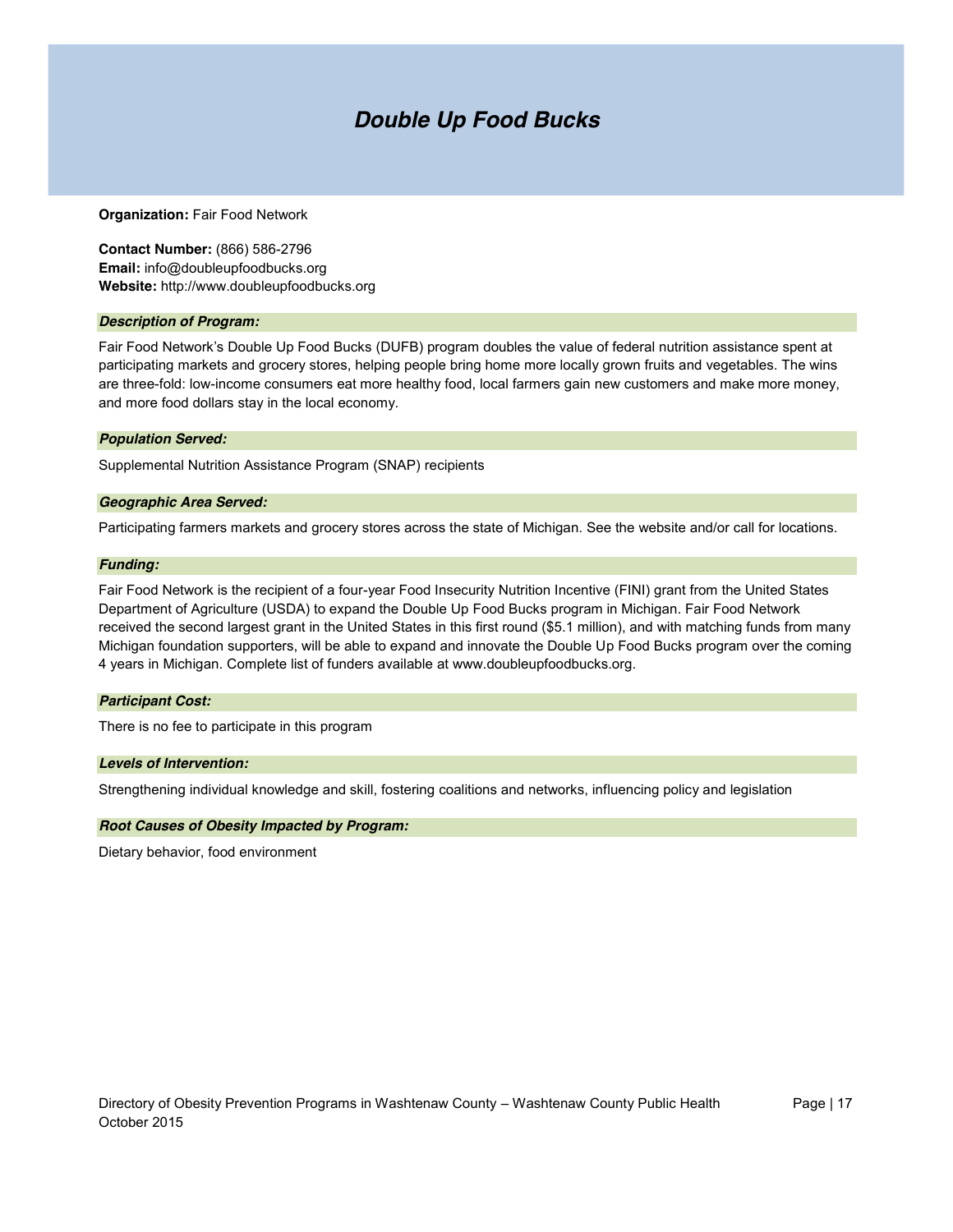# *Double Up Food Bucks*

**Organization:** Fair Food Network

**Contact Number:** (866) 586-2796
**Email:** info@doubleupfoodbucks.org
**Website:** http://www.doubleupfoodbucks.org

### *Description of Program:*

Fair Food Network's Double Up Food Bucks (DUFB) program doubles the value of federal nutrition assistance spent at participating markets and grocery stores, helping people bring home more locally grown fruits and vegetables. The wins are three-fold: low-income consumers eat more healthy food, local farmers gain new customers and make more money, and more food dollars stay in the local economy.

### *Population Served:*

Supplemental Nutrition Assistance Program (SNAP) recipients

### *Geographic Area Served:*

Participating farmers markets and grocery stores across the state of Michigan. See the website and/or call for locations.

### *Funding:*

Fair Food Network is the recipient of a four-year Food Insecurity Nutrition Incentive (FINI) grant from the United States Department of Agriculture (USDA) to expand the Double Up Food Bucks program in Michigan. Fair Food Network received the second largest grant in the United States in this first round ($5.1 million), and with matching funds from many Michigan foundation supporters, will be able to expand and innovate the Double Up Food Bucks program over the coming 4 years in Michigan. Complete list of funders available at www.doubleupfoodbucks.org.

### *Participant Cost:*

There is no fee to participate in this program

### *Levels of Intervention:*

Strengthening individual knowledge and skill, fostering coalitions and networks, influencing policy and legislation

### *Root Causes of Obesity Impacted by Program:*

Dietary behavior, food environment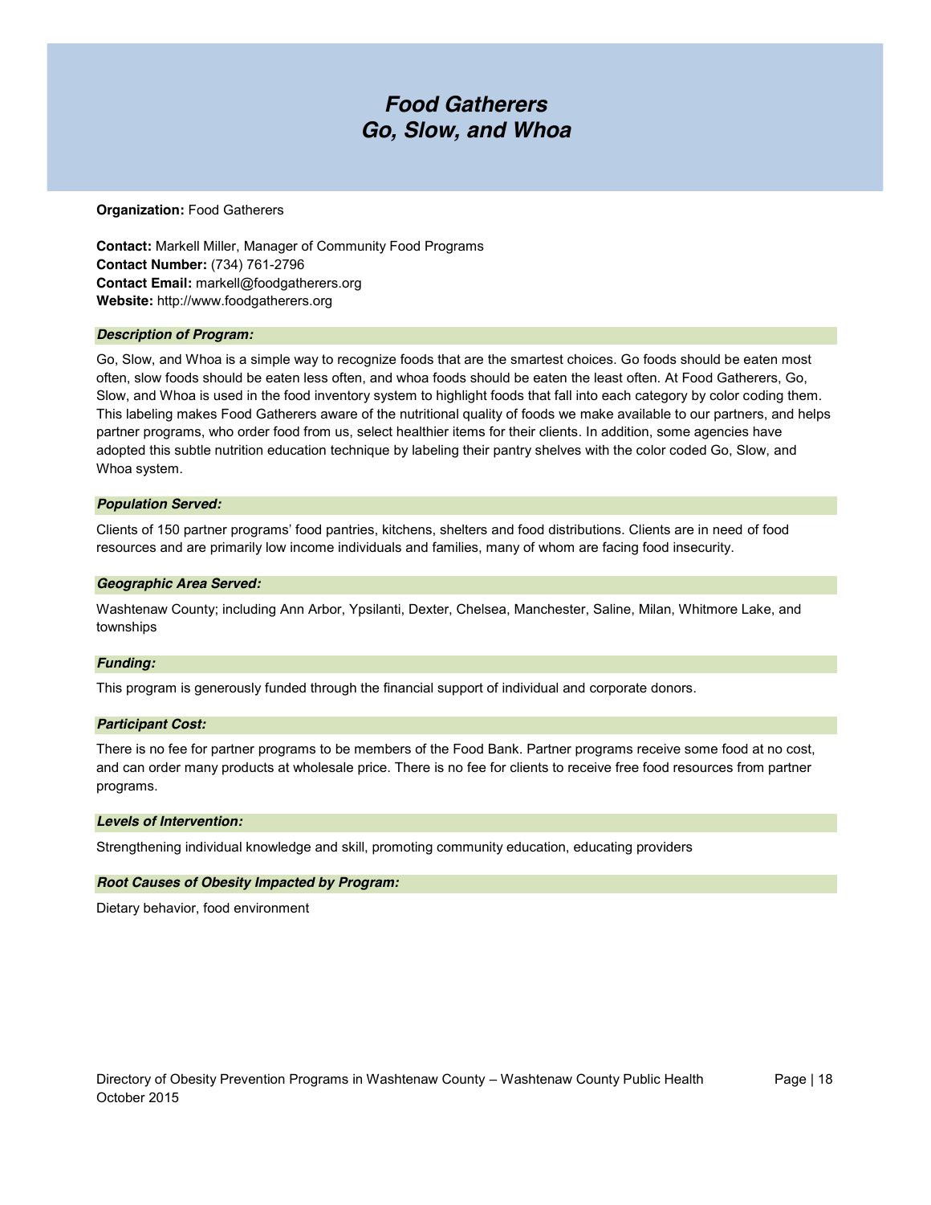# *Food Gatherers*
# *Go, Slow, and Whoa*

**Organization:** Food Gatherers

**Contact:** Markell Miller, Manager of Community Food Programs
**Contact Number:** (734) 761-2796
**Contact Email:** markell@foodgatherers.org
**Website:** http://www.foodgatherers.org

### *Description of Program:*

Go, Slow, and Whoa is a simple way to recognize foods that are the smartest choices. Go foods should be eaten most often, slow foods should be eaten less often, and whoa foods should be eaten the least often. At Food Gatherers, Go, Slow, and Whoa is used in the food inventory system to highlight foods that fall into each category by color coding them. This labeling makes Food Gatherers aware of the nutritional quality of foods we make available to our partners, and helps partner programs, who order food from us, select healthier items for their clients. In addition, some agencies have adopted this subtle nutrition education technique by labeling their pantry shelves with the color coded Go, Slow, and Whoa system.

### *Population Served:*

Clients of 150 partner programs' food pantries, kitchens, shelters and food distributions. Clients are in need of food resources and are primarily low income individuals and families, many of whom are facing food insecurity.

### *Geographic Area Served:*

Washtenaw County; including Ann Arbor, Ypsilanti, Dexter, Chelsea, Manchester, Saline, Milan, Whitmore Lake, and townships

### *Funding:*

This program is generously funded through the financial support of individual and corporate donors.

### *Participant Cost:*

There is no fee for partner programs to be members of the Food Bank. Partner programs receive some food at no cost, and can order many products at wholesale price. There is no fee for clients to receive free food resources from partner programs.

### *Levels of Intervention:*

Strengthening individual knowledge and skill, promoting community education, educating providers

### *Root Causes of Obesity Impacted by Program:*

Dietary behavior, food environment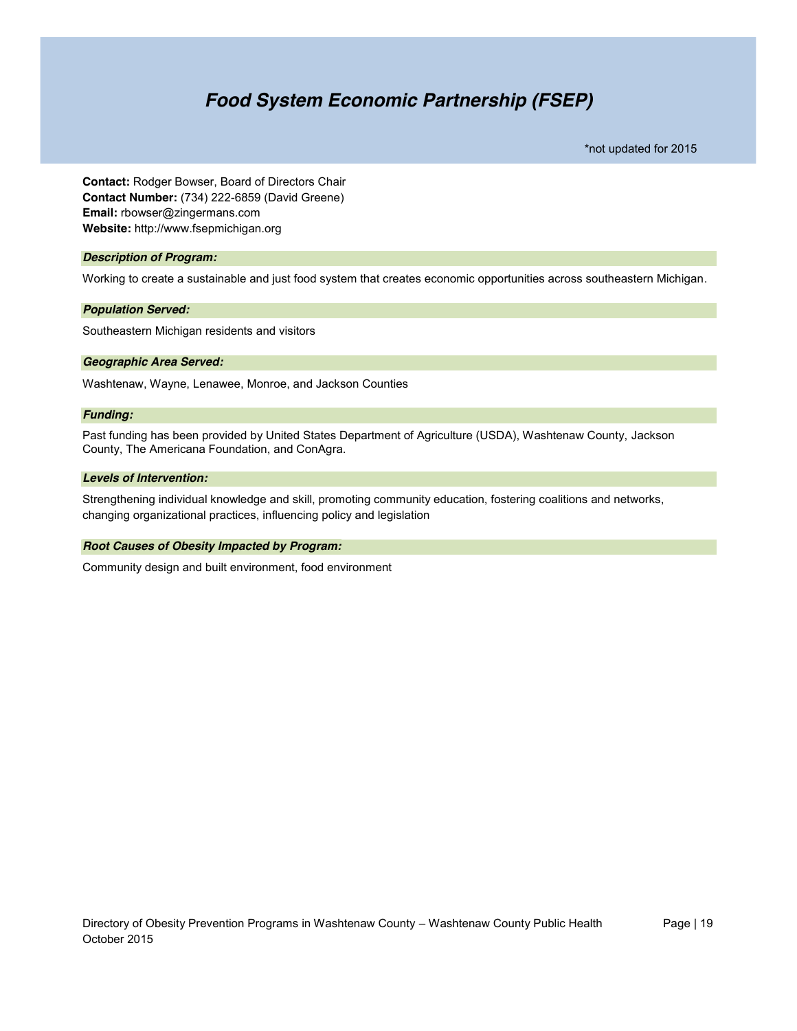# *Food System Economic Partnership (FSEP)*

*not updated for 2015

**Contact:** Rodger Bowser, Board of Directors Chair
**Contact Number:** (734) 222-6859 (David Greene)
**Email:** rbowser@zingermans.com
**Website:** http://www.fsepmichigan.org

### *Description of Program:*

Working to create a sustainable and just food system that creates economic opportunities across southeastern Michigan.

### *Population Served:*

Southeastern Michigan residents and visitors

### *Geographic Area Served:*

Washtenaw, Wayne, Lenawee, Monroe, and Jackson Counties

### *Funding:*

Past funding has been provided by United States Department of Agriculture (USDA), Washtenaw County, Jackson County, The Americana Foundation, and ConAgra.

### *Levels of Intervention:*

Strengthening individual knowledge and skill, promoting community education, fostering coalitions and networks, changing organizational practices, influencing policy and legislation

### *Root Causes of Obesity Impacted by Program:*

Community design and built environment, food environment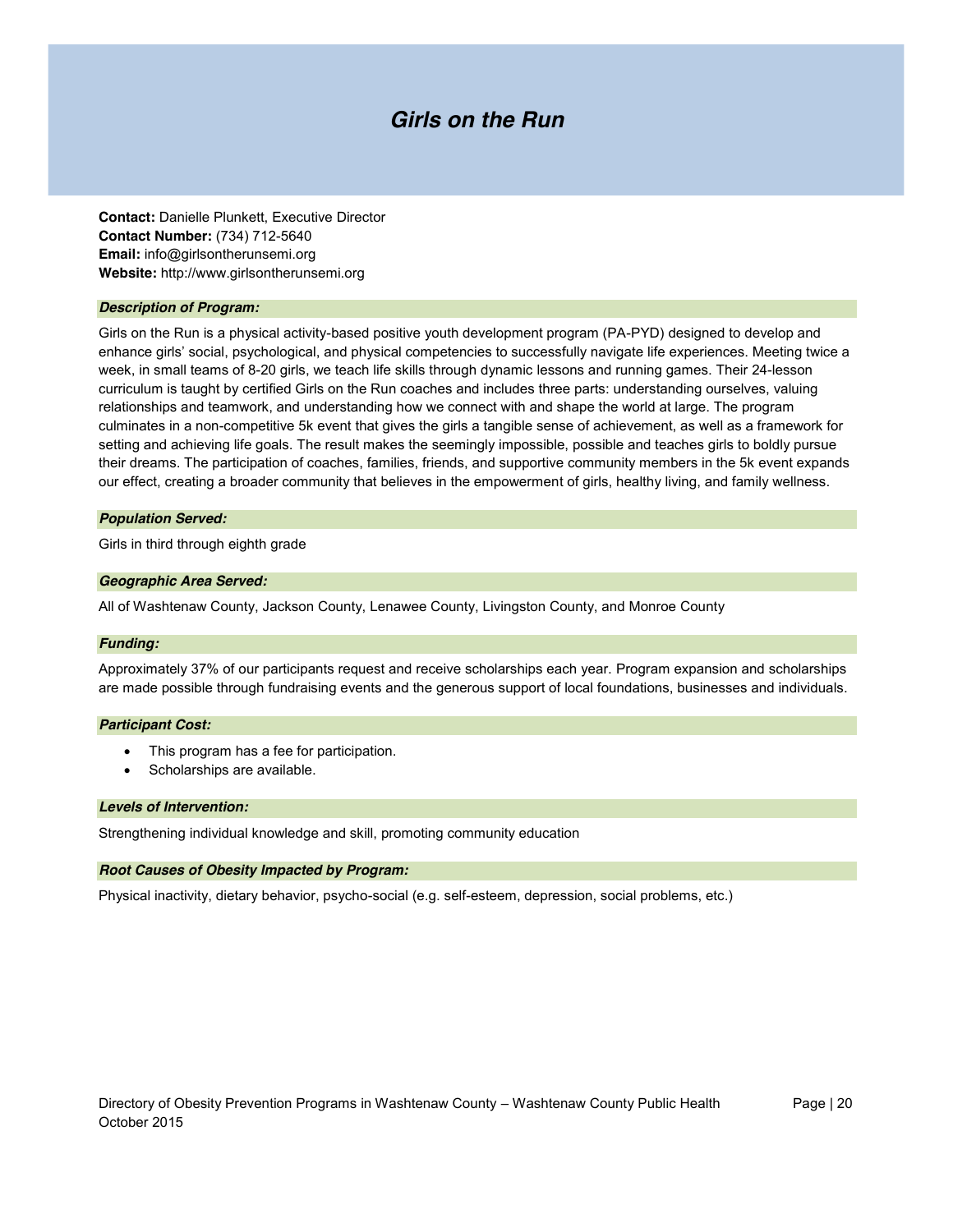# *Girls on the Run*

**Contact:** Danielle Plunkett, Executive Director
**Contact Number:** (734) 712-5640
**Email:** info@girlsontherunsemi.org
**Website:** http://www.girlsontherunsemi.org

### *Description of Program:*

Girls on the Run is a physical activity-based positive youth development program (PA-PYD) designed to develop and enhance girls' social, psychological, and physical competencies to successfully navigate life experiences. Meeting twice a week, in small teams of 8-20 girls, we teach life skills through dynamic lessons and running games. Their 24-lesson curriculum is taught by certified Girls on the Run coaches and includes three parts: understanding ourselves, valuing relationships and teamwork, and understanding how we connect with and shape the world at large. The program culminates in a non-competitive 5k event that gives the girls a tangible sense of achievement, as well as a framework for setting and achieving life goals. The result makes the seemingly impossible, possible and teaches girls to boldly pursue their dreams. The participation of coaches, families, friends, and supportive community members in the 5k event expands our effect, creating a broader community that believes in the empowerment of girls, healthy living, and family wellness.

### *Population Served:*

Girls in third through eighth grade

### *Geographic Area Served:*

All of Washtenaw County, Jackson County, Lenawee County, Livingston County, and Monroe County

### *Funding:*

Approximately 37% of our participants request and receive scholarships each year. Program expansion and scholarships are made possible through fundraising events and the generous support of local foundations, businesses and individuals.

### *Participant Cost:*

- This program has a fee for participation.
- Scholarships are available.

### *Levels of Intervention:*

Strengthening individual knowledge and skill, promoting community education

### *Root Causes of Obesity Impacted by Program:*

Physical inactivity, dietary behavior, psycho-social (e.g. self-esteem, depression, social problems, etc.)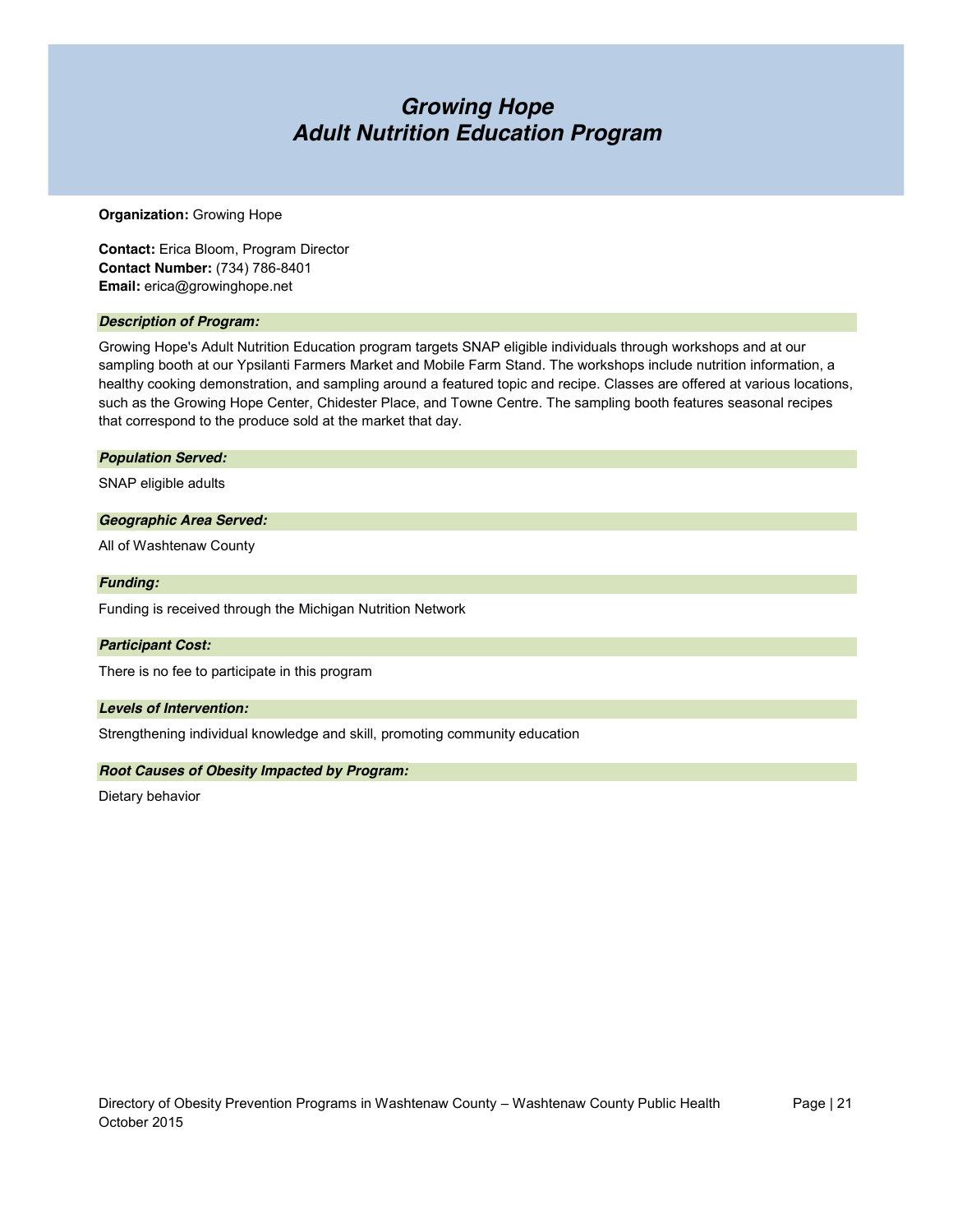# *Growing Hope*
# *Adult Nutrition Education Program*

**Organization:** Growing Hope

**Contact:** Erica Bloom, Program Director
**Contact Number:** (734) 786-8401
**Email:** erica@growinghope.net

### *Description of Program:*

Growing Hope's Adult Nutrition Education program targets SNAP eligible individuals through workshops and at our sampling booth at our Ypsilanti Farmers Market and Mobile Farm Stand. The workshops include nutrition information, a healthy cooking demonstration, and sampling around a featured topic and recipe. Classes are offered at various locations, such as the Growing Hope Center, Chidester Place, and Towne Centre. The sampling booth features seasonal recipes that correspond to the produce sold at the market that day.

### *Population Served:*

SNAP eligible adults

### *Geographic Area Served:*

All of Washtenaw County

### *Funding:*

Funding is received through the Michigan Nutrition Network

### *Participant Cost:*

There is no fee to participate in this program

### *Levels of Intervention:*

Strengthening individual knowledge and skill, promoting community education

### *Root Causes of Obesity Impacted by Program:*

Dietary behavior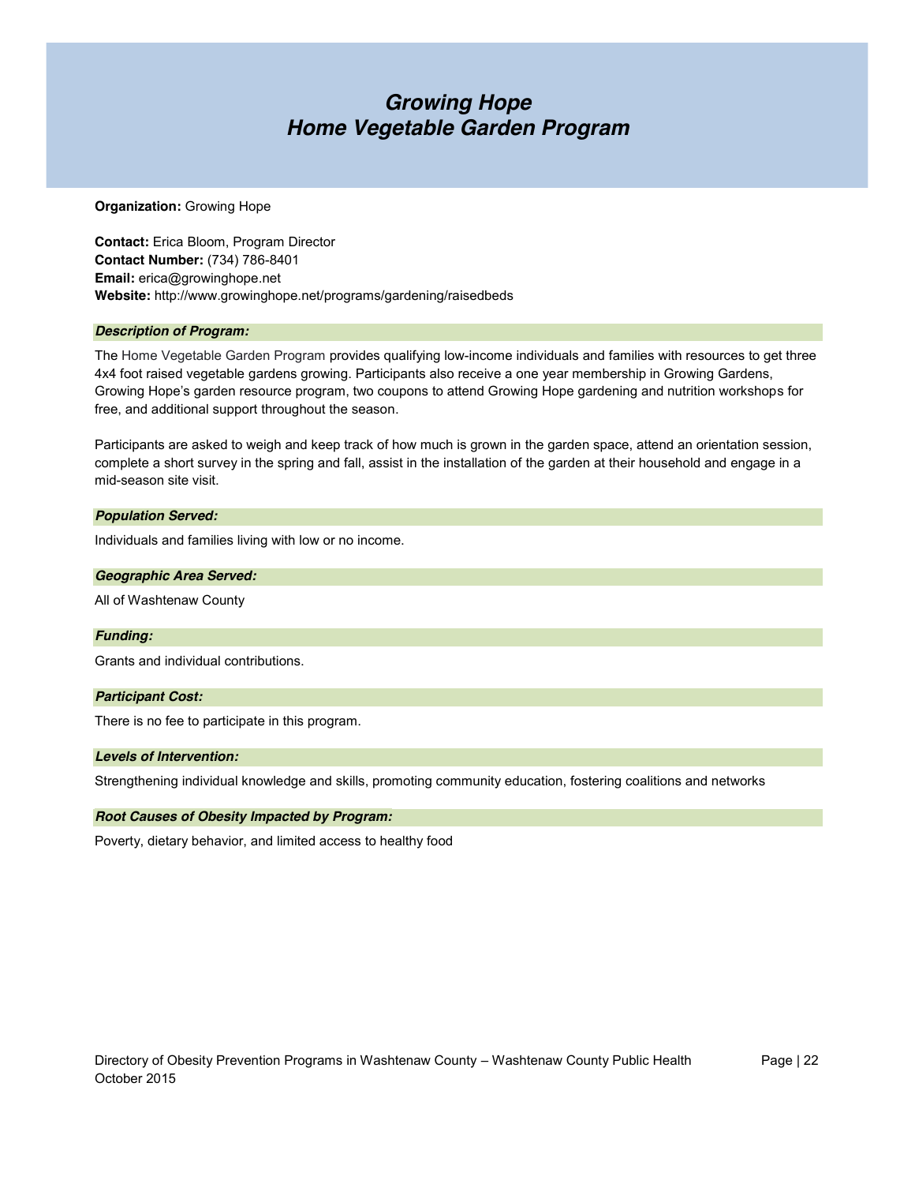# *Growing Hope*
# *Home Vegetable Garden Program*

**Organization:** Growing Hope

**Contact:** Erica Bloom, Program Director
**Contact Number:** (734) 786-8401
**Email:** erica@growinghope.net
**Website:** http://www.growinghope.net/programs/gardening/raisedbeds

### *Description of Program:*

The Home Vegetable Garden Program provides qualifying low-income individuals and families with resources to get three 4x4 foot raised vegetable gardens growing. Participants also receive a one year membership in Growing Gardens, Growing Hope's garden resource program, two coupons to attend Growing Hope gardening and nutrition workshops for free, and additional support throughout the season.

Participants are asked to weigh and keep track of how much is grown in the garden space, attend an orientation session, complete a short survey in the spring and fall, assist in the installation of the garden at their household and engage in a mid-season site visit.

### *Population Served:*

Individuals and families living with low or no income.

### *Geographic Area Served:*

All of Washtenaw County

### *Funding:*

Grants and individual contributions.

### *Participant Cost:*

There is no fee to participate in this program.

### *Levels of Intervention:*

Strengthening individual knowledge and skills, promoting community education, fostering coalitions and networks

### *Root Causes of Obesity Impacted by Program:*

Poverty, dietary behavior, and limited access to healthy food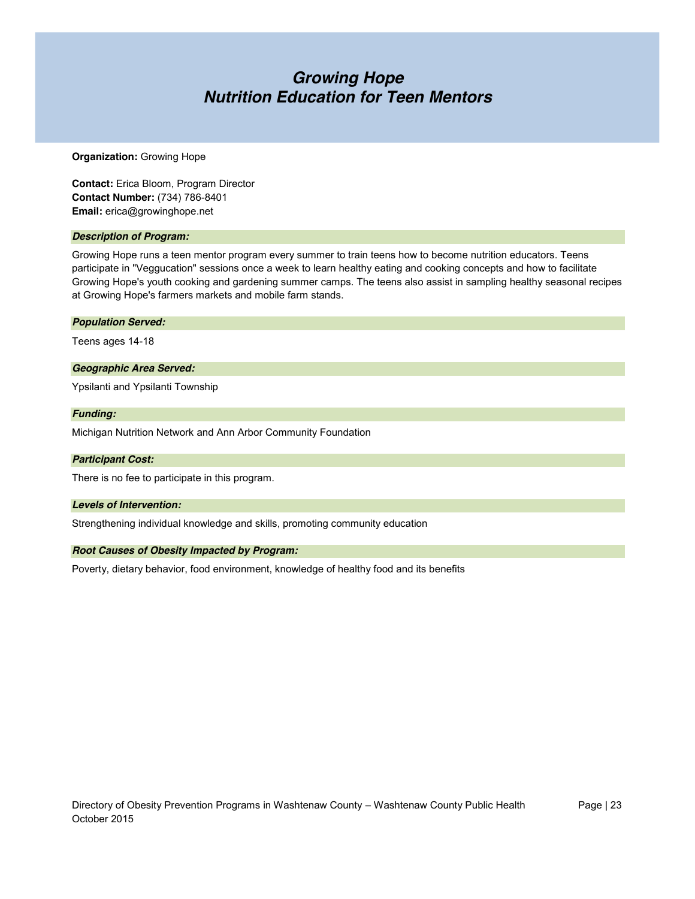# *Growing Hope*
# *Nutrition Education for Teen Mentors*

**Organization:** Growing Hope

**Contact:** Erica Bloom, Program Director
**Contact Number:** (734) 786-8401
**Email:** erica@growinghope.net

***Description of Program:***

Growing Hope runs a teen mentor program every summer to train teens how to become nutrition educators. Teens participate in "Veggucation" sessions once a week to learn healthy eating and cooking concepts and how to facilitate Growing Hope's youth cooking and gardening summer camps. The teens also assist in sampling healthy seasonal recipes at Growing Hope's farmers markets and mobile farm stands.

***Population Served:***

Teens ages 14-18

***Geographic Area Served:***

Ypsilanti and Ypsilanti Township

***Funding:***

Michigan Nutrition Network and Ann Arbor Community Foundation

***Participant Cost:***

There is no fee to participate in this program.

***Levels of Intervention:***

Strengthening individual knowledge and skills, promoting community education

***Root Causes of Obesity Impacted by Program:***

Poverty, dietary behavior, food environment, knowledge of healthy food and its benefits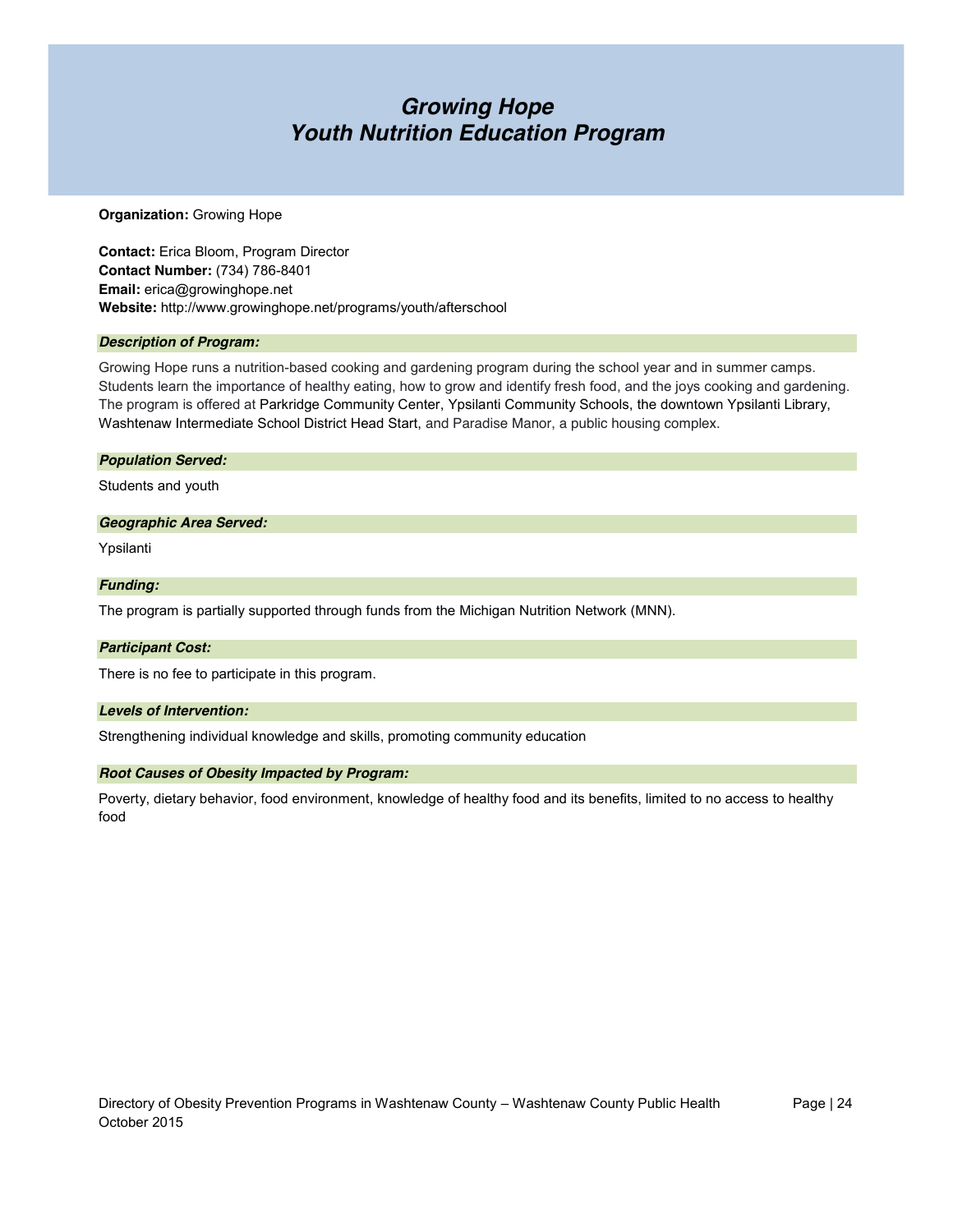# *Growing Hope*
# *Youth Nutrition Education Program*

**Organization:** Growing Hope

**Contact:** Erica Bloom, Program Director
**Contact Number:** (734) 786-8401
**Email:** erica@growinghope.net
**Website:** http://www.growinghope.net/programs/youth/afterschool

### *Description of Program:*

Growing Hope runs a nutrition-based cooking and gardening program during the school year and in summer camps. Students learn the importance of healthy eating, how to grow and identify fresh food, and the joys cooking and gardening. The program is offered at Parkridge Community Center, Ypsilanti Community Schools, the downtown Ypsilanti Library, Washtenaw Intermediate School District Head Start, and Paradise Manor, a public housing complex.

### *Population Served:*

Students and youth

### *Geographic Area Served:*

Ypsilanti

### *Funding:*

The program is partially supported through funds from the Michigan Nutrition Network (MNN).

### *Participant Cost:*

There is no fee to participate in this program.

### *Levels of Intervention:*

Strengthening individual knowledge and skills, promoting community education

### *Root Causes of Obesity Impacted by Program:*

Poverty, dietary behavior, food environment, knowledge of healthy food and its benefits, limited to no access to healthy food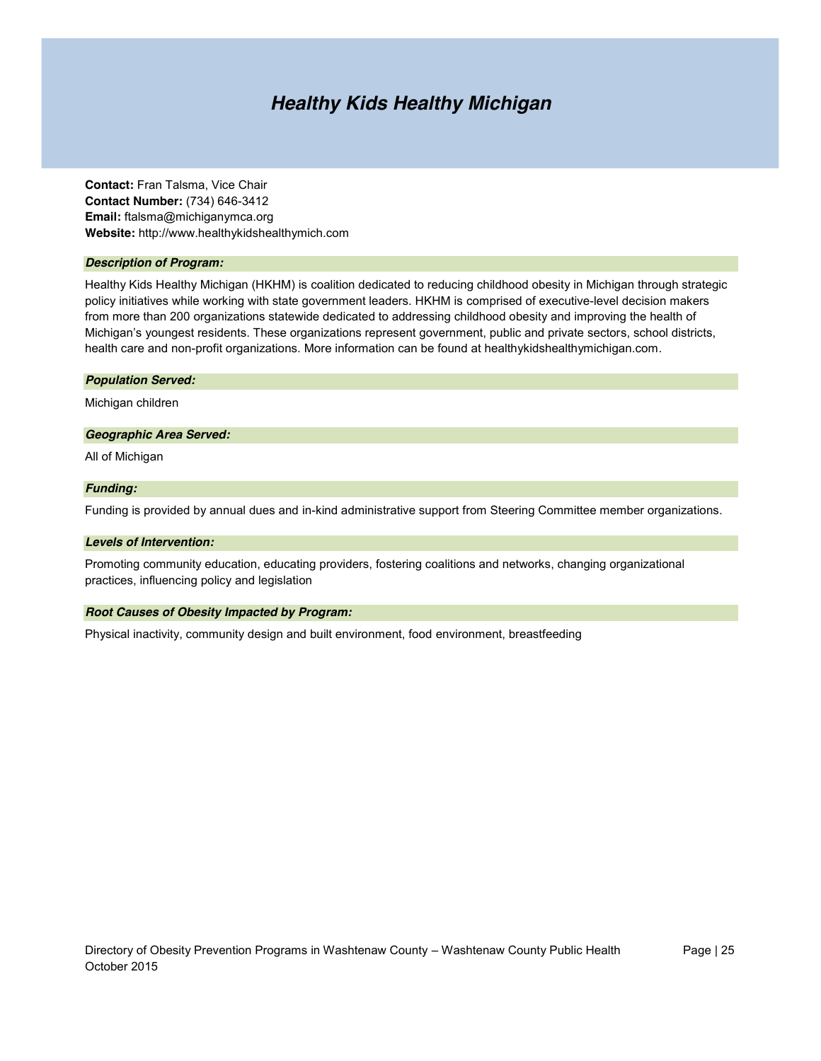# *Healthy Kids Healthy Michigan*

**Contact:** Fran Talsma, Vice Chair
**Contact Number:** (734) 646-3412
**Email:** ftalsma@michiganymca.org
**Website:** http://www.healthykidshealthymich.com

### *Description of Program:*

Healthy Kids Healthy Michigan (HKHM) is coalition dedicated to reducing childhood obesity in Michigan through strategic policy initiatives while working with state government leaders. HKHM is comprised of executive-level decision makers from more than 200 organizations statewide dedicated to addressing childhood obesity and improving the health of Michigan's youngest residents. These organizations represent government, public and private sectors, school districts, health care and non-profit organizations. More information can be found at healthykidshealthymichigan.com.

### *Population Served:*

Michigan children

### *Geographic Area Served:*

All of Michigan

### *Funding:*

Funding is provided by annual dues and in-kind administrative support from Steering Committee member organizations.

### *Levels of Intervention:*

Promoting community education, educating providers, fostering coalitions and networks, changing organizational practices, influencing policy and legislation

### *Root Causes of Obesity Impacted by Program:*

Physical inactivity, community design and built environment, food environment, breastfeeding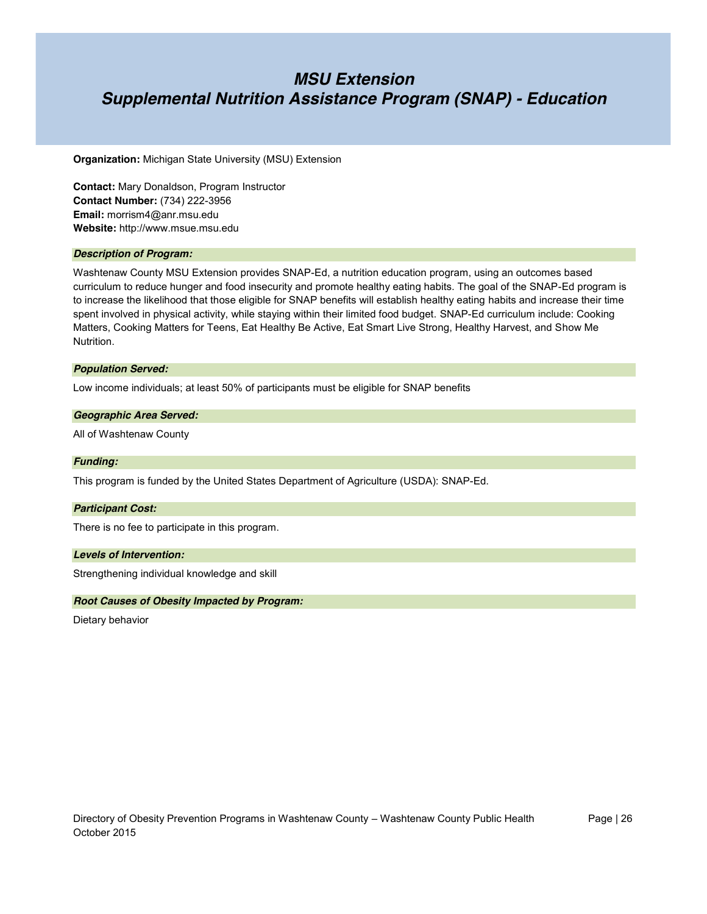# *MSU Extension*
# *Supplemental Nutrition Assistance Program (SNAP) - Education*

**Organization:** Michigan State University (MSU) Extension

**Contact:** Mary Donaldson, Program Instructor
**Contact Number:** (734) 222-3956
**Email:** morrism4@anr.msu.edu
**Website:** http://www.msue.msu.edu

### *Description of Program:*

Washtenaw County MSU Extension provides SNAP-Ed, a nutrition education program, using an outcomes based curriculum to reduce hunger and food insecurity and promote healthy eating habits. The goal of the SNAP-Ed program is to increase the likelihood that those eligible for SNAP benefits will establish healthy eating habits and increase their time spent involved in physical activity, while staying within their limited food budget. SNAP-Ed curriculum include: Cooking Matters, Cooking Matters for Teens, Eat Healthy Be Active, Eat Smart Live Strong, Healthy Harvest, and Show Me Nutrition.

### *Population Served:*

Low income individuals; at least 50% of participants must be eligible for SNAP benefits

### *Geographic Area Served:*

All of Washtenaw County

### *Funding:*

This program is funded by the United States Department of Agriculture (USDA): SNAP-Ed.

### *Participant Cost:*

There is no fee to participate in this program.

### *Levels of Intervention:*

Strengthening individual knowledge and skill

### *Root Causes of Obesity Impacted by Program:*

Dietary behavior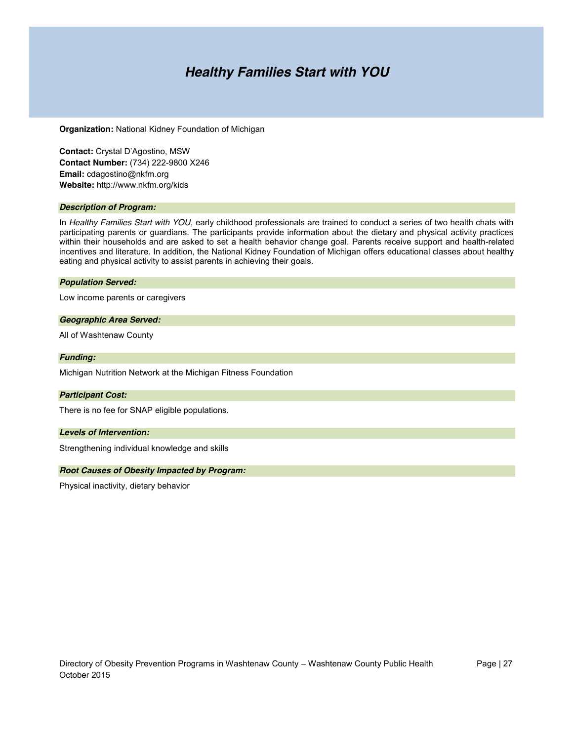# *Healthy Families Start with YOU*

**Organization:** National Kidney Foundation of Michigan

**Contact:** Crystal D'Agostino, MSW
**Contact Number:** (734) 222-9800 X246
**Email:** cdagostino@nkfm.org
**Website:** http://www.nkfm.org/kids

### *Description of Program:*

In *Healthy Families Start with YOU*, early childhood professionals are trained to conduct a series of two health chats with participating parents or guardians. The participants provide information about the dietary and physical activity practices within their households and are asked to set a health behavior change goal. Parents receive support and health-related incentives and literature. In addition, the National Kidney Foundation of Michigan offers educational classes about healthy eating and physical activity to assist parents in achieving their goals.

### *Population Served:*

Low income parents or caregivers

### *Geographic Area Served:*

All of Washtenaw County

### *Funding:*

Michigan Nutrition Network at the Michigan Fitness Foundation

### *Participant Cost:*

There is no fee for SNAP eligible populations.

### *Levels of Intervention:*

Strengthening individual knowledge and skills

### *Root Causes of Obesity Impacted by Program:*

Physical inactivity, dietary behavior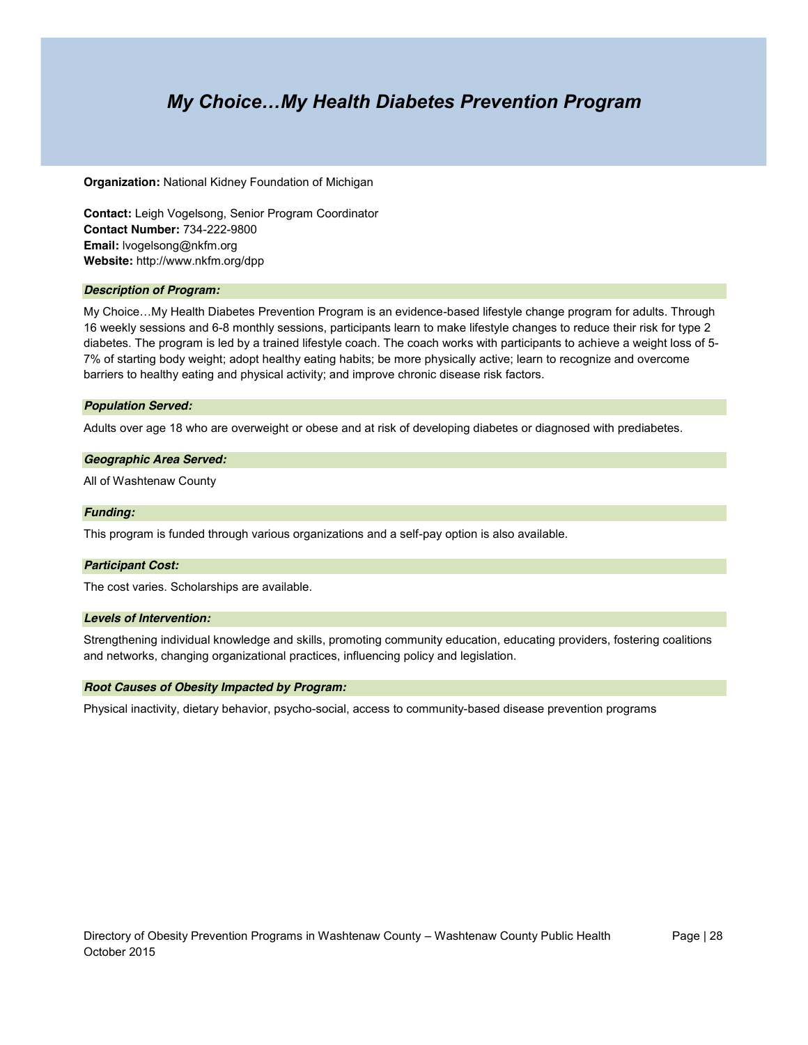# *My Choice…My Health Diabetes Prevention Program*

**Organization:** National Kidney Foundation of Michigan

**Contact:** Leigh Vogelsong, Senior Program Coordinator
**Contact Number:** 734-222-9800
**Email:** lvogelsong@nkfm.org
**Website:** http://www.nkfm.org/dpp

### *Description of Program:*

My Choice…My Health Diabetes Prevention Program is an evidence-based lifestyle change program for adults. Through 16 weekly sessions and 6-8 monthly sessions, participants learn to make lifestyle changes to reduce their risk for type 2 diabetes. The program is led by a trained lifestyle coach. The coach works with participants to achieve a weight loss of 5-7% of starting body weight; adopt healthy eating habits; be more physically active; learn to recognize and overcome barriers to healthy eating and physical activity; and improve chronic disease risk factors.

### *Population Served:*

Adults over age 18 who are overweight or obese and at risk of developing diabetes or diagnosed with prediabetes.

### *Geographic Area Served:*

All of Washtenaw County

### *Funding:*

This program is funded through various organizations and a self-pay option is also available.

### *Participant Cost:*

The cost varies. Scholarships are available.

### *Levels of Intervention:*

Strengthening individual knowledge and skills, promoting community education, educating providers, fostering coalitions and networks, changing organizational practices, influencing policy and legislation.

### *Root Causes of Obesity Impacted by Program:*

Physical inactivity, dietary behavior, psycho-social, access to community-based disease prevention programs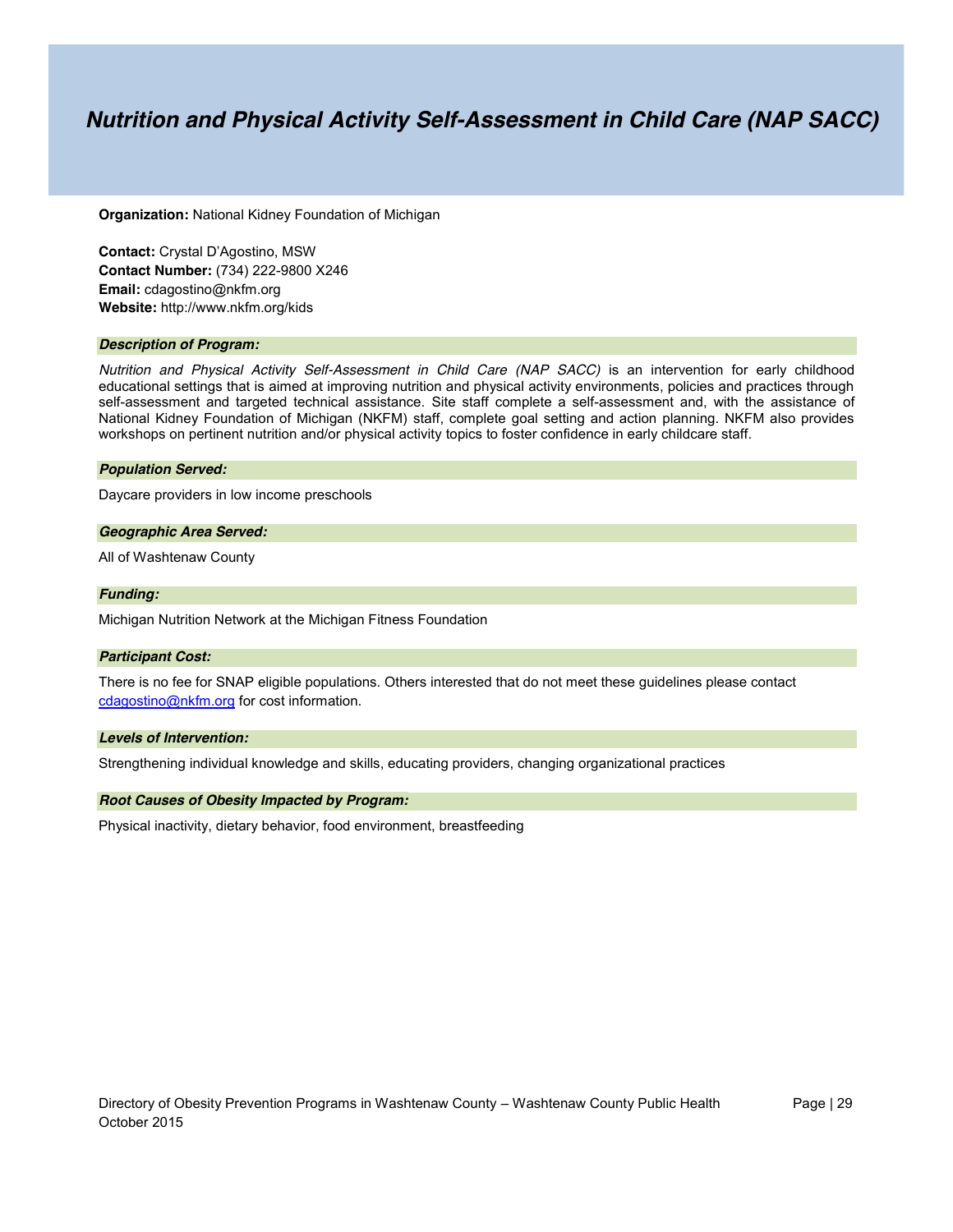# *Nutrition and Physical Activity Self-Assessment in Child Care (NAP SACC)*

**Organization:** National Kidney Foundation of Michigan

**Contact:** Crystal D'Agostino, MSW
**Contact Number:** (734) 222-9800 X246
**Email:** cdagostino@nkfm.org
**Website:** http://www.nkfm.org/kids

### *Description of Program:*

*Nutrition and Physical Activity Self-Assessment in Child Care (NAP SACC)* is an intervention for early childhood educational settings that is aimed at improving nutrition and physical activity environments, policies and practices through self-assessment and targeted technical assistance. Site staff complete a self-assessment and, with the assistance of National Kidney Foundation of Michigan (NKFM) staff, complete goal setting and action planning. NKFM also provides workshops on pertinent nutrition and/or physical activity topics to foster confidence in early childcare staff.

### *Population Served:*

Daycare providers in low income preschools

### *Geographic Area Served:*

All of Washtenaw County

### *Funding:*

Michigan Nutrition Network at the Michigan Fitness Foundation

### *Participant Cost:*

There is no fee for SNAP eligible populations. Others interested that do not meet these guidelines please contact cdagostino@nkfm.org for cost information.

### *Levels of Intervention:*

Strengthening individual knowledge and skills, educating providers, changing organizational practices

### *Root Causes of Obesity Impacted by Program:*

Physical inactivity, dietary behavior, food environment, breastfeeding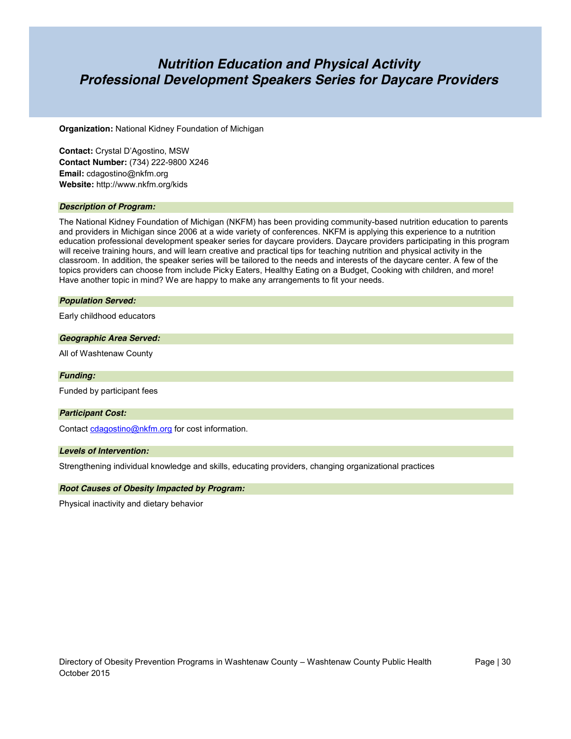# *Nutrition Education and Physical Activity Professional Development Speakers Series for Daycare Providers*

**Organization:** National Kidney Foundation of Michigan

**Contact:** Crystal D'Agostino, MSW
**Contact Number:** (734) 222-9800 X246
**Email:** cdagostino@nkfm.org
**Website:** http://www.nkfm.org/kids

### *Description of Program:*

The National Kidney Foundation of Michigan (NKFM) has been providing community-based nutrition education to parents and providers in Michigan since 2006 at a wide variety of conferences. NKFM is applying this experience to a nutrition education professional development speaker series for daycare providers. Daycare providers participating in this program will receive training hours, and will learn creative and practical tips for teaching nutrition and physical activity in the classroom. In addition, the speaker series will be tailored to the needs and interests of the daycare center. A few of the topics providers can choose from include Picky Eaters, Healthy Eating on a Budget, Cooking with children, and more! Have another topic in mind? We are happy to make any arrangements to fit your needs.

### *Population Served:*

Early childhood educators

### *Geographic Area Served:*

All of Washtenaw County

### *Funding:*

Funded by participant fees

### *Participant Cost:*

Contact cdagostino@nkfm.org for cost information.

### *Levels of Intervention:*

Strengthening individual knowledge and skills, educating providers, changing organizational practices

### *Root Causes of Obesity Impacted by Program:*

Physical inactivity and dietary behavior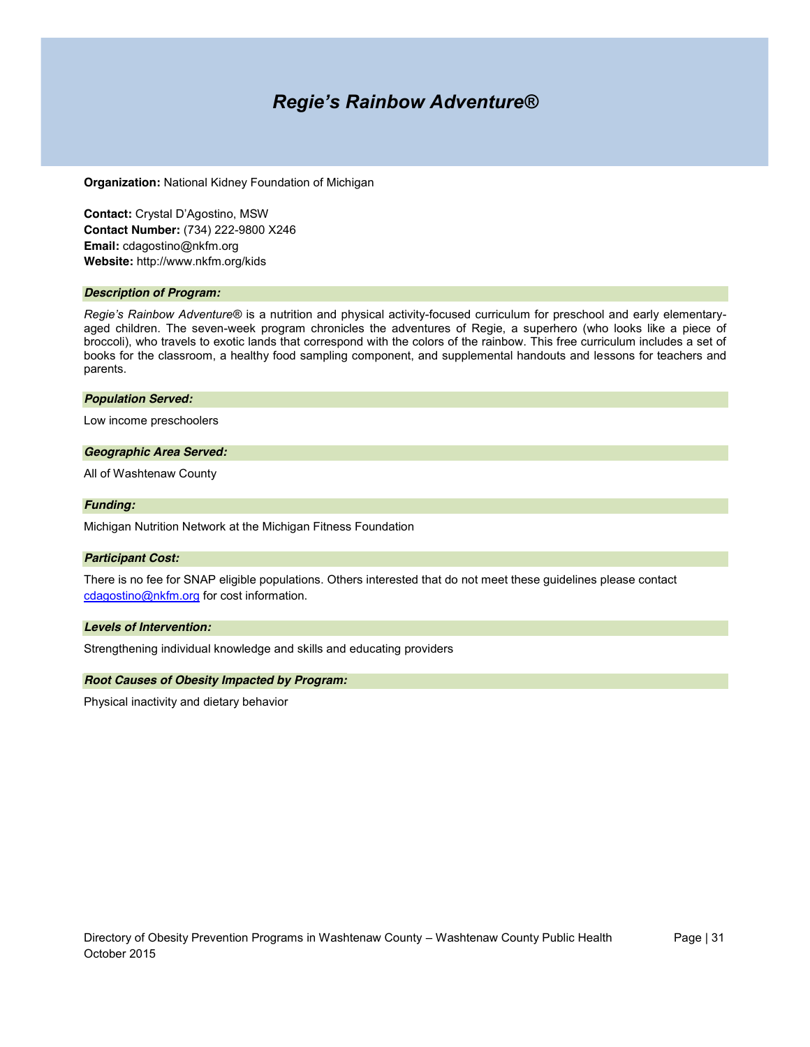# *Regie's Rainbow Adventure®*

**Organization:** National Kidney Foundation of Michigan

**Contact:** Crystal D'Agostino, MSW
**Contact Number:** (734) 222-9800 X246
**Email:** cdagostino@nkfm.org
**Website:** http://www.nkfm.org/kids

***Description of Program:***

*Regie's Rainbow Adventure®* is a nutrition and physical activity-focused curriculum for preschool and early elementary-aged children. The seven-week program chronicles the adventures of Regie, a superhero (who looks like a piece of broccoli), who travels to exotic lands that correspond with the colors of the rainbow. This free curriculum includes a set of books for the classroom, a healthy food sampling component, and supplemental handouts and lessons for teachers and parents.

***Population Served:***

Low income preschoolers

***Geographic Area Served:***

All of Washtenaw County

***Funding:***

Michigan Nutrition Network at the Michigan Fitness Foundation

***Participant Cost:***

There is no fee for SNAP eligible populations. Others interested that do not meet these guidelines please contact cdagostino@nkfm.org for cost information.

***Levels of Intervention:***

Strengthening individual knowledge and skills and educating providers

***Root Causes of Obesity Impacted by Program:***

Physical inactivity and dietary behavior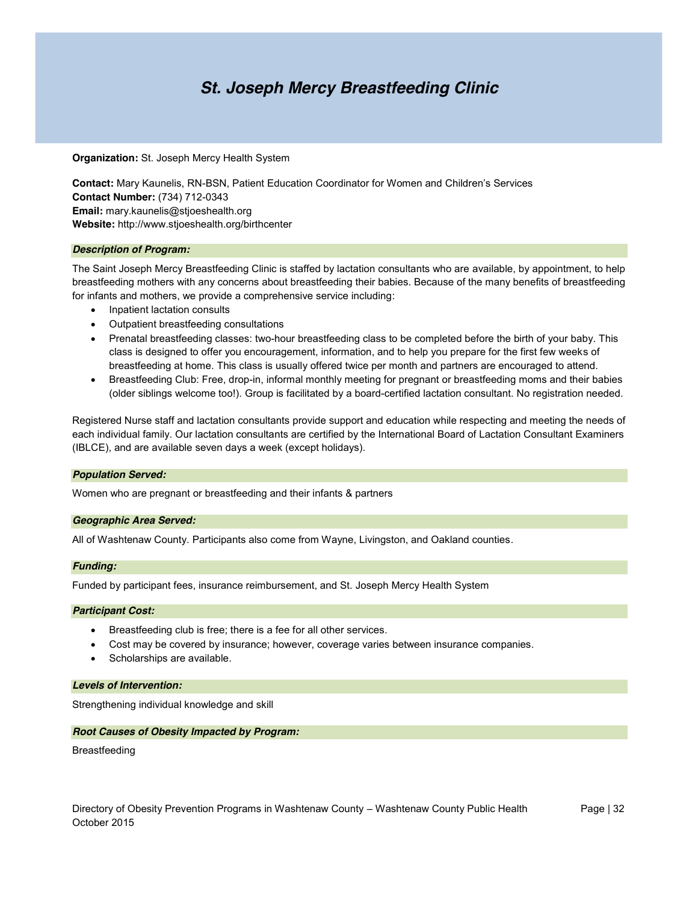# *St. Joseph Mercy Breastfeeding Clinic*

**Organization:** St. Joseph Mercy Health System

**Contact:** Mary Kaunelis, RN-BSN, Patient Education Coordinator for Women and Children's Services
**Contact Number:** (734) 712-0343
**Email:** mary.kaunelis@stjoeshealth.org
**Website:** http://www.stjoeshealth.org/birthcenter

### *Description of Program:*

The Saint Joseph Mercy Breastfeeding Clinic is staffed by lactation consultants who are available, by appointment, to help breastfeeding mothers with any concerns about breastfeeding their babies. Because of the many benefits of breastfeeding for infants and mothers, we provide a comprehensive service including:

- Inpatient lactation consults
- Outpatient breastfeeding consultations
- Prenatal breastfeeding classes: two-hour breastfeeding class to be completed before the birth of your baby. This class is designed to offer you encouragement, information, and to help you prepare for the first few weeks of breastfeeding at home. This class is usually offered twice per month and partners are encouraged to attend.
- Breastfeeding Club: Free, drop-in, informal monthly meeting for pregnant or breastfeeding moms and their babies (older siblings welcome too!). Group is facilitated by a board-certified lactation consultant. No registration needed.

Registered Nurse staff and lactation consultants provide support and education while respecting and meeting the needs of each individual family. Our lactation consultants are certified by the International Board of Lactation Consultant Examiners (IBLCE), and are available seven days a week (except holidays).

### *Population Served:*

Women who are pregnant or breastfeeding and their infants & partners

### *Geographic Area Served:*

All of Washtenaw County. Participants also come from Wayne, Livingston, and Oakland counties.

### *Funding:*

Funded by participant fees, insurance reimbursement, and St. Joseph Mercy Health System

### *Participant Cost:*

- Breastfeeding club is free; there is a fee for all other services.
- Cost may be covered by insurance; however, coverage varies between insurance companies.
- Scholarships are available.

### *Levels of Intervention:*

Strengthening individual knowledge and skill

### *Root Causes of Obesity Impacted by Program:*

Breastfeeding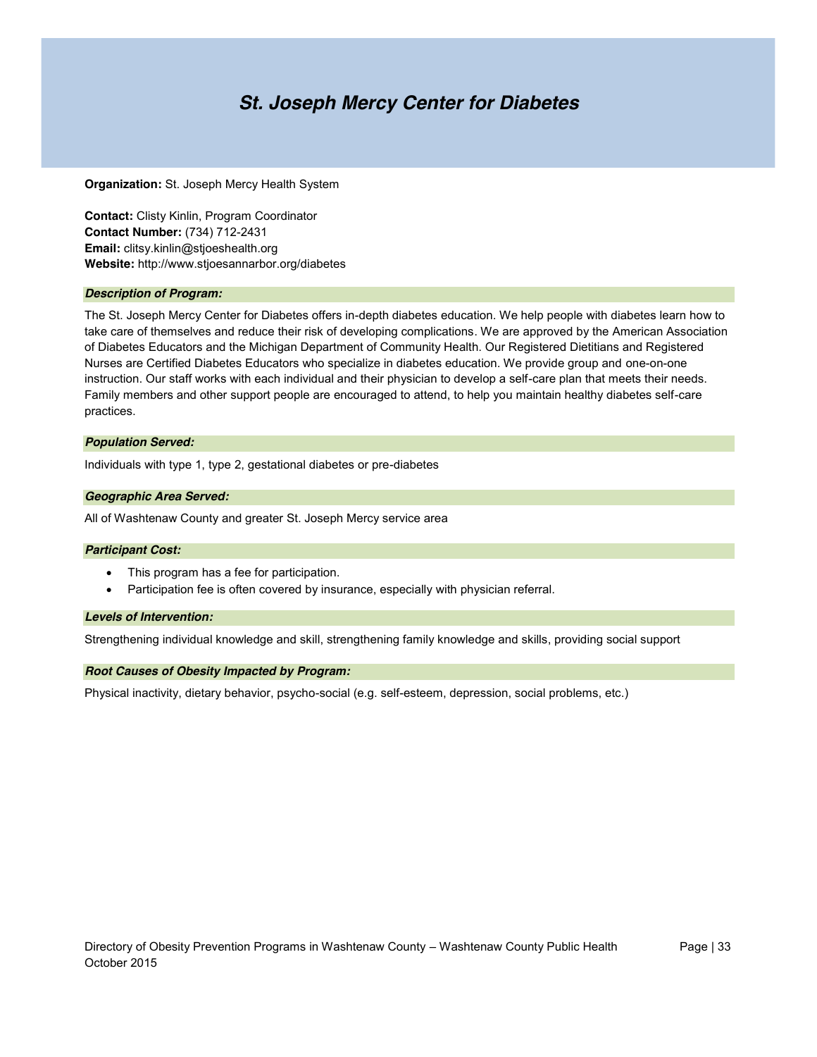# St. Joseph Mercy Center for Diabetes

**Organization:** St. Joseph Mercy Health System

**Contact:** Clisty Kinlin, Program Coordinator
**Contact Number:** (734) 712-2431
**Email:** clitsy.kinlin@stjoeshealth.org
**Website:** http://www.stjoesannarbor.org/diabetes

### *Description of Program:*

The St. Joseph Mercy Center for Diabetes offers in-depth diabetes education. We help people with diabetes learn how to take care of themselves and reduce their risk of developing complications. We are approved by the American Association of Diabetes Educators and the Michigan Department of Community Health. Our Registered Dietitians and Registered Nurses are Certified Diabetes Educators who specialize in diabetes education. We provide group and one-on-one instruction. Our staff works with each individual and their physician to develop a self-care plan that meets their needs. Family members and other support people are encouraged to attend, to help you maintain healthy diabetes self-care practices.

### *Population Served:*

Individuals with type 1, type 2, gestational diabetes or pre-diabetes

### *Geographic Area Served:*

All of Washtenaw County and greater St. Joseph Mercy service area

### *Participant Cost:*

- This program has a fee for participation.
- Participation fee is often covered by insurance, especially with physician referral.

### *Levels of Intervention:*

Strengthening individual knowledge and skill, strengthening family knowledge and skills, providing social support

### *Root Causes of Obesity Impacted by Program:*

Physical inactivity, dietary behavior, psycho-social (e.g. self-esteem, depression, social problems, etc.)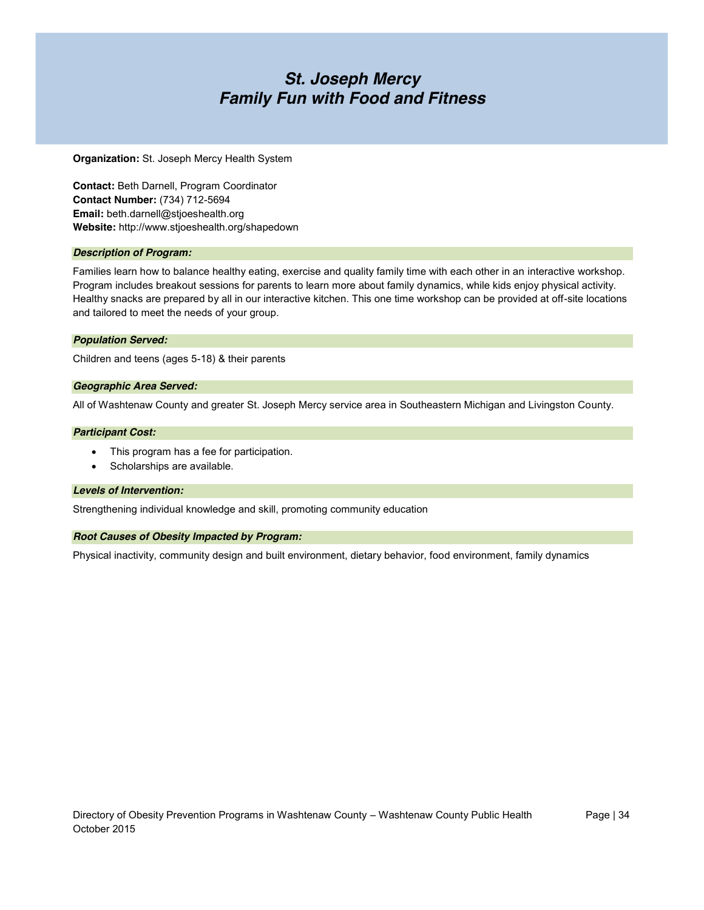# *St. Joseph Mercy*
# *Family Fun with Food and Fitness*

**Organization:** St. Joseph Mercy Health System

**Contact:** Beth Darnell, Program Coordinator
**Contact Number:** (734) 712-5694
**Email:** beth.darnell@stjoeshealth.org
**Website:** http://www.stjoeshealth.org/shapedown

### *Description of Program:*

Families learn how to balance healthy eating, exercise and quality family time with each other in an interactive workshop. Program includes breakout sessions for parents to learn more about family dynamics, while kids enjoy physical activity. Healthy snacks are prepared by all in our interactive kitchen. This one time workshop can be provided at off-site locations and tailored to meet the needs of your group.

### *Population Served:*

Children and teens (ages 5-18) & their parents

### *Geographic Area Served:*

All of Washtenaw County and greater St. Joseph Mercy service area in Southeastern Michigan and Livingston County.

### *Participant Cost:*

- This program has a fee for participation.
- Scholarships are available.

### *Levels of Intervention:*

Strengthening individual knowledge and skill, promoting community education

### *Root Causes of Obesity Impacted by Program:*

Physical inactivity, community design and built environment, dietary behavior, food environment, family dynamics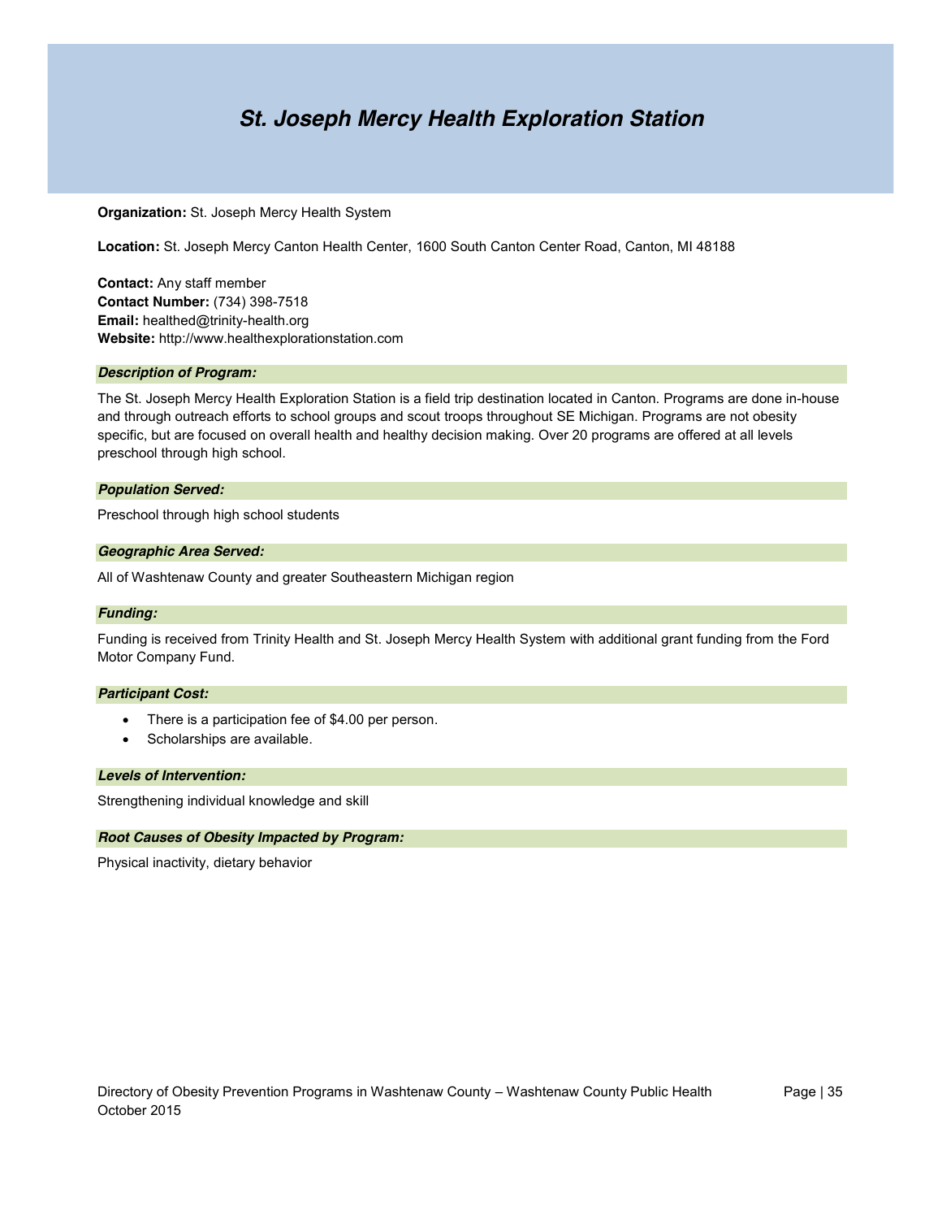# *St. Joseph Mercy Health Exploration Station*

**Organization:** St. Joseph Mercy Health System

**Location:** St. Joseph Mercy Canton Health Center, 1600 South Canton Center Road, Canton, MI 48188

**Contact:** Any staff member
**Contact Number:** (734) 398-7518
**Email:** healthed@trinity-health.org
**Website:** http://www.healthexplorationstation.com

### *Description of Program:*

The St. Joseph Mercy Health Exploration Station is a field trip destination located in Canton. Programs are done in-house and through outreach efforts to school groups and scout troops throughout SE Michigan. Programs are not obesity specific, but are focused on overall health and healthy decision making. Over 20 programs are offered at all levels preschool through high school.

### *Population Served:*

Preschool through high school students

### *Geographic Area Served:*

All of Washtenaw County and greater Southeastern Michigan region

### *Funding:*

Funding is received from Trinity Health and St. Joseph Mercy Health System with additional grant funding from the Ford Motor Company Fund.

### *Participant Cost:*

- There is a participation fee of $4.00 per person.
- Scholarships are available.

### *Levels of Intervention:*

Strengthening individual knowledge and skill

### *Root Causes of Obesity Impacted by Program:*

Physical inactivity, dietary behavior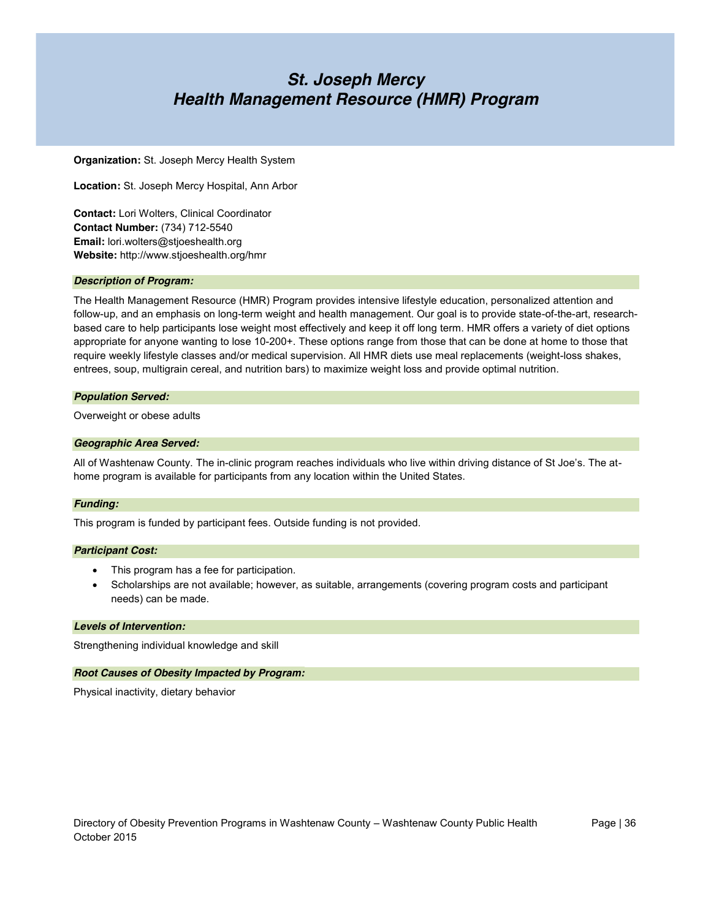# *St. Joseph Mercy Health Management Resource (HMR) Program*

**Organization:** St. Joseph Mercy Health System

**Location:** St. Joseph Mercy Hospital, Ann Arbor

**Contact:** Lori Wolters, Clinical Coordinator
**Contact Number:** (734) 712-5540
**Email:** lori.wolters@stjoeshealth.org
**Website:** http://www.stjoeshealth.org/hmr

### *Description of Program:*

The Health Management Resource (HMR) Program provides intensive lifestyle education, personalized attention and follow-up, and an emphasis on long-term weight and health management. Our goal is to provide state-of-the-art, research-based care to help participants lose weight most effectively and keep it off long term. HMR offers a variety of diet options appropriate for anyone wanting to lose 10-200+. These options range from those that can be done at home to those that require weekly lifestyle classes and/or medical supervision. All HMR diets use meal replacements (weight-loss shakes, entrees, soup, multigrain cereal, and nutrition bars) to maximize weight loss and provide optimal nutrition.

### *Population Served:*

Overweight or obese adults

### *Geographic Area Served:*

All of Washtenaw County. The in-clinic program reaches individuals who live within driving distance of St Joe's. The at-home program is available for participants from any location within the United States.

### *Funding:*

This program is funded by participant fees. Outside funding is not provided.

### *Participant Cost:*

- This program has a fee for participation.
- Scholarships are not available; however, as suitable, arrangements (covering program costs and participant needs) can be made.

### *Levels of Intervention:*

Strengthening individual knowledge and skill

### *Root Causes of Obesity Impacted by Program:*

Physical inactivity, dietary behavior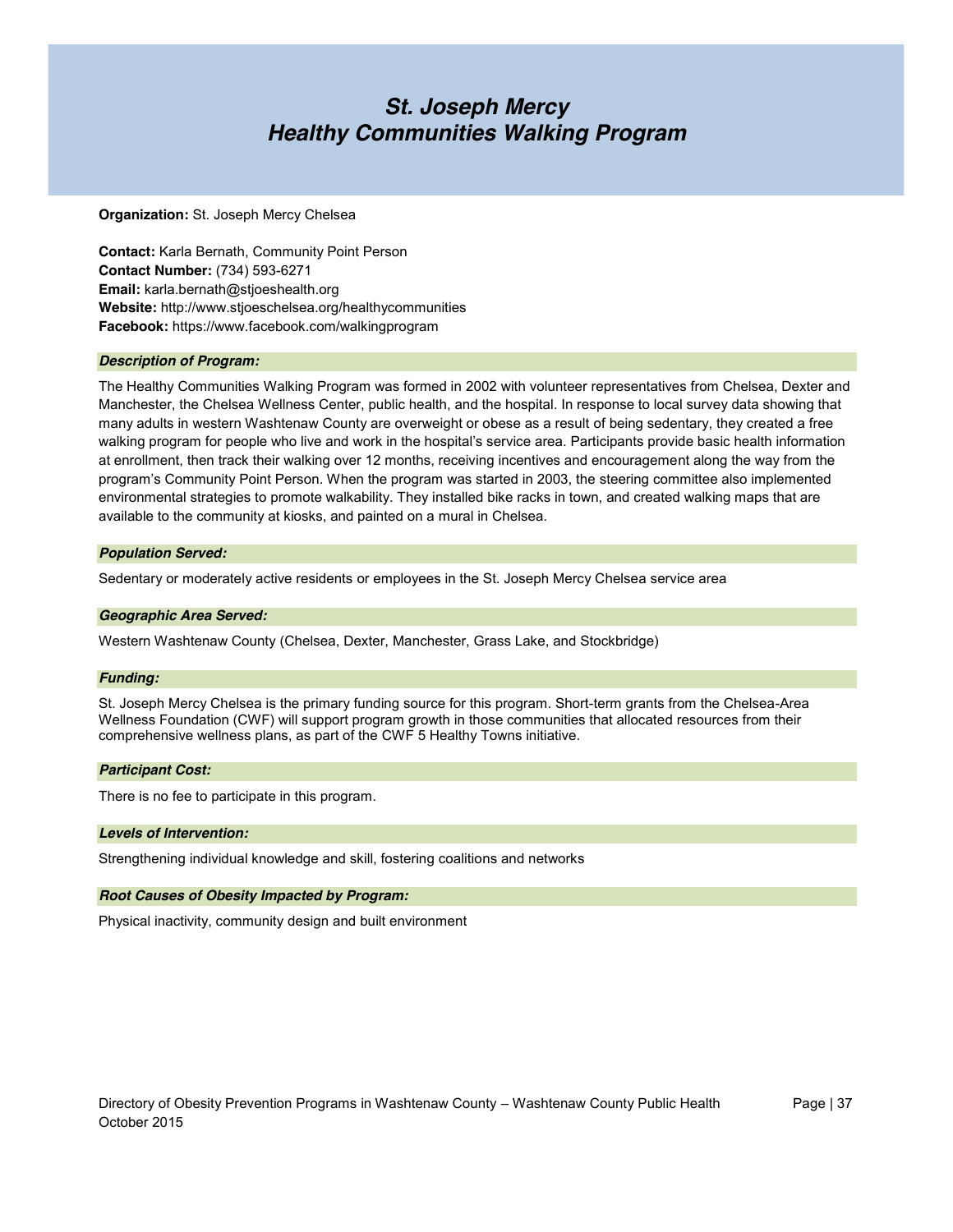# *St. Joseph Mercy*
# *Healthy Communities Walking Program*

**Organization:** St. Joseph Mercy Chelsea

**Contact:** Karla Bernath, Community Point Person
**Contact Number:** (734) 593-6271
**Email:** karla.bernath@stjoeshealth.org
**Website:** http://www.stjoeschelsea.org/healthycommunities
**Facebook:** https://www.facebook.com/walkingprogram

### *Description of Program:*

The Healthy Communities Walking Program was formed in 2002 with volunteer representatives from Chelsea, Dexter and Manchester, the Chelsea Wellness Center, public health, and the hospital. In response to local survey data showing that many adults in western Washtenaw County are overweight or obese as a result of being sedentary, they created a free walking program for people who live and work in the hospital's service area. Participants provide basic health information at enrollment, then track their walking over 12 months, receiving incentives and encouragement along the way from the program's Community Point Person. When the program was started in 2003, the steering committee also implemented environmental strategies to promote walkability. They installed bike racks in town, and created walking maps that are available to the community at kiosks, and painted on a mural in Chelsea.

### *Population Served:*

Sedentary or moderately active residents or employees in the St. Joseph Mercy Chelsea service area

### *Geographic Area Served:*

Western Washtenaw County (Chelsea, Dexter, Manchester, Grass Lake, and Stockbridge)

### *Funding:*

St. Joseph Mercy Chelsea is the primary funding source for this program. Short-term grants from the Chelsea-Area Wellness Foundation (CWF) will support program growth in those communities that allocated resources from their comprehensive wellness plans, as part of the CWF 5 Healthy Towns initiative.

### *Participant Cost:*

There is no fee to participate in this program.

### *Levels of Intervention:*

Strengthening individual knowledge and skill, fostering coalitions and networks

### *Root Causes of Obesity Impacted by Program:*

Physical inactivity, community design and built environment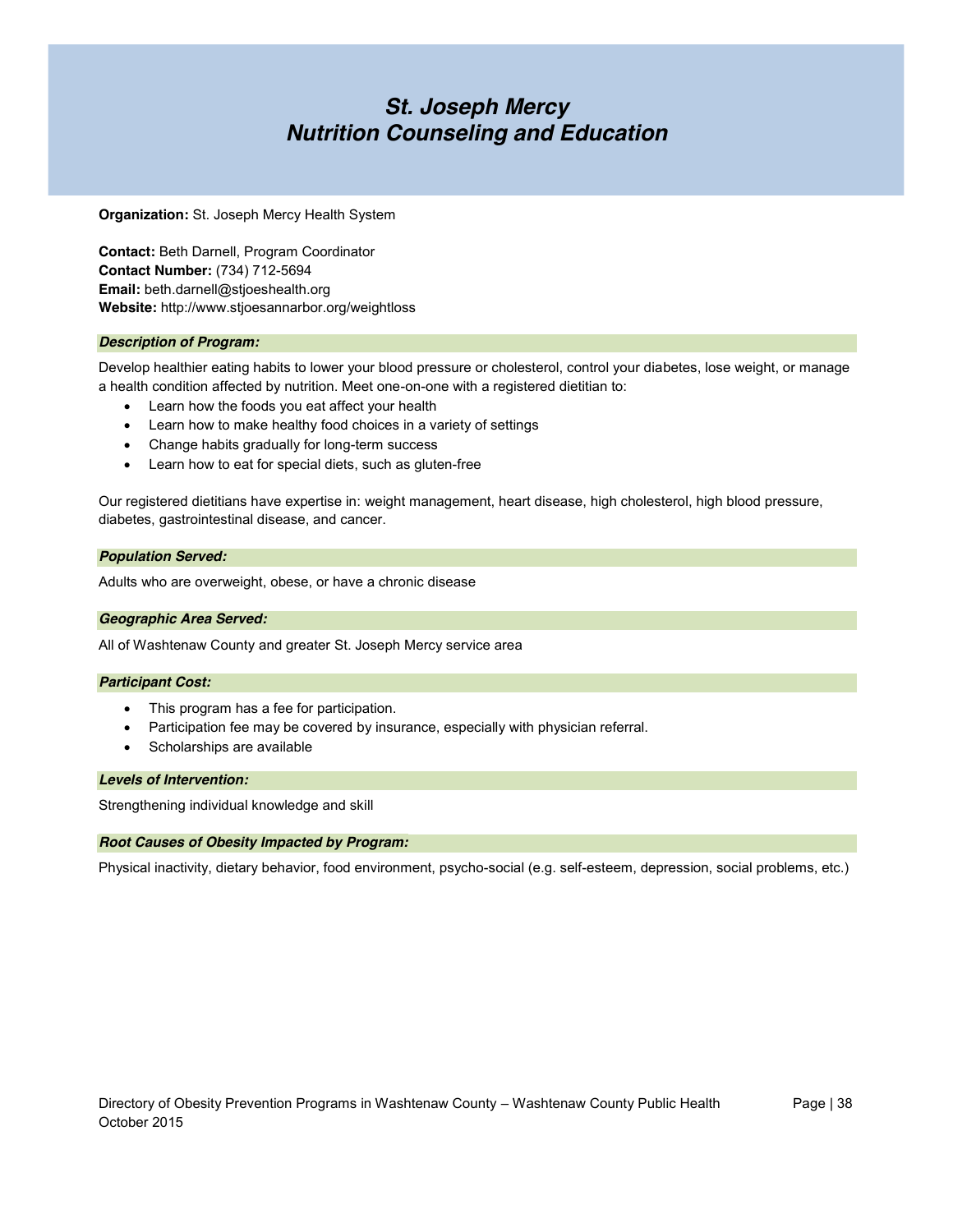# St. Joseph Mercy
# Nutrition Counseling and Education

**Organization:** St. Joseph Mercy Health System

**Contact:** Beth Darnell, Program Coordinator
**Contact Number:** (734) 712-5694
**Email:** beth.darnell@stjoeshealth.org
**Website:** http://www.stjoesannarbor.org/weightloss

### *Description of Program:*

Develop healthier eating habits to lower your blood pressure or cholesterol, control your diabetes, lose weight, or manage a health condition affected by nutrition. Meet one-on-one with a registered dietitian to:

- Learn how the foods you eat affect your health
- Learn how to make healthy food choices in a variety of settings
- Change habits gradually for long-term success
- Learn how to eat for special diets, such as gluten-free

Our registered dietitians have expertise in: weight management, heart disease, high cholesterol, high blood pressure, diabetes, gastrointestinal disease, and cancer.

### *Population Served:*

Adults who are overweight, obese, or have a chronic disease

### *Geographic Area Served:*

All of Washtenaw County and greater St. Joseph Mercy service area

### *Participant Cost:*

- This program has a fee for participation.
- Participation fee may be covered by insurance, especially with physician referral.
- Scholarships are available

### *Levels of Intervention:*

Strengthening individual knowledge and skill

### *Root Causes of Obesity Impacted by Program:*

Physical inactivity, dietary behavior, food environment, psycho-social (e.g. self-esteem, depression, social problems, etc.)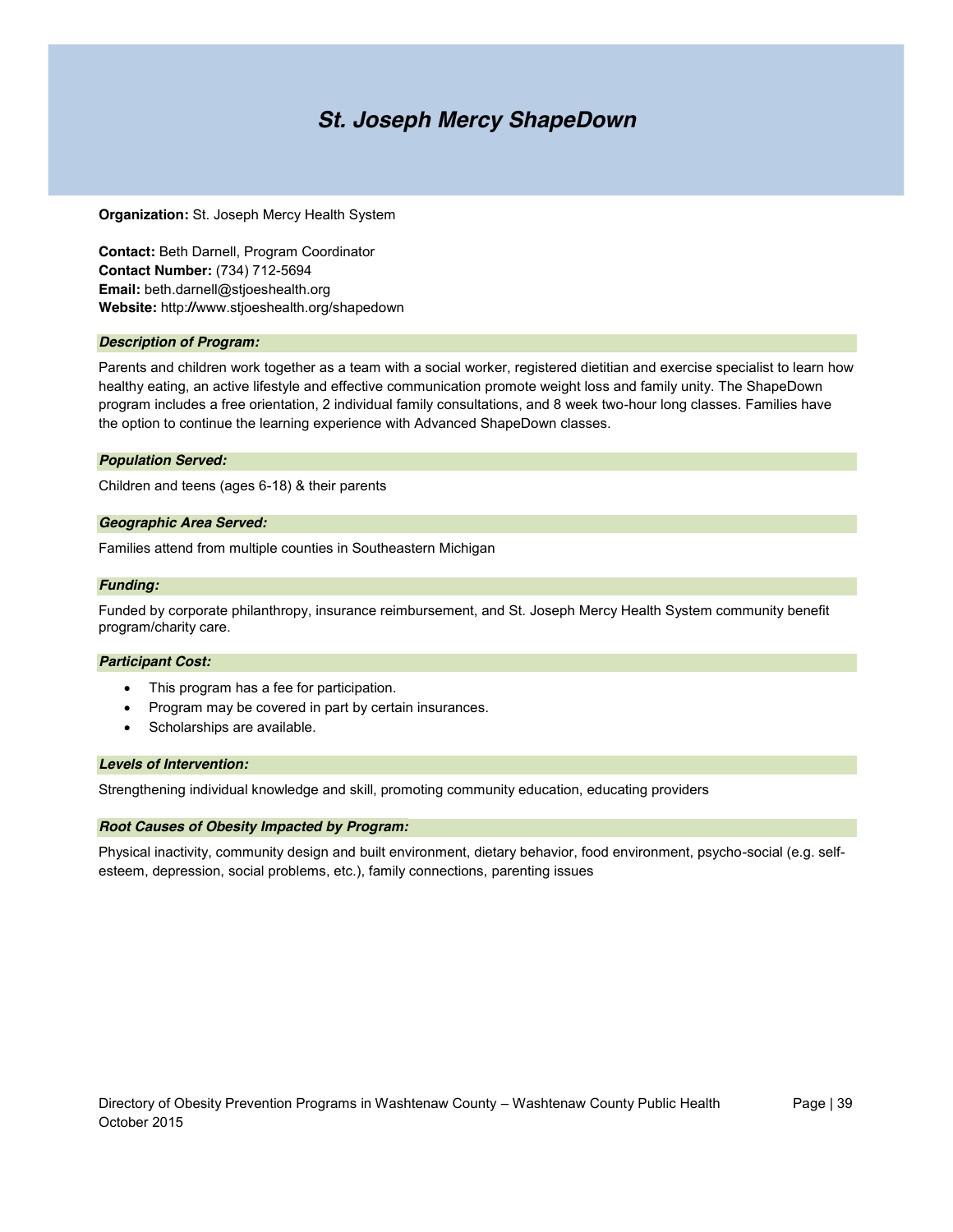# *St. Joseph Mercy ShapeDown*

**Organization:** St. Joseph Mercy Health System

**Contact:** Beth Darnell, Program Coordinator
**Contact Number:** (734) 712-5694
**Email:** beth.darnell@stjoeshealth.org
**Website:** http://www.stjoeshealth.org/shapedown

### *Description of Program:*

Parents and children work together as a team with a social worker, registered dietitian and exercise specialist to learn how healthy eating, an active lifestyle and effective communication promote weight loss and family unity. The ShapeDown program includes a free orientation, 2 individual family consultations, and 8 week two-hour long classes. Families have the option to continue the learning experience with Advanced ShapeDown classes.

### *Population Served:*

Children and teens (ages 6-18) & their parents

### *Geographic Area Served:*

Families attend from multiple counties in Southeastern Michigan

### *Funding:*

Funded by corporate philanthropy, insurance reimbursement, and St. Joseph Mercy Health System community benefit program/charity care.

### *Participant Cost:*

- This program has a fee for participation.
- Program may be covered in part by certain insurances.
- Scholarships are available.

### *Levels of Intervention:*

Strengthening individual knowledge and skill, promoting community education, educating providers

### *Root Causes of Obesity Impacted by Program:*

Physical inactivity, community design and built environment, dietary behavior, food environment, psycho-social (e.g. self-esteem, depression, social problems, etc.), family connections, parenting issues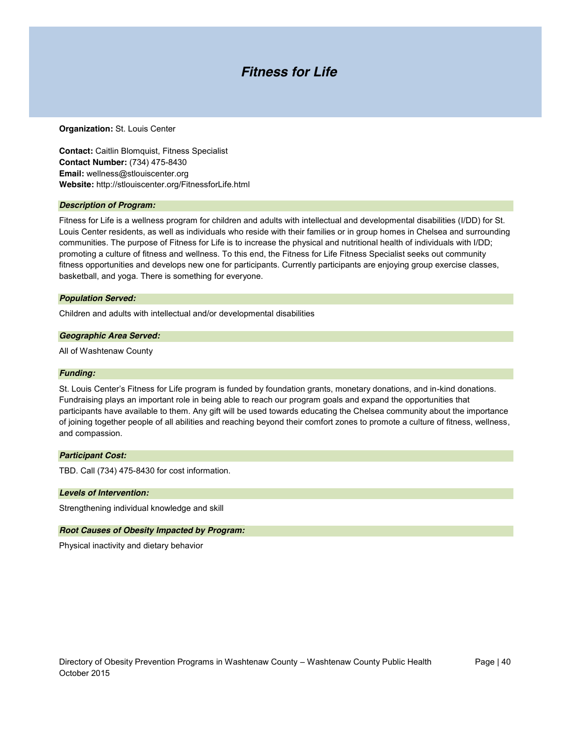# *Fitness for Life*

**Organization:** St. Louis Center

**Contact:** Caitlin Blomquist, Fitness Specialist
**Contact Number:** (734) 475-8430
**Email:** wellness@stlouiscenter.org
**Website:** http://stlouiscenter.org/FitnessforLife.html

### *Description of Program:*

Fitness for Life is a wellness program for children and adults with intellectual and developmental disabilities (I/DD) for St. Louis Center residents, as well as individuals who reside with their families or in group homes in Chelsea and surrounding communities. The purpose of Fitness for Life is to increase the physical and nutritional health of individuals with I/DD; promoting a culture of fitness and wellness. To this end, the Fitness for Life Fitness Specialist seeks out community fitness opportunities and develops new one for participants. Currently participants are enjoying group exercise classes, basketball, and yoga. There is something for everyone.

### *Population Served:*

Children and adults with intellectual and/or developmental disabilities

### *Geographic Area Served:*

All of Washtenaw County

### *Funding:*

St. Louis Center's Fitness for Life program is funded by foundation grants, monetary donations, and in-kind donations. Fundraising plays an important role in being able to reach our program goals and expand the opportunities that participants have available to them. Any gift will be used towards educating the Chelsea community about the importance of joining together people of all abilities and reaching beyond their comfort zones to promote a culture of fitness, wellness, and compassion.

### *Participant Cost:*

TBD. Call (734) 475-8430 for cost information.

### *Levels of Intervention:*

Strengthening individual knowledge and skill

### *Root Causes of Obesity Impacted by Program:*

Physical inactivity and dietary behavior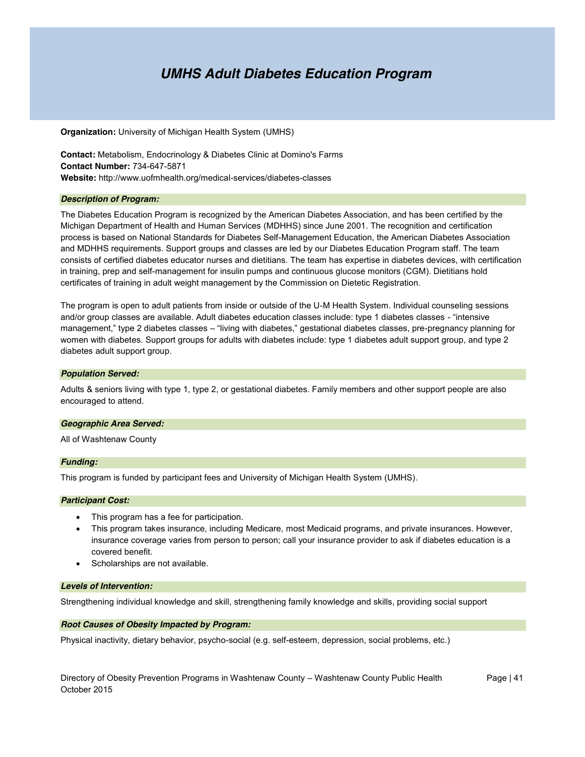# *UMHS Adult Diabetes Education Program*

**Organization:** University of Michigan Health System (UMHS)

**Contact:** Metabolism, Endocrinology & Diabetes Clinic at Domino's Farms
**Contact Number:** 734-647-5871
**Website:** http://www.uofmhealth.org/medical-services/diabetes-classes

### *Description of Program:*

The Diabetes Education Program is recognized by the American Diabetes Association, and has been certified by the Michigan Department of Health and Human Services (MDHHS) since June 2001. The recognition and certification process is based on National Standards for Diabetes Self-Management Education, the American Diabetes Association and MDHHS requirements. Support groups and classes are led by our Diabetes Education Program staff. The team consists of certified diabetes educator nurses and dietitians. The team has expertise in diabetes devices, with certification in training, prep and self-management for insulin pumps and continuous glucose monitors (CGM). Dietitians hold certificates of training in adult weight management by the Commission on Dietetic Registration.

The program is open to adult patients from inside or outside of the U-M Health System. Individual counseling sessions and/or group classes are available. Adult diabetes education classes include: type 1 diabetes classes - "intensive management," type 2 diabetes classes – "living with diabetes," gestational diabetes classes, pre-pregnancy planning for women with diabetes. Support groups for adults with diabetes include: type 1 diabetes adult support group, and type 2 diabetes adult support group.

### *Population Served:*

Adults & seniors living with type 1, type 2, or gestational diabetes. Family members and other support people are also encouraged to attend.

### *Geographic Area Served:*

All of Washtenaw County

### *Funding:*

This program is funded by participant fees and University of Michigan Health System (UMHS).

### *Participant Cost:*

- This program has a fee for participation.
- This program takes insurance, including Medicare, most Medicaid programs, and private insurances. However, insurance coverage varies from person to person; call your insurance provider to ask if diabetes education is a covered benefit.
- Scholarships are not available.

### *Levels of Intervention:*

Strengthening individual knowledge and skill, strengthening family knowledge and skills, providing social support

### *Root Causes of Obesity Impacted by Program:*

Physical inactivity, dietary behavior, psycho-social (e.g. self-esteem, depression, social problems, etc.)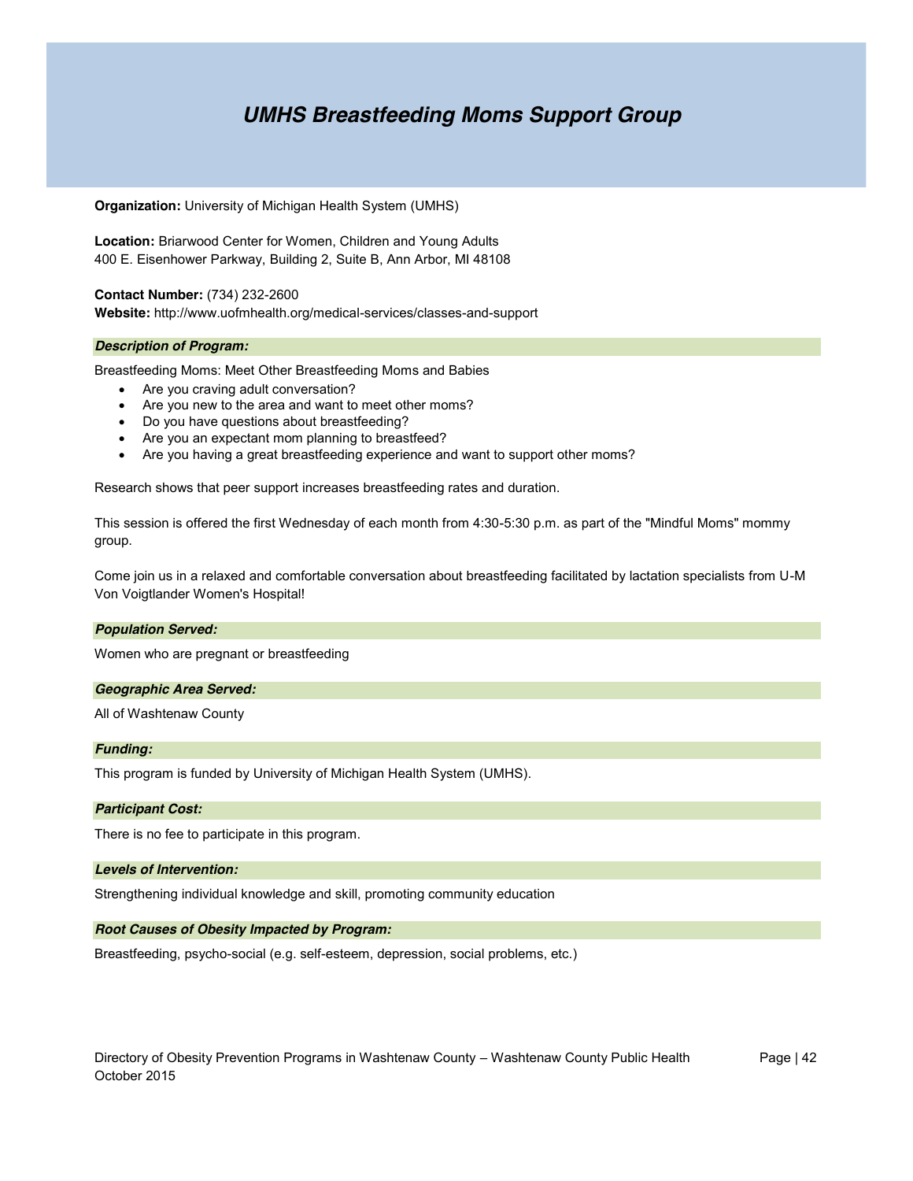# *UMHS Breastfeeding Moms Support Group*

**Organization:** University of Michigan Health System (UMHS)

**Location:** Briarwood Center for Women, Children and Young Adults
400 E. Eisenhower Parkway, Building 2, Suite B, Ann Arbor, MI 48108

**Contact Number:** (734) 232-2600
**Website:** http://www.uofmhealth.org/medical-services/classes-and-support

### *Description of Program:*

Breastfeeding Moms: Meet Other Breastfeeding Moms and Babies

- Are you craving adult conversation?
- Are you new to the area and want to meet other moms?
- Do you have questions about breastfeeding?
- Are you an expectant mom planning to breastfeed?
- Are you having a great breastfeeding experience and want to support other moms?

Research shows that peer support increases breastfeeding rates and duration.

This session is offered the first Wednesday of each month from 4:30-5:30 p.m. as part of the "Mindful Moms" mommy group.

Come join us in a relaxed and comfortable conversation about breastfeeding facilitated by lactation specialists from U-M Von Voigtlander Women's Hospital!

### *Population Served:*

Women who are pregnant or breastfeeding

### *Geographic Area Served:*

All of Washtenaw County

### *Funding:*

This program is funded by University of Michigan Health System (UMHS).

### *Participant Cost:*

There is no fee to participate in this program.

### *Levels of Intervention:*

Strengthening individual knowledge and skill, promoting community education

### *Root Causes of Obesity Impacted by Program:*

Breastfeeding, psycho-social (e.g. self-esteem, depression, social problems, etc.)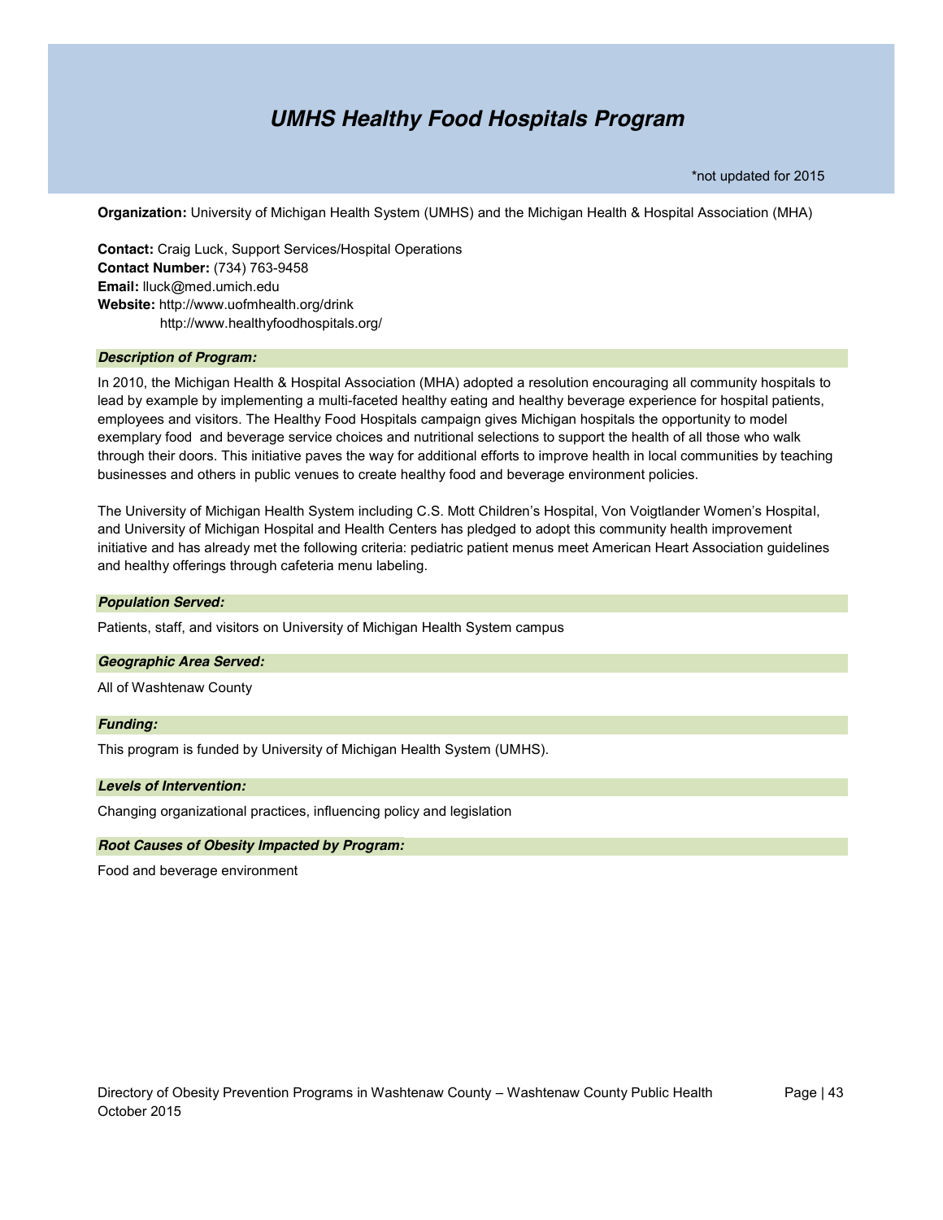# *UMHS Healthy Food Hospitals Program*

*not updated for 2015

**Organization:** University of Michigan Health System (UMHS) and the Michigan Health & Hospital Association (MHA)

**Contact:** Craig Luck, Support Services/Hospital Operations
**Contact Number:** (734) 763-9458
**Email:** lluck@med.umich.edu
**Website:** http://www.uofmhealth.org/drink
http://www.healthyfoodhospitals.org/

### *Description of Program:*

In 2010, the Michigan Health & Hospital Association (MHA) adopted a resolution encouraging all community hospitals to lead by example by implementing a multi-faceted healthy eating and healthy beverage experience for hospital patients, employees and visitors. The Healthy Food Hospitals campaign gives Michigan hospitals the opportunity to model exemplary food and beverage service choices and nutritional selections to support the health of all those who walk through their doors. This initiative paves the way for additional efforts to improve health in local communities by teaching businesses and others in public venues to create healthy food and beverage environment policies.

The University of Michigan Health System including C.S. Mott Children's Hospital, Von Voigtlander Women's Hospital, and University of Michigan Hospital and Health Centers has pledged to adopt this community health improvement initiative and has already met the following criteria: pediatric patient menus meet American Heart Association guidelines and healthy offerings through cafeteria menu labeling.

### *Population Served:*

Patients, staff, and visitors on University of Michigan Health System campus

### *Geographic Area Served:*

All of Washtenaw County

### *Funding:*

This program is funded by University of Michigan Health System (UMHS).

### *Levels of Intervention:*

Changing organizational practices, influencing policy and legislation

### *Root Causes of Obesity Impacted by Program:*

Food and beverage environment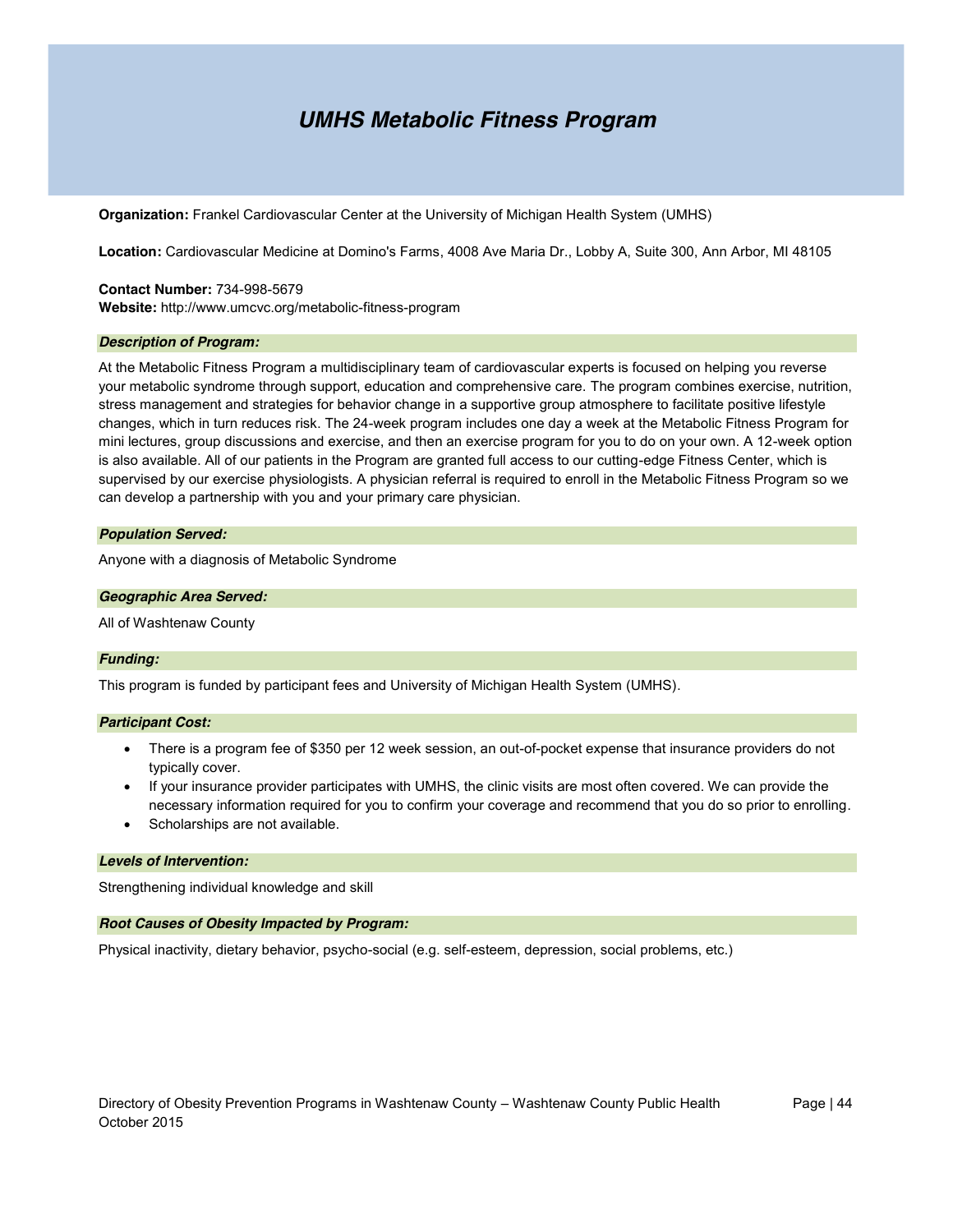# *UMHS Metabolic Fitness Program*

**Organization:** Frankel Cardiovascular Center at the University of Michigan Health System (UMHS)

**Location:** Cardiovascular Medicine at Domino's Farms, 4008 Ave Maria Dr., Lobby A, Suite 300, Ann Arbor, MI 48105

**Contact Number:** 734-998-5679
**Website:** http://www.umcvc.org/metabolic-fitness-program

### *Description of Program:*

At the Metabolic Fitness Program a multidisciplinary team of cardiovascular experts is focused on helping you reverse your metabolic syndrome through support, education and comprehensive care. The program combines exercise, nutrition, stress management and strategies for behavior change in a supportive group atmosphere to facilitate positive lifestyle changes, which in turn reduces risk. The 24-week program includes one day a week at the Metabolic Fitness Program for mini lectures, group discussions and exercise, and then an exercise program for you to do on your own. A 12-week option is also available. All of our patients in the Program are granted full access to our cutting-edge Fitness Center, which is supervised by our exercise physiologists. A physician referral is required to enroll in the Metabolic Fitness Program so we can develop a partnership with you and your primary care physician.

### *Population Served:*

Anyone with a diagnosis of Metabolic Syndrome

### *Geographic Area Served:*

All of Washtenaw County

### *Funding:*

This program is funded by participant fees and University of Michigan Health System (UMHS).

### *Participant Cost:*

- There is a program fee of $350 per 12 week session, an out-of-pocket expense that insurance providers do not typically cover.
- If your insurance provider participates with UMHS, the clinic visits are most often covered. We can provide the necessary information required for you to confirm your coverage and recommend that you do so prior to enrolling.
- Scholarships are not available.

### *Levels of Intervention:*

Strengthening individual knowledge and skill

### *Root Causes of Obesity Impacted by Program:*

Physical inactivity, dietary behavior, psycho-social (e.g. self-esteem, depression, social problems, etc.)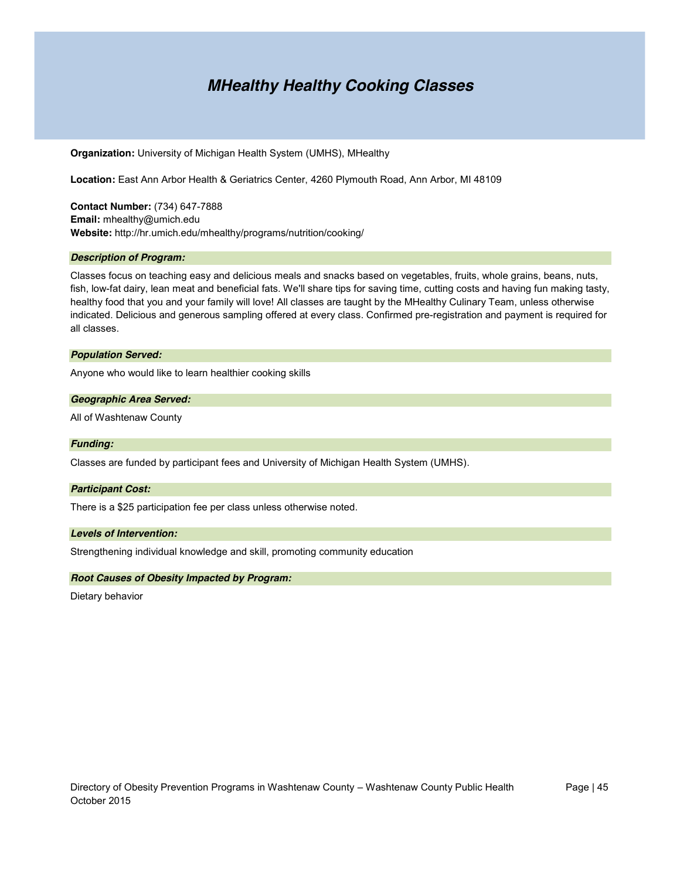# *MHealthy Healthy Cooking Classes*

**Organization:** University of Michigan Health System (UMHS), MHealthy

**Location:** East Ann Arbor Health & Geriatrics Center, 4260 Plymouth Road, Ann Arbor, MI 48109

**Contact Number:** (734) 647-7888
**Email:** mhealthy@umich.edu
**Website:** http://hr.umich.edu/mhealthy/programs/nutrition/cooking/

### *Description of Program:*

Classes focus on teaching easy and delicious meals and snacks based on vegetables, fruits, whole grains, beans, nuts, fish, low-fat dairy, lean meat and beneficial fats. We'll share tips for saving time, cutting costs and having fun making tasty, healthy food that you and your family will love! All classes are taught by the MHealthy Culinary Team, unless otherwise indicated. Delicious and generous sampling offered at every class. Confirmed pre-registration and payment is required for all classes.

### *Population Served:*

Anyone who would like to learn healthier cooking skills

### *Geographic Area Served:*

All of Washtenaw County

### *Funding:*

Classes are funded by participant fees and University of Michigan Health System (UMHS).

### *Participant Cost:*

There is a $25 participation fee per class unless otherwise noted.

### *Levels of Intervention:*

Strengthening individual knowledge and skill, promoting community education

### *Root Causes of Obesity Impacted by Program:*

Dietary behavior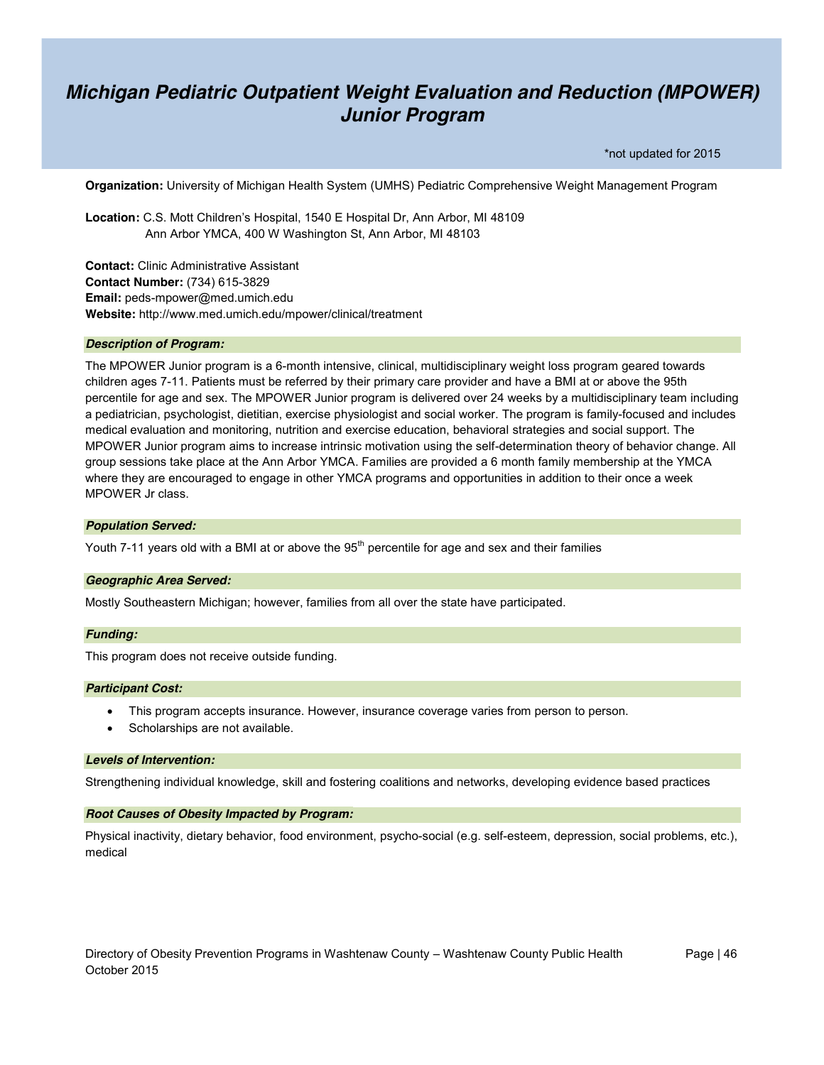# *Michigan Pediatric Outpatient Weight Evaluation and Reduction (MPOWER) Junior Program*

*not updated for 2015

**Organization:** University of Michigan Health System (UMHS) Pediatric Comprehensive Weight Management Program

**Location:** C.S. Mott Children's Hospital, 1540 E Hospital Dr, Ann Arbor, MI 48109
Ann Arbor YMCA, 400 W Washington St, Ann Arbor, MI 48103

**Contact:** Clinic Administrative Assistant
**Contact Number:** (734) 615-3829
**Email:** peds-mpower@med.umich.edu
**Website:** http://www.med.umich.edu/mpower/clinical/treatment

### *Description of Program:*

The MPOWER Junior program is a 6-month intensive, clinical, multidisciplinary weight loss program geared towards children ages 7-11. Patients must be referred by their primary care provider and have a BMI at or above the 95th percentile for age and sex. The MPOWER Junior program is delivered over 24 weeks by a multidisciplinary team including a pediatrician, psychologist, dietitian, exercise physiologist and social worker. The program is family-focused and includes medical evaluation and monitoring, nutrition and exercise education, behavioral strategies and social support. The MPOWER Junior program aims to increase intrinsic motivation using the self-determination theory of behavior change. All group sessions take place at the Ann Arbor YMCA. Families are provided a 6 month family membership at the YMCA where they are encouraged to engage in other YMCA programs and opportunities in addition to their once a week MPOWER Jr class.

### *Population Served:*

Youth 7-11 years old with a BMI at or above the 95th percentile for age and sex and their families

### *Geographic Area Served:*

Mostly Southeastern Michigan; however, families from all over the state have participated.

### *Funding:*

This program does not receive outside funding.

### *Participant Cost:*

- This program accepts insurance. However, insurance coverage varies from person to person.
- Scholarships are not available.

### *Levels of Intervention:*

Strengthening individual knowledge, skill and fostering coalitions and networks, developing evidence based practices

### *Root Causes of Obesity Impacted by Program:*

Physical inactivity, dietary behavior, food environment, psycho-social (e.g. self-esteem, depression, social problems, etc.), medical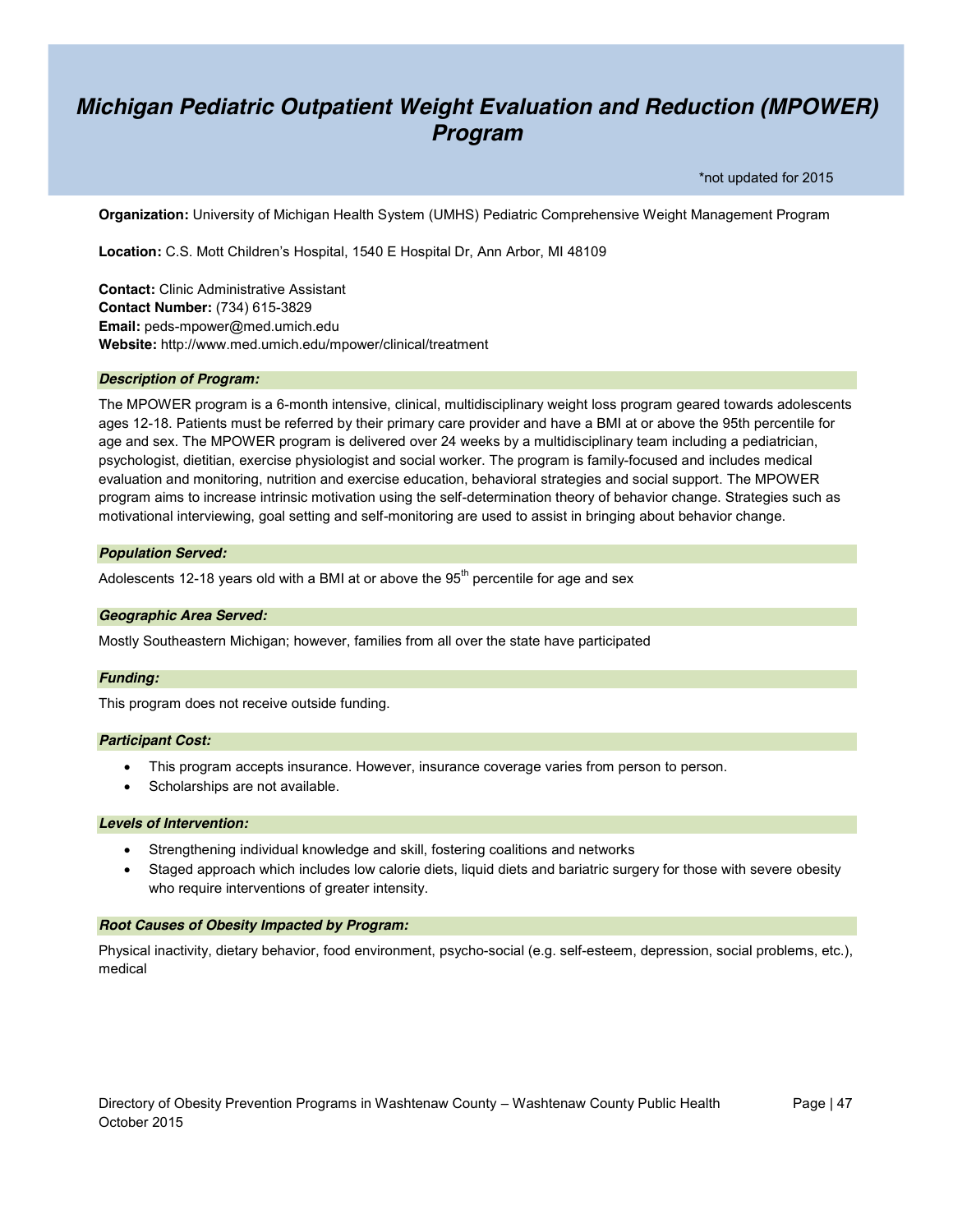# Michigan Pediatric Outpatient Weight Evaluation and Reduction (MPOWER) Program

*not updated for 2015

**Organization:** University of Michigan Health System (UMHS) Pediatric Comprehensive Weight Management Program

**Location:** C.S. Mott Children's Hospital, 1540 E Hospital Dr, Ann Arbor, MI 48109

**Contact:** Clinic Administrative Assistant
**Contact Number:** (734) 615-3829
**Email:** peds-mpower@med.umich.edu
**Website:** http://www.med.umich.edu/mpower/clinical/treatment

### *Description of Program:*

The MPOWER program is a 6-month intensive, clinical, multidisciplinary weight loss program geared towards adolescents ages 12-18. Patients must be referred by their primary care provider and have a BMI at or above the 95th percentile for age and sex. The MPOWER program is delivered over 24 weeks by a multidisciplinary team including a pediatrician, psychologist, dietitian, exercise physiologist and social worker. The program is family-focused and includes medical evaluation and monitoring, nutrition and exercise education, behavioral strategies and social support. The MPOWER program aims to increase intrinsic motivation using the self-determination theory of behavior change. Strategies such as motivational interviewing, goal setting and self-monitoring are used to assist in bringing about behavior change.

### *Population Served:*

Adolescents 12-18 years old with a BMI at or above the 95th percentile for age and sex

### *Geographic Area Served:*

Mostly Southeastern Michigan; however, families from all over the state have participated

### *Funding:*

This program does not receive outside funding.

### *Participant Cost:*

- This program accepts insurance. However, insurance coverage varies from person to person.
- Scholarships are not available.

### *Levels of Intervention:*

- Strengthening individual knowledge and skill, fostering coalitions and networks
- Staged approach which includes low calorie diets, liquid diets and bariatric surgery for those with severe obesity who require interventions of greater intensity.

### *Root Causes of Obesity Impacted by Program:*

Physical inactivity, dietary behavior, food environment, psycho-social (e.g. self-esteem, depression, social problems, etc.), medical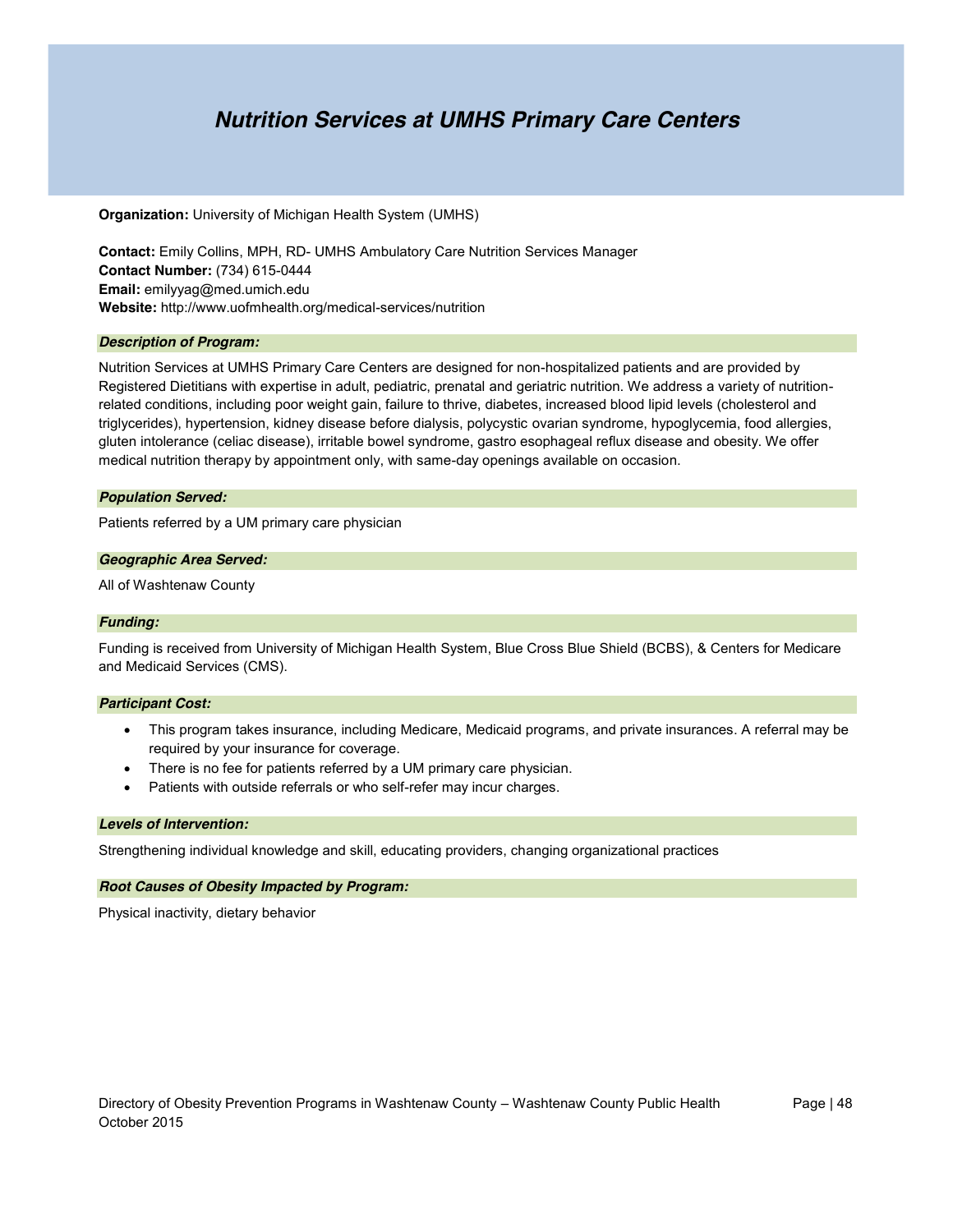# *Nutrition Services at UMHS Primary Care Centers*

**Organization:** University of Michigan Health System (UMHS)

**Contact:** Emily Collins, MPH, RD- UMHS Ambulatory Care Nutrition Services Manager
**Contact Number:** (734) 615-0444
**Email:** emilyyag@med.umich.edu
**Website:** http://www.uofmhealth.org/medical-services/nutrition

### *Description of Program:*

Nutrition Services at UMHS Primary Care Centers are designed for non-hospitalized patients and are provided by Registered Dietitians with expertise in adult, pediatric, prenatal and geriatric nutrition. We address a variety of nutrition-related conditions, including poor weight gain, failure to thrive, diabetes, increased blood lipid levels (cholesterol and triglycerides), hypertension, kidney disease before dialysis, polycystic ovarian syndrome, hypoglycemia, food allergies, gluten intolerance (celiac disease), irritable bowel syndrome, gastro esophageal reflux disease and obesity. We offer medical nutrition therapy by appointment only, with same-day openings available on occasion.

### *Population Served:*

Patients referred by a UM primary care physician

### *Geographic Area Served:*

All of Washtenaw County

### *Funding:*

Funding is received from University of Michigan Health System, Blue Cross Blue Shield (BCBS), & Centers for Medicare and Medicaid Services (CMS).

### *Participant Cost:*

- This program takes insurance, including Medicare, Medicaid programs, and private insurances. A referral may be required by your insurance for coverage.
- There is no fee for patients referred by a UM primary care physician.
- Patients with outside referrals or who self-refer may incur charges.

### *Levels of Intervention:*

Strengthening individual knowledge and skill, educating providers, changing organizational practices

### *Root Causes of Obesity Impacted by Program:*

Physical inactivity, dietary behavior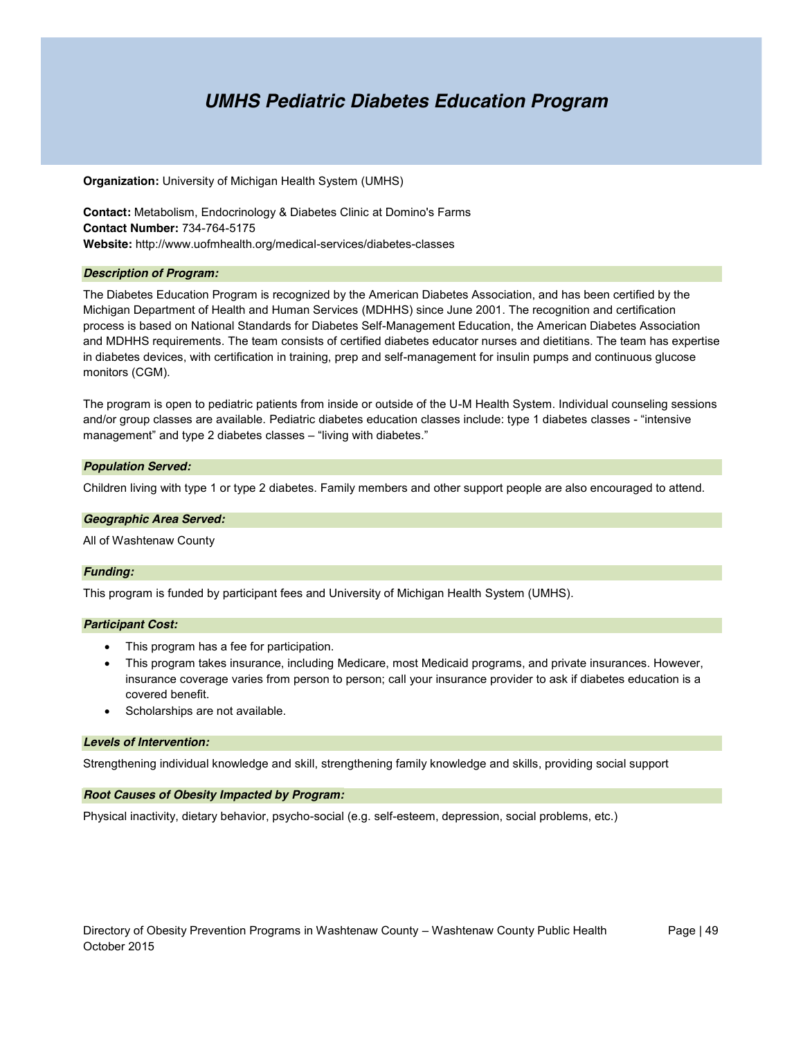# UMHS Pediatric Diabetes Education Program

**Organization:** University of Michigan Health System (UMHS)

**Contact:** Metabolism, Endocrinology & Diabetes Clinic at Domino's Farms
**Contact Number:** 734-764-5175
**Website:** http://www.uofmhealth.org/medical-services/diabetes-classes

### *Description of Program:*

The Diabetes Education Program is recognized by the American Diabetes Association, and has been certified by the Michigan Department of Health and Human Services (MDHHS) since June 2001. The recognition and certification process is based on National Standards for Diabetes Self-Management Education, the American Diabetes Association and MDHHS requirements. The team consists of certified diabetes educator nurses and dietitians. The team has expertise in diabetes devices, with certification in training, prep and self-management for insulin pumps and continuous glucose monitors (CGM).

The program is open to pediatric patients from inside or outside of the U-M Health System. Individual counseling sessions and/or group classes are available. Pediatric diabetes education classes include: type 1 diabetes classes - "intensive management" and type 2 diabetes classes – "living with diabetes."

### *Population Served:*

Children living with type 1 or type 2 diabetes. Family members and other support people are also encouraged to attend.

### *Geographic Area Served:*

All of Washtenaw County

### *Funding:*

This program is funded by participant fees and University of Michigan Health System (UMHS).

### *Participant Cost:*

- This program has a fee for participation.
- This program takes insurance, including Medicare, most Medicaid programs, and private insurances. However, insurance coverage varies from person to person; call your insurance provider to ask if diabetes education is a covered benefit.
- Scholarships are not available.

### *Levels of Intervention:*

Strengthening individual knowledge and skill, strengthening family knowledge and skills, providing social support

### *Root Causes of Obesity Impacted by Program:*

Physical inactivity, dietary behavior, psycho-social (e.g. self-esteem, depression, social problems, etc.)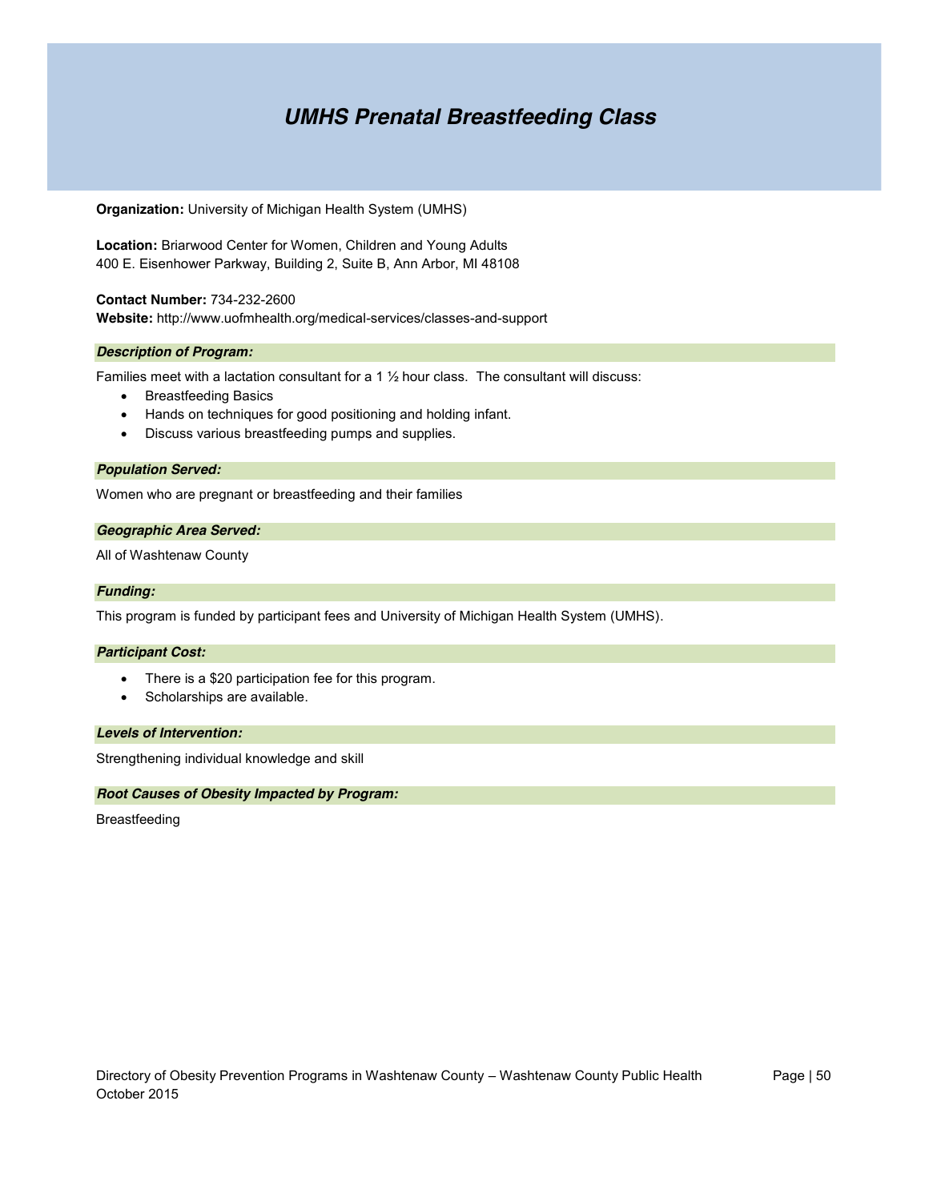# UMHS Prenatal Breastfeeding Class

**Organization:** University of Michigan Health System (UMHS)

**Location:** Briarwood Center for Women, Children and Young Adults
400 E. Eisenhower Parkway, Building 2, Suite B, Ann Arbor, MI 48108

**Contact Number:** 734-232-2600
**Website:** http://www.uofmhealth.org/medical-services/classes-and-support

### *Description of Program:*

Families meet with a lactation consultant for a 1 ½ hour class. The consultant will discuss:

- Breastfeeding Basics
- Hands on techniques for good positioning and holding infant.
- Discuss various breastfeeding pumps and supplies.

### *Population Served:*

Women who are pregnant or breastfeeding and their families

### *Geographic Area Served:*

All of Washtenaw County

### *Funding:*

This program is funded by participant fees and University of Michigan Health System (UMHS).

### *Participant Cost:*

- There is a $20 participation fee for this program.
- Scholarships are available.

### *Levels of Intervention:*

Strengthening individual knowledge and skill

### *Root Causes of Obesity Impacted by Program:*

Breastfeeding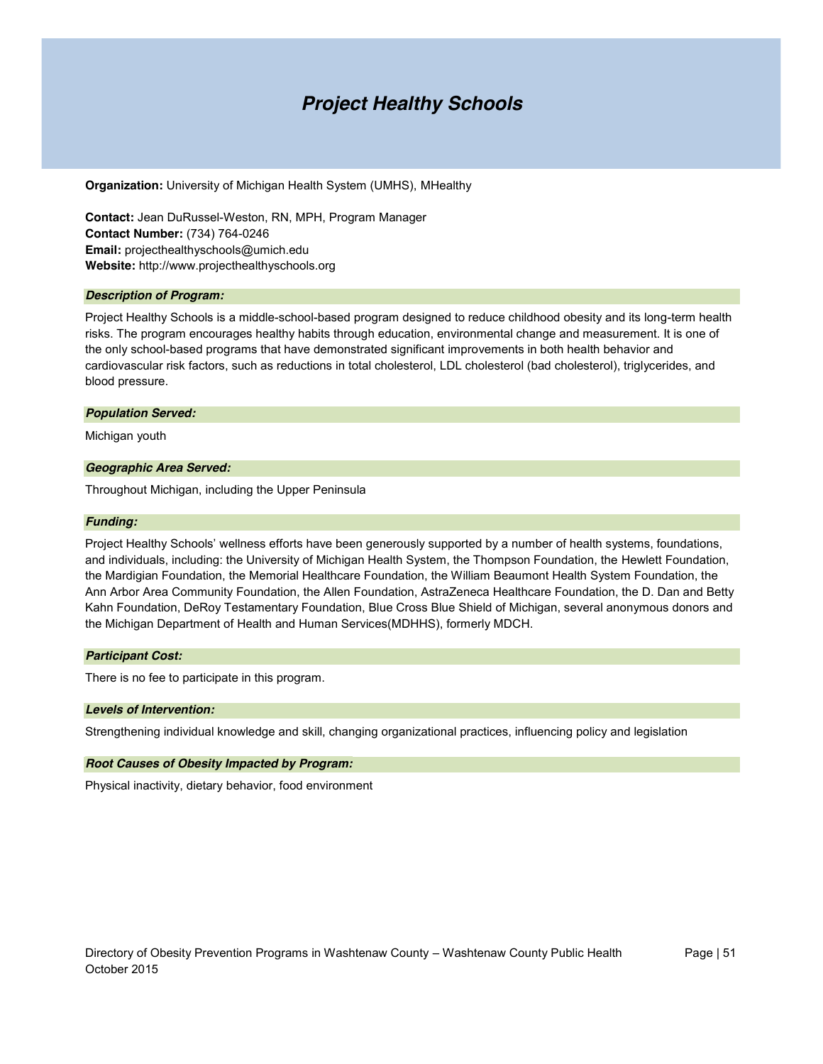# Project Healthy Schools

**Organization:** University of Michigan Health System (UMHS), MHealthy

**Contact:** Jean DuRussel-Weston, RN, MPH, Program Manager
**Contact Number:** (734) 764-0246
**Email:** projecthealthyschools@umich.edu
**Website:** http://www.projecthealthyschools.org

### *Description of Program:*

Project Healthy Schools is a middle-school-based program designed to reduce childhood obesity and its long-term health risks. The program encourages healthy habits through education, environmental change and measurement. It is one of the only school-based programs that have demonstrated significant improvements in both health behavior and cardiovascular risk factors, such as reductions in total cholesterol, LDL cholesterol (bad cholesterol), triglycerides, and blood pressure.

### *Population Served:*

Michigan youth

### *Geographic Area Served:*

Throughout Michigan, including the Upper Peninsula

### *Funding:*

Project Healthy Schools' wellness efforts have been generously supported by a number of health systems, foundations, and individuals, including: the University of Michigan Health System, the Thompson Foundation, the Hewlett Foundation, the Mardigian Foundation, the Memorial Healthcare Foundation, the William Beaumont Health System Foundation, the Ann Arbor Area Community Foundation, the Allen Foundation, AstraZeneca Healthcare Foundation, the D. Dan and Betty Kahn Foundation, DeRoy Testamentary Foundation, Blue Cross Blue Shield of Michigan, several anonymous donors and the Michigan Department of Health and Human Services(MDHHS), formerly MDCH.

### *Participant Cost:*

There is no fee to participate in this program.

### *Levels of Intervention:*

Strengthening individual knowledge and skill, changing organizational practices, influencing policy and legislation

### *Root Causes of Obesity Impacted by Program:*

Physical inactivity, dietary behavior, food environment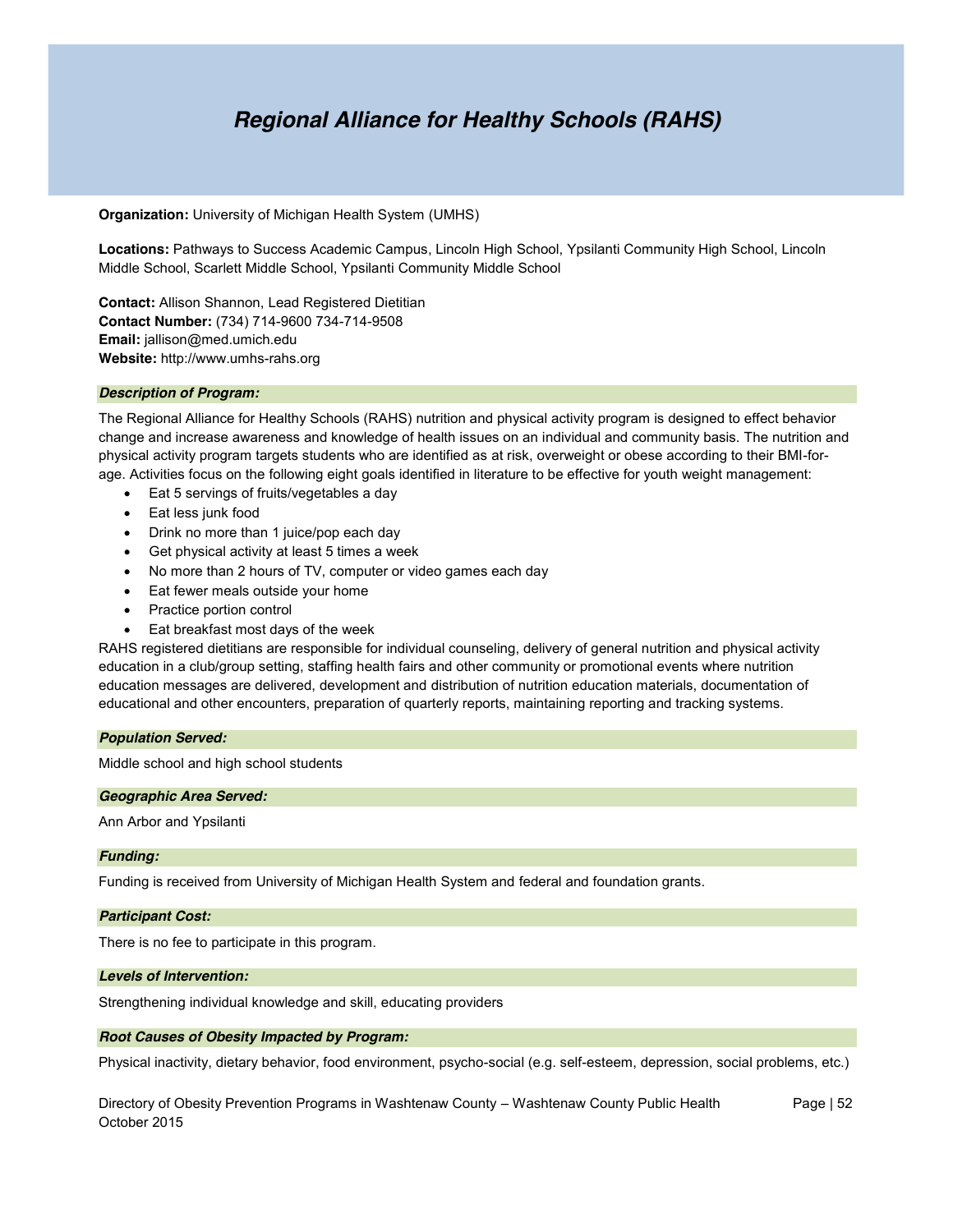# *Regional Alliance for Healthy Schools (RAHS)*

**Organization:** University of Michigan Health System (UMHS)

**Locations:** Pathways to Success Academic Campus, Lincoln High School, Ypsilanti Community High School, Lincoln Middle School, Scarlett Middle School, Ypsilanti Community Middle School

**Contact:** Allison Shannon, Lead Registered Dietitian
**Contact Number:** (734) 714-9600 734-714-9508
**Email:** jallison@med.umich.edu
**Website:** http://www.umhs-rahs.org

### *Description of Program:*

The Regional Alliance for Healthy Schools (RAHS) nutrition and physical activity program is designed to effect behavior change and increase awareness and knowledge of health issues on an individual and community basis. The nutrition and physical activity program targets students who are identified as at risk, overweight or obese according to their BMI-for-age. Activities focus on the following eight goals identified in literature to be effective for youth weight management:

- Eat 5 servings of fruits/vegetables a day
- Eat less junk food
- Drink no more than 1 juice/pop each day
- Get physical activity at least 5 times a week
- No more than 2 hours of TV, computer or video games each day
- Eat fewer meals outside your home
- Practice portion control
- Eat breakfast most days of the week

RAHS registered dietitians are responsible for individual counseling, delivery of general nutrition and physical activity education in a club/group setting, staffing health fairs and other community or promotional events where nutrition education messages are delivered, development and distribution of nutrition education materials, documentation of educational and other encounters, preparation of quarterly reports, maintaining reporting and tracking systems.

### *Population Served:*

Middle school and high school students

### *Geographic Area Served:*

Ann Arbor and Ypsilanti

### *Funding:*

Funding is received from University of Michigan Health System and federal and foundation grants.

### *Participant Cost:*

There is no fee to participate in this program.

### *Levels of Intervention:*

Strengthening individual knowledge and skill, educating providers

### *Root Causes of Obesity Impacted by Program:*

Physical inactivity, dietary behavior, food environment, psycho-social (e.g. self-esteem, depression, social problems, etc.)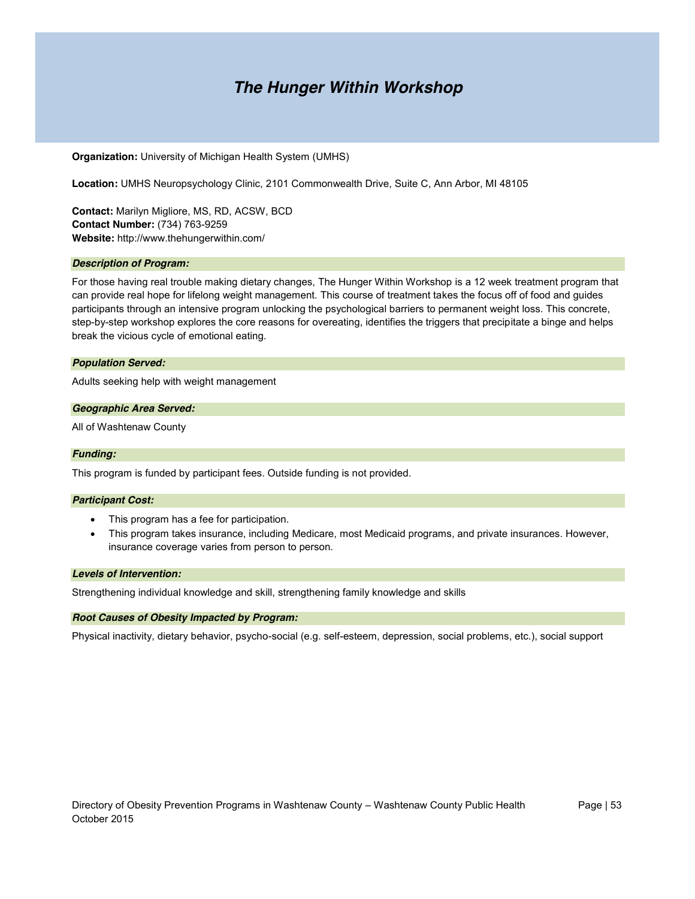# *The Hunger Within Workshop*

**Organization:** University of Michigan Health System (UMHS)

**Location:** UMHS Neuropsychology Clinic, 2101 Commonwealth Drive, Suite C, Ann Arbor, MI 48105

**Contact:** Marilyn Migliore, MS, RD, ACSW, BCD
**Contact Number:** (734) 763-9259
**Website:** http://www.thehungerwithin.com/

### *Description of Program:*

For those having real trouble making dietary changes, The Hunger Within Workshop is a 12 week treatment program that can provide real hope for lifelong weight management. This course of treatment takes the focus off of food and guides participants through an intensive program unlocking the psychological barriers to permanent weight loss. This concrete, step-by-step workshop explores the core reasons for overeating, identifies the triggers that precipitate a binge and helps break the vicious cycle of emotional eating.

### *Population Served:*

Adults seeking help with weight management

### *Geographic Area Served:*

All of Washtenaw County

### *Funding:*

This program is funded by participant fees. Outside funding is not provided.

### *Participant Cost:*

- This program has a fee for participation.
- This program takes insurance, including Medicare, most Medicaid programs, and private insurances. However, insurance coverage varies from person to person.

### *Levels of Intervention:*

Strengthening individual knowledge and skill, strengthening family knowledge and skills

### *Root Causes of Obesity Impacted by Program:*

Physical inactivity, dietary behavior, psycho-social (e.g. self-esteem, depression, social problems, etc.), social support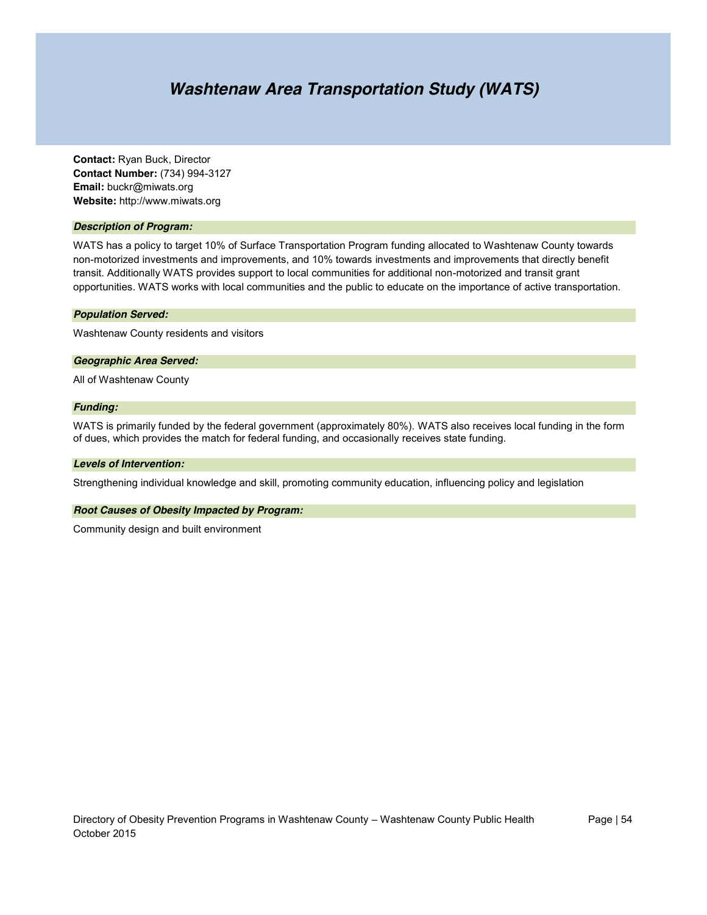# *Washtenaw Area Transportation Study (WATS)*

**Contact:** Ryan Buck, Director
**Contact Number:** (734) 994-3127
**Email:** buckr@miwats.org
**Website:** http://www.miwats.org

***Description of Program:***

WATS has a policy to target 10% of Surface Transportation Program funding allocated to Washtenaw County towards non-motorized investments and improvements, and 10% towards investments and improvements that directly benefit transit. Additionally WATS provides support to local communities for additional non-motorized and transit grant opportunities. WATS works with local communities and the public to educate on the importance of active transportation.

***Population Served:***

Washtenaw County residents and visitors

***Geographic Area Served:***

All of Washtenaw County

***Funding:***

WATS is primarily funded by the federal government (approximately 80%). WATS also receives local funding in the form of dues, which provides the match for federal funding, and occasionally receives state funding.

***Levels of Intervention:***

Strengthening individual knowledge and skill, promoting community education, influencing policy and legislation

***Root Causes of Obesity Impacted by Program:***

Community design and built environment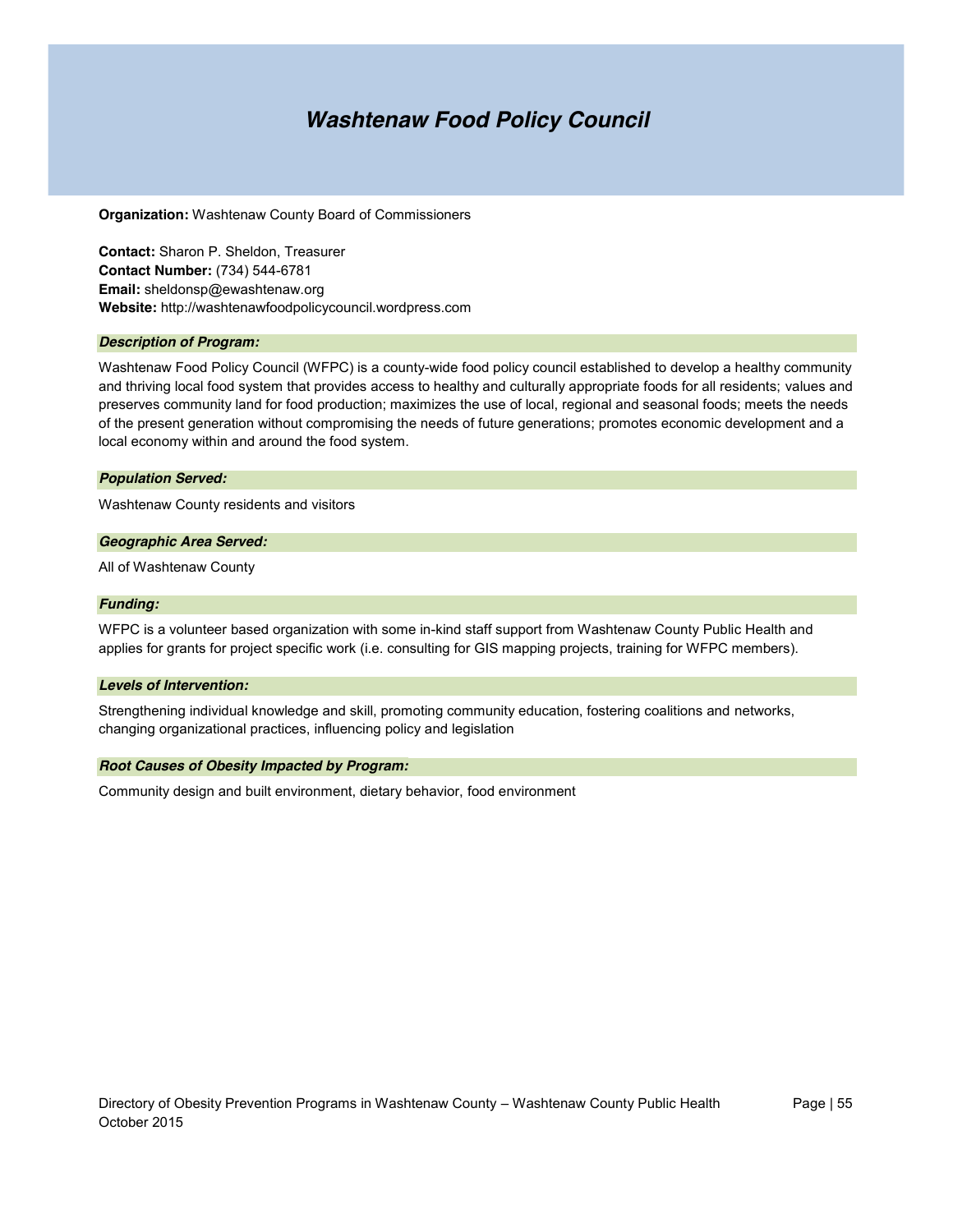# *Washtenaw Food Policy Council*

**Organization:** Washtenaw County Board of Commissioners

**Contact:** Sharon P. Sheldon, Treasurer
**Contact Number:** (734) 544-6781
**Email:** sheldonsp@ewashtenaw.org
**Website:** http://washtenawfoodpolicycouncil.wordpress.com

### *Description of Program:*

Washtenaw Food Policy Council (WFPC) is a county-wide food policy council established to develop a healthy community and thriving local food system that provides access to healthy and culturally appropriate foods for all residents; values and preserves community land for food production; maximizes the use of local, regional and seasonal foods; meets the needs of the present generation without compromising the needs of future generations; promotes economic development and a local economy within and around the food system.

### *Population Served:*

Washtenaw County residents and visitors

### *Geographic Area Served:*

All of Washtenaw County

### *Funding:*

WFPC is a volunteer based organization with some in-kind staff support from Washtenaw County Public Health and applies for grants for project specific work (i.e. consulting for GIS mapping projects, training for WFPC members).

### *Levels of Intervention:*

Strengthening individual knowledge and skill, promoting community education, fostering coalitions and networks, changing organizational practices, influencing policy and legislation

### *Root Causes of Obesity Impacted by Program:*

Community design and built environment, dietary behavior, food environment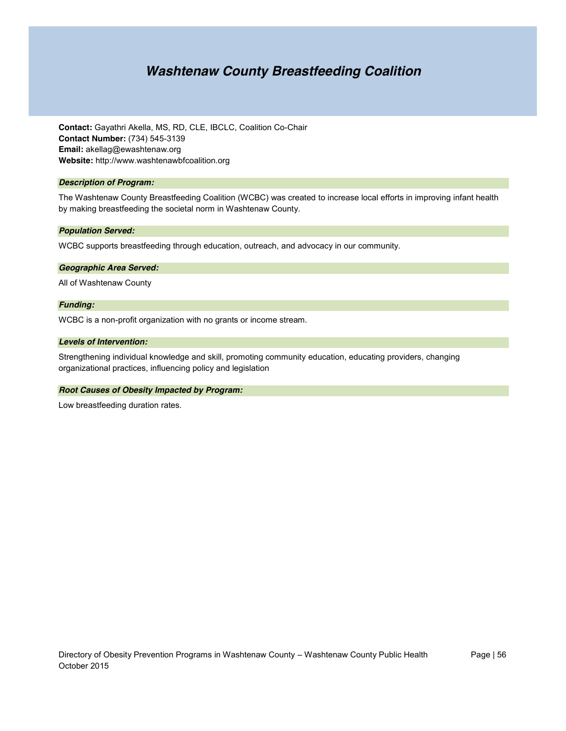# Washtenaw County Breastfeeding Coalition

**Contact:** Gayathri Akella, MS, RD, CLE, IBCLC, Coalition Co-Chair
**Contact Number:** (734) 545-3139
**Email:** akellag@ewashtenaw.org
**Website:** http://www.washtenawbfcoalition.org

### *Description of Program:*

The Washtenaw County Breastfeeding Coalition (WCBC) was created to increase local efforts in improving infant health by making breastfeeding the societal norm in Washtenaw County.

### *Population Served:*

WCBC supports breastfeeding through education, outreach, and advocacy in our community.

### *Geographic Area Served:*

All of Washtenaw County

### *Funding:*

WCBC is a non-profit organization with no grants or income stream.

### *Levels of Intervention:*

Strengthening individual knowledge and skill, promoting community education, educating providers, changing organizational practices, influencing policy and legislation

### *Root Causes of Obesity Impacted by Program:*

Low breastfeeding duration rates.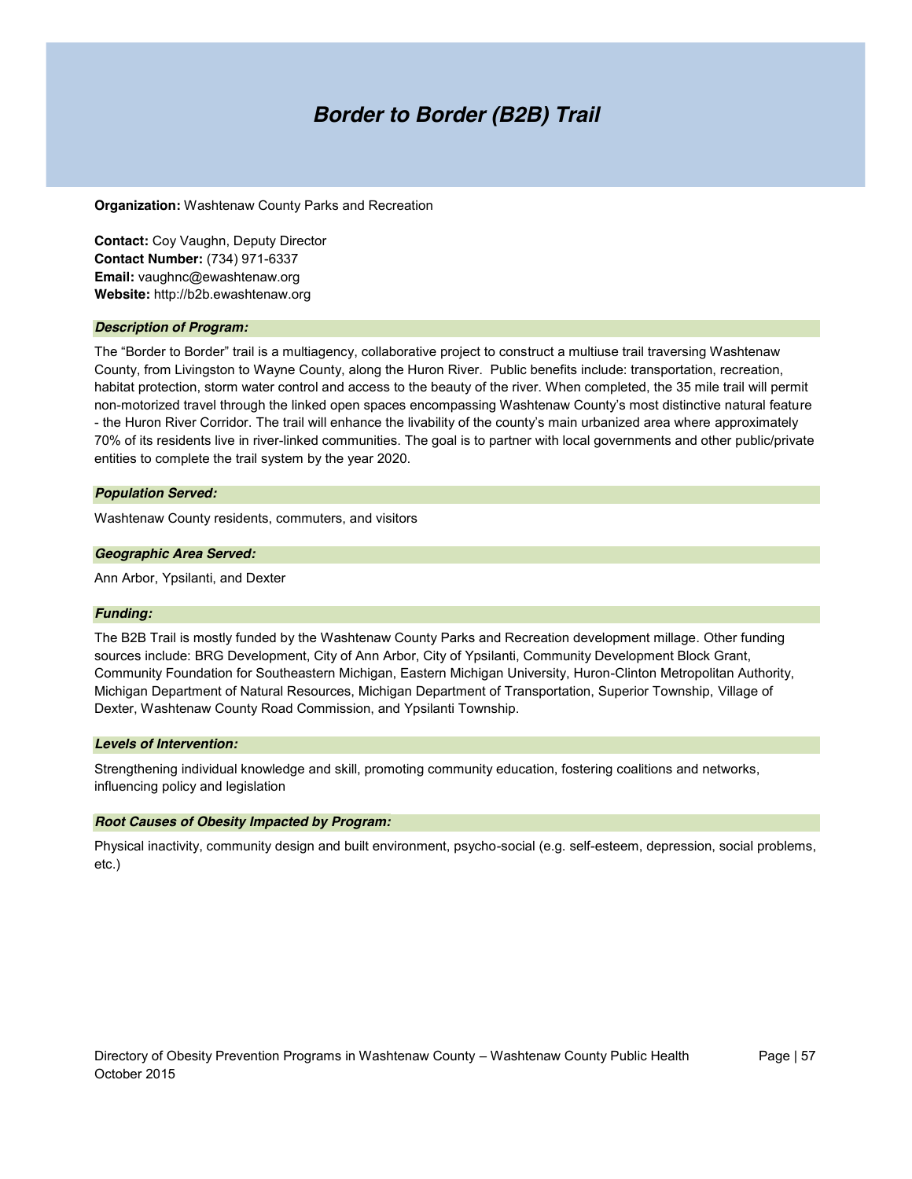# Border to Border (B2B) Trail

**Organization:** Washtenaw County Parks and Recreation

**Contact:** Coy Vaughn, Deputy Director
**Contact Number:** (734) 971-6337
**Email:** vaughnc@ewashtenaw.org
**Website:** http://b2b.ewashtenaw.org

### *Description of Program:*

The "Border to Border" trail is a multiagency, collaborative project to construct a multiuse trail traversing Washtenaw County, from Livingston to Wayne County, along the Huron River. Public benefits include: transportation, recreation, habitat protection, storm water control and access to the beauty of the river. When completed, the 35 mile trail will permit non-motorized travel through the linked open spaces encompassing Washtenaw County's most distinctive natural feature - the Huron River Corridor. The trail will enhance the livability of the county's main urbanized area where approximately 70% of its residents live in river-linked communities. The goal is to partner with local governments and other public/private entities to complete the trail system by the year 2020.

### *Population Served:*

Washtenaw County residents, commuters, and visitors

### *Geographic Area Served:*

Ann Arbor, Ypsilanti, and Dexter

### *Funding:*

The B2B Trail is mostly funded by the Washtenaw County Parks and Recreation development millage. Other funding sources include: BRG Development, City of Ann Arbor, City of Ypsilanti, Community Development Block Grant, Community Foundation for Southeastern Michigan, Eastern Michigan University, Huron-Clinton Metropolitan Authority, Michigan Department of Natural Resources, Michigan Department of Transportation, Superior Township, Village of Dexter, Washtenaw County Road Commission, and Ypsilanti Township.

### *Levels of Intervention:*

Strengthening individual knowledge and skill, promoting community education, fostering coalitions and networks, influencing policy and legislation

### *Root Causes of Obesity Impacted by Program:*

Physical inactivity, community design and built environment, psycho-social (e.g. self-esteem, depression, social problems, etc.)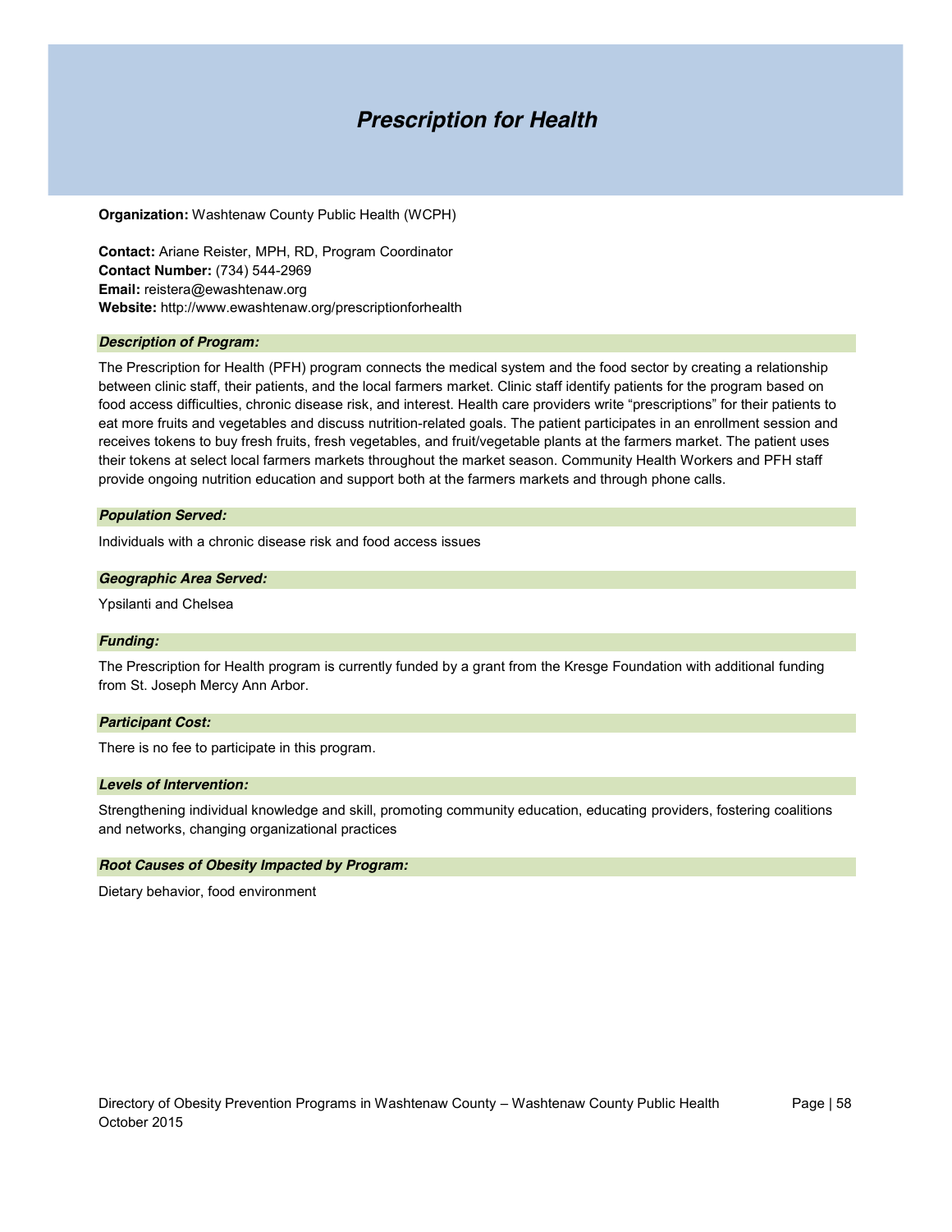# *Prescription for Health*

**Organization:** Washtenaw County Public Health (WCPH)

**Contact:** Ariane Reister, MPH, RD, Program Coordinator
**Contact Number:** (734) 544-2969
**Email:** reistera@ewashtenaw.org
**Website:** http://www.ewashtenaw.org/prescriptionforhealth

### *Description of Program:*

The Prescription for Health (PFH) program connects the medical system and the food sector by creating a relationship between clinic staff, their patients, and the local farmers market. Clinic staff identify patients for the program based on food access difficulties, chronic disease risk, and interest. Health care providers write "prescriptions" for their patients to eat more fruits and vegetables and discuss nutrition-related goals. The patient participates in an enrollment session and receives tokens to buy fresh fruits, fresh vegetables, and fruit/vegetable plants at the farmers market. The patient uses their tokens at select local farmers markets throughout the market season. Community Health Workers and PFH staff provide ongoing nutrition education and support both at the farmers markets and through phone calls.

### *Population Served:*

Individuals with a chronic disease risk and food access issues

### *Geographic Area Served:*

Ypsilanti and Chelsea

### *Funding:*

The Prescription for Health program is currently funded by a grant from the Kresge Foundation with additional funding from St. Joseph Mercy Ann Arbor.

### *Participant Cost:*

There is no fee to participate in this program.

### *Levels of Intervention:*

Strengthening individual knowledge and skill, promoting community education, educating providers, fostering coalitions and networks, changing organizational practices

### *Root Causes of Obesity Impacted by Program:*

Dietary behavior, food environment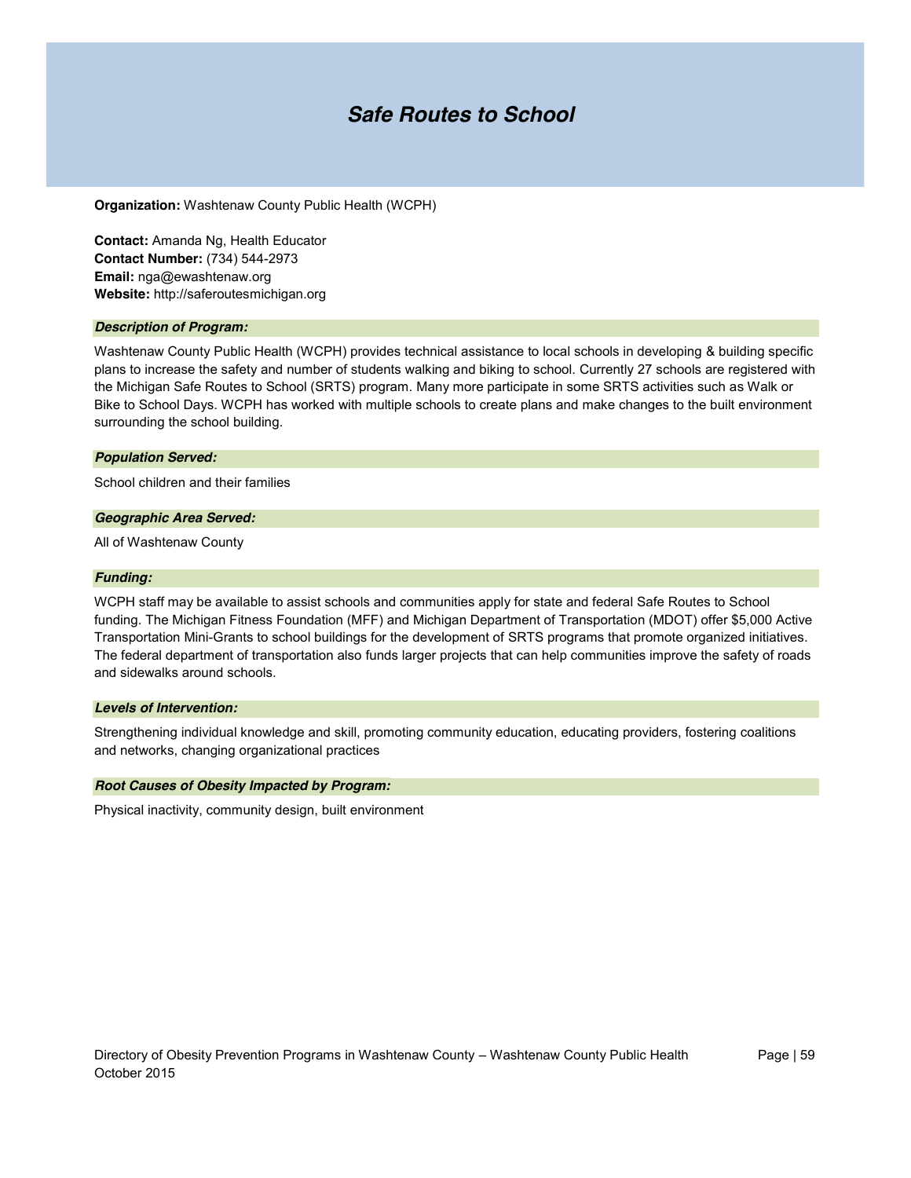# *Safe Routes to School*

**Organization:** Washtenaw County Public Health (WCPH)

**Contact:** Amanda Ng, Health Educator
**Contact Number:** (734) 544-2973
**Email:** nga@ewashtenaw.org
**Website:** http://saferoutesmichigan.org

### *Description of Program:*

Washtenaw County Public Health (WCPH) provides technical assistance to local schools in developing & building specific plans to increase the safety and number of students walking and biking to school. Currently 27 schools are registered with the Michigan Safe Routes to School (SRTS) program. Many more participate in some SRTS activities such as Walk or Bike to School Days. WCPH has worked with multiple schools to create plans and make changes to the built environment surrounding the school building.

### *Population Served:*

School children and their families

### *Geographic Area Served:*

All of Washtenaw County

### *Funding:*

WCPH staff may be available to assist schools and communities apply for state and federal Safe Routes to School funding. The Michigan Fitness Foundation (MFF) and Michigan Department of Transportation (MDOT) offer $5,000 Active Transportation Mini-Grants to school buildings for the development of SRTS programs that promote organized initiatives. The federal department of transportation also funds larger projects that can help communities improve the safety of roads and sidewalks around schools.

### *Levels of Intervention:*

Strengthening individual knowledge and skill, promoting community education, educating providers, fostering coalitions and networks, changing organizational practices

### *Root Causes of Obesity Impacted by Program:*

Physical inactivity, community design, built environment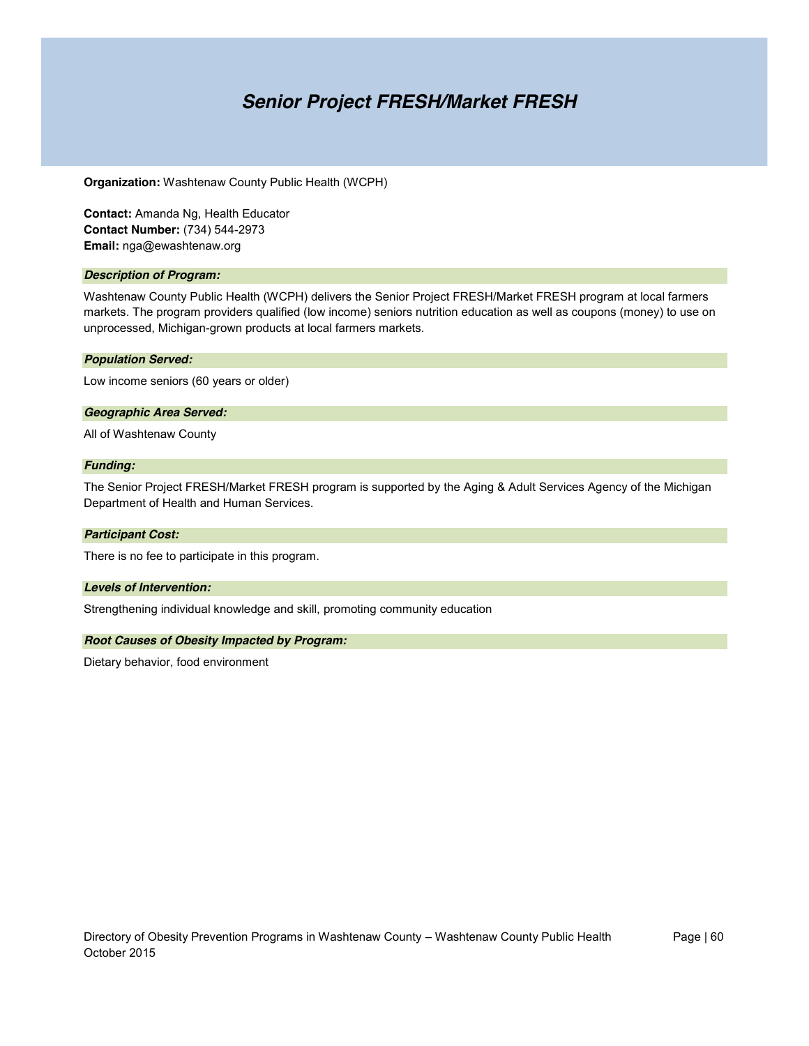# *Senior Project FRESH/Market FRESH*

**Organization:** Washtenaw County Public Health (WCPH)

**Contact:** Amanda Ng, Health Educator
**Contact Number:** (734) 544-2973
**Email:** nga@ewashtenaw.org

### *Description of Program:*

Washtenaw County Public Health (WCPH) delivers the Senior Project FRESH/Market FRESH program at local farmers markets. The program providers qualified (low income) seniors nutrition education as well as coupons (money) to use on unprocessed, Michigan-grown products at local farmers markets.

### *Population Served:*

Low income seniors (60 years or older)

### *Geographic Area Served:*

All of Washtenaw County

### *Funding:*

The Senior Project FRESH/Market FRESH program is supported by the Aging & Adult Services Agency of the Michigan Department of Health and Human Services.

### *Participant Cost:*

There is no fee to participate in this program.

### *Levels of Intervention:*

Strengthening individual knowledge and skill, promoting community education

### *Root Causes of Obesity Impacted by Program:*

Dietary behavior, food environment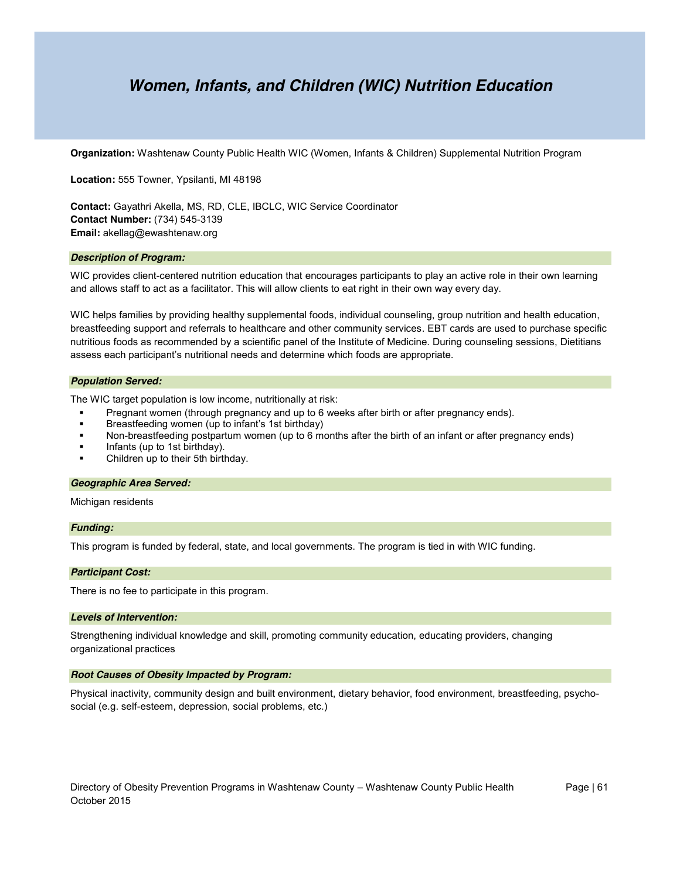# *Women, Infants, and Children (WIC) Nutrition Education*

**Organization:** Washtenaw County Public Health WIC (Women, Infants & Children) Supplemental Nutrition Program

**Location:** 555 Towner, Ypsilanti, MI 48198

**Contact:** Gayathri Akella, MS, RD, CLE, IBCLC, WIC Service Coordinator
**Contact Number:** (734) 545-3139
**Email:** akellag@ewashtenaw.org

### *Description of Program:*

WIC provides client-centered nutrition education that encourages participants to play an active role in their own learning and allows staff to act as a facilitator. This will allow clients to eat right in their own way every day.

WIC helps families by providing healthy supplemental foods, individual counseling, group nutrition and health education, breastfeeding support and referrals to healthcare and other community services. EBT cards are used to purchase specific nutritious foods as recommended by a scientific panel of the Institute of Medicine. During counseling sessions, Dietitians assess each participant's nutritional needs and determine which foods are appropriate.

### *Population Served:*

The WIC target population is low income, nutritionally at risk:

- Pregnant women (through pregnancy and up to 6 weeks after birth or after pregnancy ends).
- Breastfeeding women (up to infant's 1st birthday)
- Non-breastfeeding postpartum women (up to 6 months after the birth of an infant or after pregnancy ends)
- Infants (up to 1st birthday).
- Children up to their 5th birthday.

### *Geographic Area Served:*

Michigan residents

### *Funding:*

This program is funded by federal, state, and local governments. The program is tied in with WIC funding.

### *Participant Cost:*

There is no fee to participate in this program.

### *Levels of Intervention:*

Strengthening individual knowledge and skill, promoting community education, educating providers, changing organizational practices

### *Root Causes of Obesity Impacted by Program:*

Physical inactivity, community design and built environment, dietary behavior, food environment, breastfeeding, psycho-social (e.g. self-esteem, depression, social problems, etc.)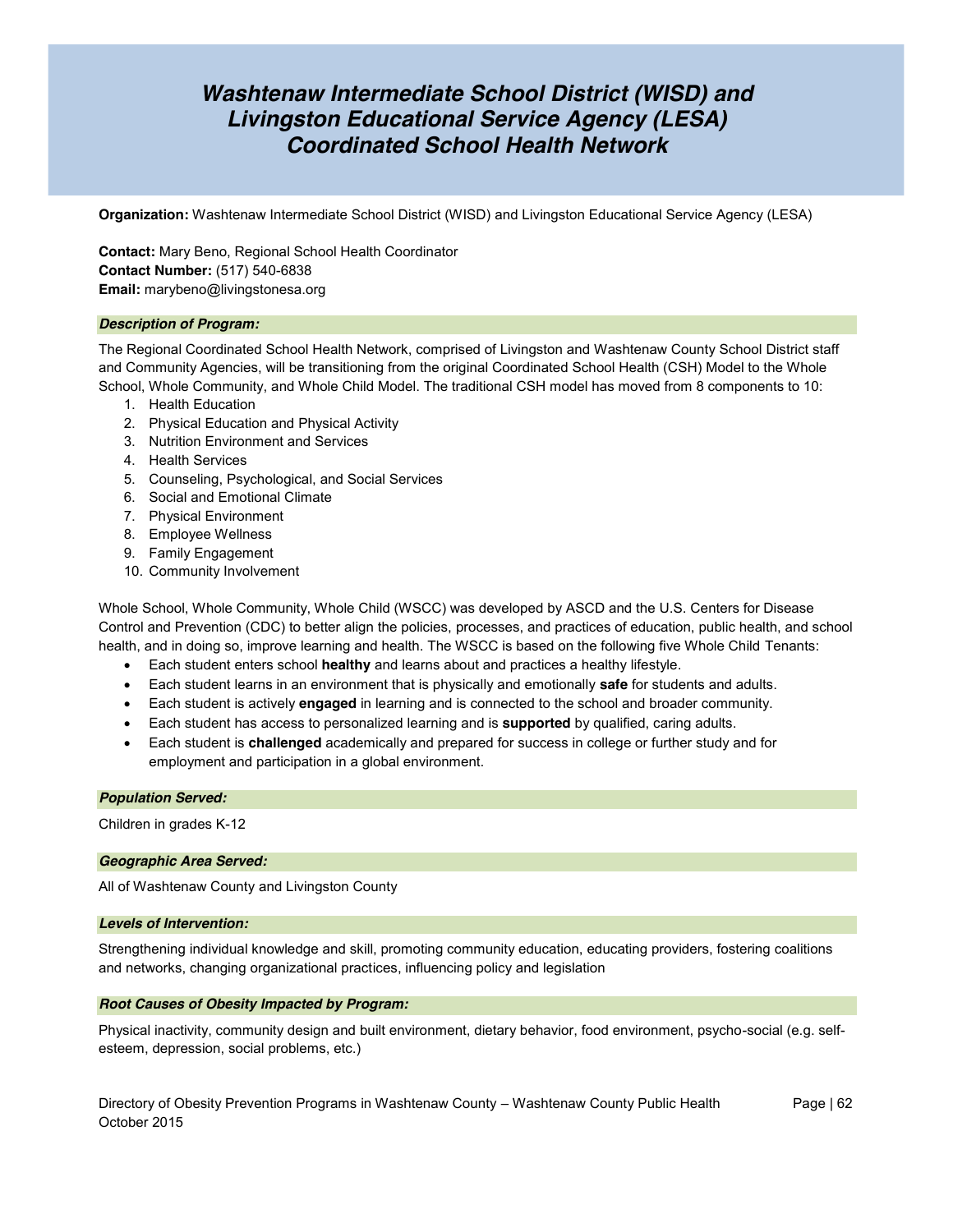# *Washtenaw Intermediate School District (WISD) and Livingston Educational Service Agency (LESA) Coordinated School Health Network*

**Organization:** Washtenaw Intermediate School District (WISD) and Livingston Educational Service Agency (LESA)

**Contact:** Mary Beno, Regional School Health Coordinator
**Contact Number:** (517) 540-6838
**Email:** marybeno@livingstonesa.org

### *Description of Program:*

The Regional Coordinated School Health Network, comprised of Livingston and Washtenaw County School District staff and Community Agencies, will be transitioning from the original Coordinated School Health (CSH) Model to the Whole School, Whole Community, and Whole Child Model. The traditional CSH model has moved from 8 components to 10:

1. Health Education
2. Physical Education and Physical Activity
3. Nutrition Environment and Services
4. Health Services
5. Counseling, Psychological, and Social Services
6. Social and Emotional Climate
7. Physical Environment
8. Employee Wellness
9. Family Engagement
10. Community Involvement

Whole School, Whole Community, Whole Child (WSCC) was developed by ASCD and the U.S. Centers for Disease Control and Prevention (CDC) to better align the policies, processes, and practices of education, public health, and school health, and in doing so, improve learning and health. The WSCC is based on the following five Whole Child Tenants:

- Each student enters school **healthy** and learns about and practices a healthy lifestyle.
- Each student learns in an environment that is physically and emotionally **safe** for students and adults.
- Each student is actively **engaged** in learning and is connected to the school and broader community.
- Each student has access to personalized learning and is **supported** by qualified, caring adults.
- Each student is **challenged** academically and prepared for success in college or further study and for employment and participation in a global environment.

### *Population Served:*

Children in grades K-12

### *Geographic Area Served:*

All of Washtenaw County and Livingston County

### *Levels of Intervention:*

Strengthening individual knowledge and skill, promoting community education, educating providers, fostering coalitions and networks, changing organizational practices, influencing policy and legislation

### *Root Causes of Obesity Impacted by Program:*

Physical inactivity, community design and built environment, dietary behavior, food environment, psycho-social (e.g. self-esteem, depression, social problems, etc.)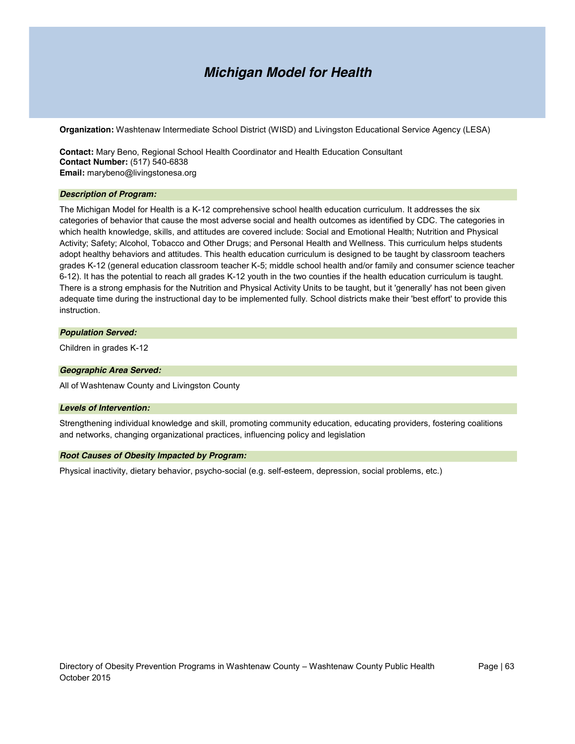# *Michigan Model for Health*

**Organization:** Washtenaw Intermediate School District (WISD) and Livingston Educational Service Agency (LESA)

**Contact:** Mary Beno, Regional School Health Coordinator and Health Education Consultant
**Contact Number:** (517) 540-6838
**Email:** marybeno@livingstonesa.org

***Description of Program:***

The Michigan Model for Health is a K-12 comprehensive school health education curriculum. It addresses the six categories of behavior that cause the most adverse social and health outcomes as identified by CDC. The categories in which health knowledge, skills, and attitudes are covered include: Social and Emotional Health; Nutrition and Physical Activity; Safety; Alcohol, Tobacco and Other Drugs; and Personal Health and Wellness. This curriculum helps students adopt healthy behaviors and attitudes. This health education curriculum is designed to be taught by classroom teachers grades K-12 (general education classroom teacher K-5; middle school health and/or family and consumer science teacher 6-12). It has the potential to reach all grades K-12 youth in the two counties if the health education curriculum is taught. There is a strong emphasis for the Nutrition and Physical Activity Units to be taught, but it 'generally' has not been given adequate time during the instructional day to be implemented fully. School districts make their 'best effort' to provide this instruction.

***Population Served:***

Children in grades K-12

***Geographic Area Served:***

All of Washtenaw County and Livingston County

***Levels of Intervention:***

Strengthening individual knowledge and skill, promoting community education, educating providers, fostering coalitions and networks, changing organizational practices, influencing policy and legislation

***Root Causes of Obesity Impacted by Program:***

Physical inactivity, dietary behavior, psycho-social (e.g. self-esteem, depression, social problems, etc.)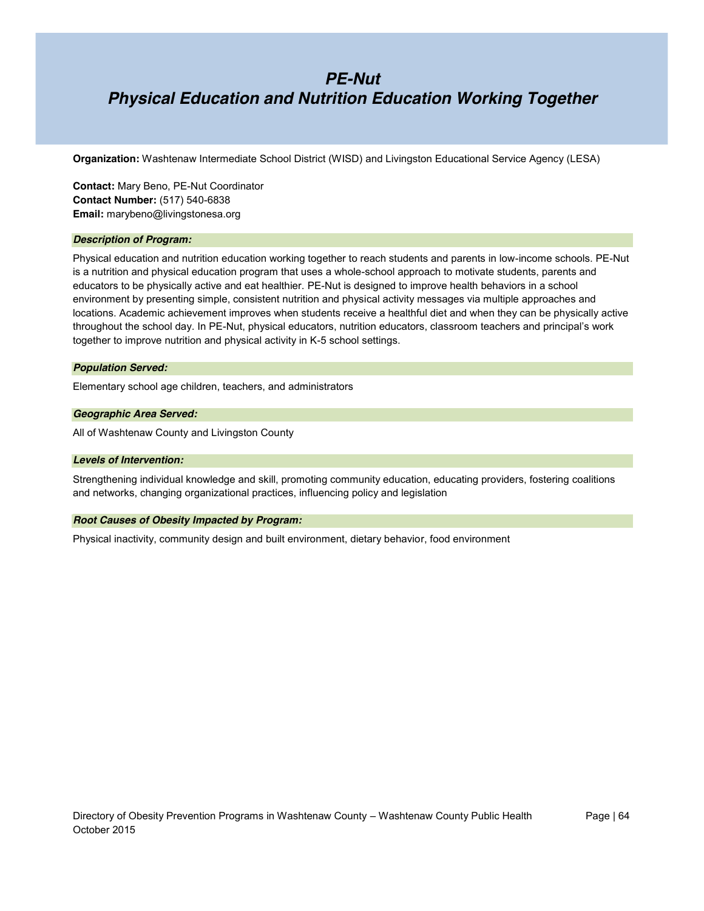# *PE-Nut*
# *Physical Education and Nutrition Education Working Together*

**Organization:** Washtenaw Intermediate School District (WISD) and Livingston Educational Service Agency (LESA)

**Contact:** Mary Beno, PE-Nut Coordinator
**Contact Number:** (517) 540-6838
**Email:** marybeno@livingstonesa.org

### *Description of Program:*

Physical education and nutrition education working together to reach students and parents in low-income schools. PE-Nut is a nutrition and physical education program that uses a whole-school approach to motivate students, parents and educators to be physically active and eat healthier. PE-Nut is designed to improve health behaviors in a school environment by presenting simple, consistent nutrition and physical activity messages via multiple approaches and locations. Academic achievement improves when students receive a healthful diet and when they can be physically active throughout the school day. In PE-Nut, physical educators, nutrition educators, classroom teachers and principal's work together to improve nutrition and physical activity in K-5 school settings.

### *Population Served:*

Elementary school age children, teachers, and administrators

### *Geographic Area Served:*

All of Washtenaw County and Livingston County

### *Levels of Intervention:*

Strengthening individual knowledge and skill, promoting community education, educating providers, fostering coalitions and networks, changing organizational practices, influencing policy and legislation

### *Root Causes of Obesity Impacted by Program:*

Physical inactivity, community design and built environment, dietary behavior, food environment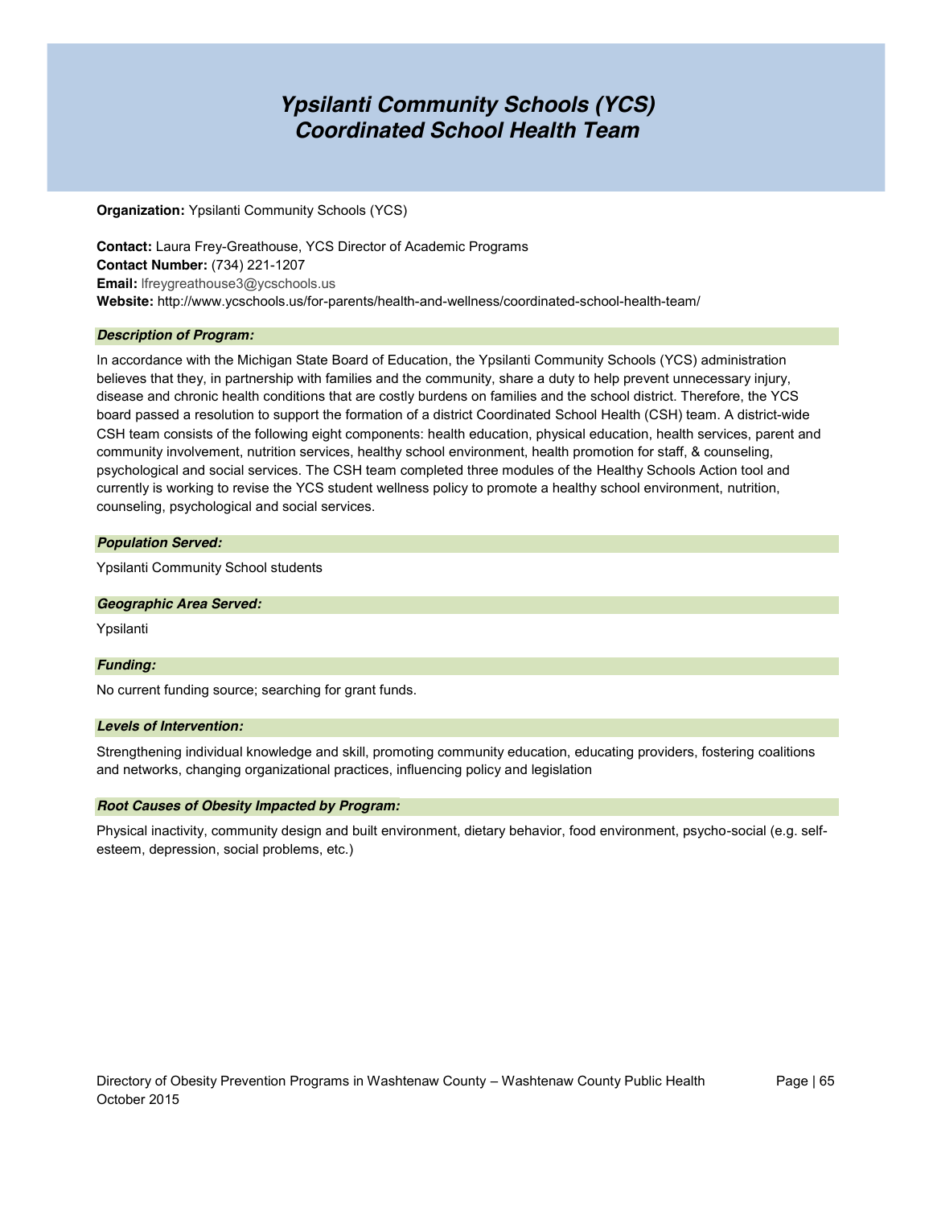# *Ypsilanti Community Schools (YCS) Coordinated School Health Team*

**Organization:** Ypsilanti Community Schools (YCS)

**Contact:** Laura Frey-Greathouse, YCS Director of Academic Programs
**Contact Number:** (734) 221-1207
**Email:** lfreygreathouse3@ycschools.us
**Website:** http://www.ycschools.us/for-parents/health-and-wellness/coordinated-school-health-team/

### *Description of Program:*

In accordance with the Michigan State Board of Education, the Ypsilanti Community Schools (YCS) administration believes that they, in partnership with families and the community, share a duty to help prevent unnecessary injury, disease and chronic health conditions that are costly burdens on families and the school district. Therefore, the YCS board passed a resolution to support the formation of a district Coordinated School Health (CSH) team. A district-wide CSH team consists of the following eight components: health education, physical education, health services, parent and community involvement, nutrition services, healthy school environment, health promotion for staff, & counseling, psychological and social services. The CSH team completed three modules of the Healthy Schools Action tool and currently is working to revise the YCS student wellness policy to promote a healthy school environment, nutrition, counseling, psychological and social services.

### *Population Served:*

Ypsilanti Community School students

### *Geographic Area Served:*

Ypsilanti

### *Funding:*

No current funding source; searching for grant funds.

### *Levels of Intervention:*

Strengthening individual knowledge and skill, promoting community education, educating providers, fostering coalitions and networks, changing organizational practices, influencing policy and legislation

### *Root Causes of Obesity Impacted by Program:*

Physical inactivity, community design and built environment, dietary behavior, food environment, psycho-social (e.g. self-esteem, depression, social problems, etc.)